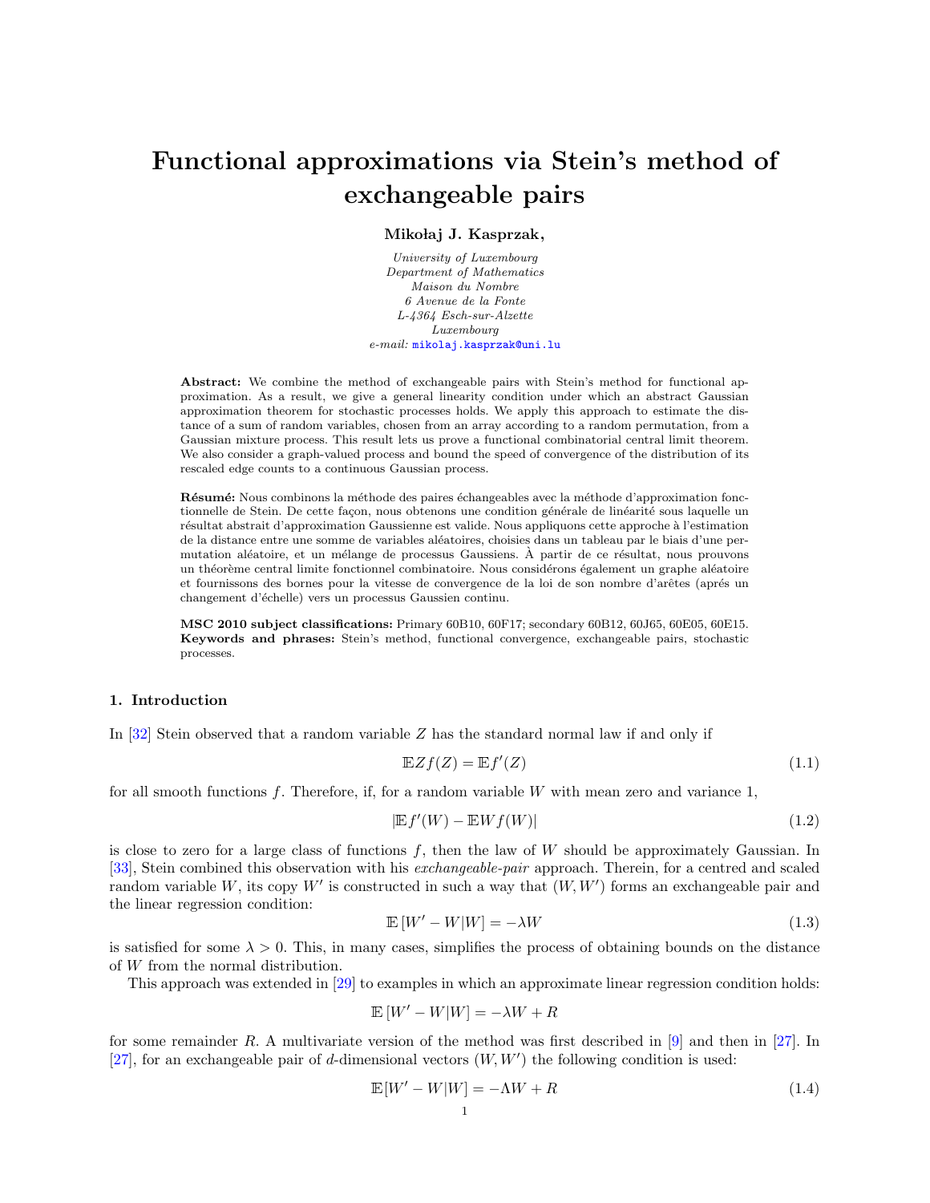# Functional approximations via Stein's method of exchangeable pairs

**Mikołaj J. Kasprzak,**

*University of Luxembourg*
*Department of Mathematics*
*Maison du Nombre*
*6 Avenue de la Fonte*
*L-4364 Esch-sur-Alzette*
*Luxembourg*
*e-mail:* mikolaj.kasprzak@uni.lu

**Abstract:** We combine the method of exchangeable pairs with Stein's method for functional approximation. As a result, we give a general linearity condition under which an abstract Gaussian approximation theorem for stochastic processes holds. We apply this approach to estimate the distance of a sum of random variables, chosen from an array according to a random permutation, from a Gaussian mixture process. This result lets us prove a functional combinatorial central limit theorem. We also consider a graph-valued process and bound the speed of convergence of the distribution of its rescaled edge counts to a continuous Gaussian process.

**Résumé:** Nous combinons la méthode des paires échangeables avec la méthode d'approximation fonctionnelle de Stein. De cette façon, nous obtenons une condition générale de linéarité sous laquelle un résultat abstrait d'approximation Gaussienne est valide. Nous appliquons cette approche à l'estimation de la distance entre une somme de variables aléatoires, choisies dans un tableau par le biais d'une permutation aléatoire, et un mélange de processus Gaussiens. À partir de ce résultat, nous prouvons un théorème central limite fonctionnel combinatoire. Nous considérons également un graphe aléatoire et fournissons des bornes pour la vitesse de convergence de la loi de son nombre d'arêtes (aprés un changement d'échelle) vers un processus Gaussien continu.

**MSC 2010 subject classifications:** Primary 60B10, 60F17; secondary 60B12, 60J65, 60E05, 60E15.
**Keywords and phrases:** Stein's method, functional convergence, exchangeable pairs, stochastic processes.

## 1. Introduction

In [32] Stein observed that a random variable $Z$ has the standard normal law if and only if

$$\mathbb{E}Zf(Z) = \mathbb{E}f'(Z) \tag{1.1}$$

for all smooth functions $f$. Therefore, if, for a random variable $W$ with mean zero and variance 1,

$$|\mathbb{E}f'(W) - \mathbb{E}Wf(W)| \tag{1.2}$$

is close to zero for a large class of functions $f$, then the law of $W$ should be approximately Gaussian. In [33], Stein combined this observation with his *exchangeable-pair* approach. Therein, for a centred and scaled random variable $W$, its copy $W'$ is constructed in such a way that $(W, W')$ forms an exchangeable pair and the linear regression condition:

$$\mathbb{E}\left[W' - W|W\right] = -\lambda W \tag{1.3}$$

is satisfied for some $\lambda > 0$. This, in many cases, simplifies the process of obtaining bounds on the distance of $W$ from the normal distribution.

This approach was extended in [29] to examples in which an approximate linear regression condition holds:

$$\mathbb{E}\left[W' - W|W\right] = -\lambda W + R$$

for some remainder $R$. A multivariate version of the method was first described in [9] and then in [27]. In [27], for an exchangeable pair of $d$-dimensional vectors $(W, W')$ the following condition is used:

$$\mathbb{E}[W' - W|W] = -\Lambda W + R \tag{1.4}$$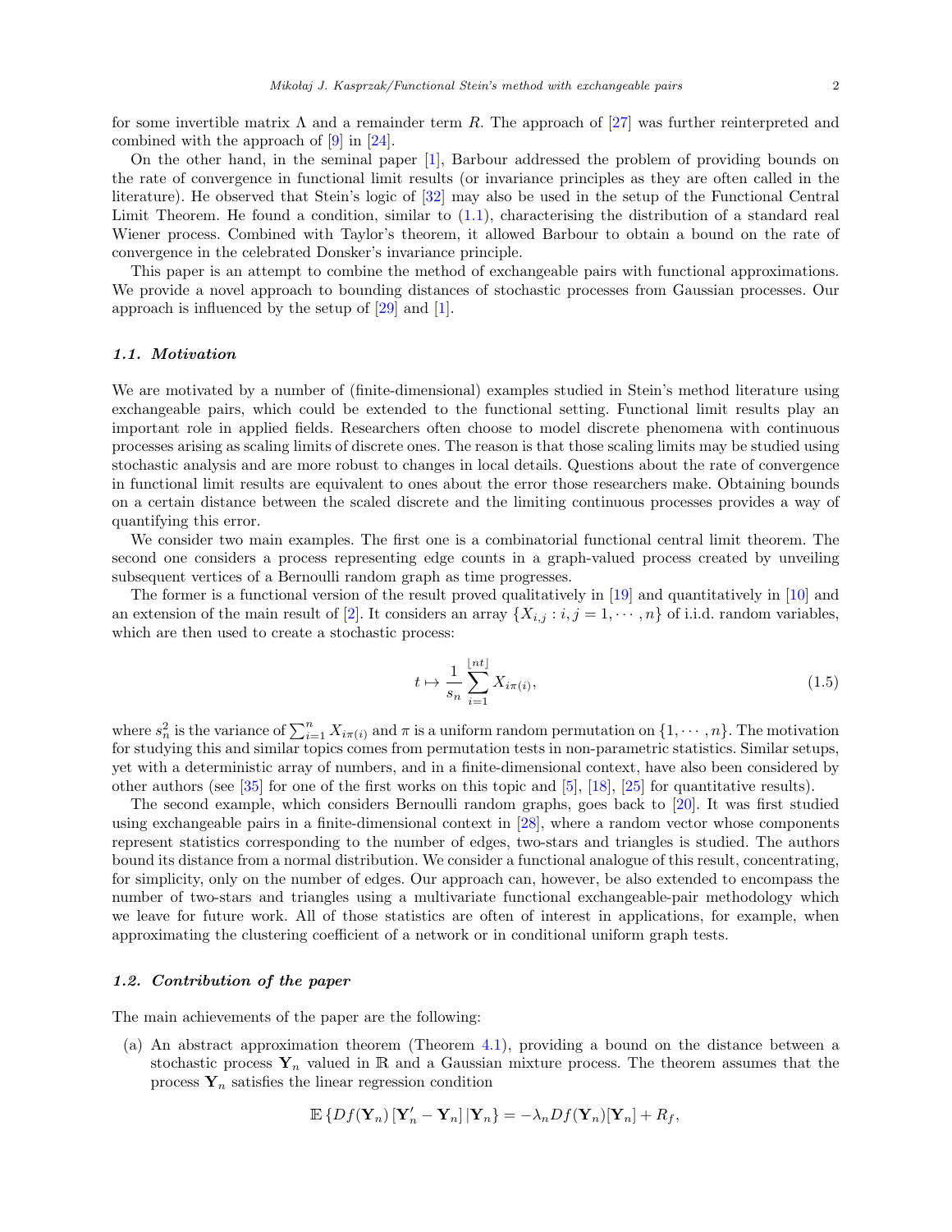for some invertible matrix $\Lambda$ and a remainder term $R$. The approach of [27] was further reinterpreted and combined with the approach of [9] in [24].

On the other hand, in the seminal paper [1], Barbour addressed the problem of providing bounds on the rate of convergence in functional limit results (or invariance principles as they are often called in the literature). He observed that Stein's logic of [32] may also be used in the setup of the Functional Central Limit Theorem. He found a condition, similar to (1.1), characterising the distribution of a standard real Wiener process. Combined with Taylor's theorem, it allowed Barbour to obtain a bound on the rate of convergence in the celebrated Donsker's invariance principle.

This paper is an attempt to combine the method of exchangeable pairs with functional approximations. We provide a novel approach to bounding distances of stochastic processes from Gaussian processes. Our approach is influenced by the setup of [29] and [1].

### 1.1. Motivation

We are motivated by a number of (finite-dimensional) examples studied in Stein's method literature using exchangeable pairs, which could be extended to the functional setting. Functional limit results play an important role in applied fields. Researchers often choose to model discrete phenomena with continuous processes arising as scaling limits of discrete ones. The reason is that those scaling limits may be studied using stochastic analysis and are more robust to changes in local details. Questions about the rate of convergence in functional limit results are equivalent to ones about the error those researchers make. Obtaining bounds on a certain distance between the scaled discrete and the limiting continuous processes provides a way of quantifying this error.

We consider two main examples. The first one is a combinatorial functional central limit theorem. The second one considers a process representing edge counts in a graph-valued process created by unveiling subsequent vertices of a Bernoulli random graph as time progresses.

The former is a functional version of the result proved qualitatively in [19] and quantitatively in [10] and an extension of the main result of [2]. It considers an array $\{X_{i,j} : i, j = 1, \cdots, n\}$ of i.i.d. random variables, which are then used to create a stochastic process:

$$t \mapsto \frac{1}{s_n} \sum_{i=1}^{\lfloor nt \rfloor} X_{i\pi(i)}, \tag{1.5}$$

where $s_n^2$ is the variance of $\sum_{i=1}^{n} X_{i\pi(i)}$ and $\pi$ is a uniform random permutation on $\{1, \cdots, n\}$. The motivation for studying this and similar topics comes from permutation tests in non-parametric statistics. Similar setups, yet with a deterministic array of numbers, and in a finite-dimensional context, have also been considered by other authors (see [35] for one of the first works on this topic and [5], [18], [25] for quantitative results).

The second example, which considers Bernoulli random graphs, goes back to [20]. It was first studied using exchangeable pairs in a finite-dimensional context in [28], where a random vector whose components represent statistics corresponding to the number of edges, two-stars and triangles is studied. The authors bound its distance from a normal distribution. We consider a functional analogue of this result, concentrating, for simplicity, only on the number of edges. Our approach can, however, be also extended to encompass the number of two-stars and triangles using a multivariate functional exchangeable-pair methodology which we leave for future work. All of those statistics are often of interest in applications, for example, when approximating the clustering coefficient of a network or in conditional uniform graph tests.

### 1.2. Contribution of the paper

The main achievements of the paper are the following:

(a) An abstract approximation theorem (Theorem 4.1), providing a bound on the distance between a stochastic process $\mathbf{Y}_n$ valued in $\mathbb{R}$ and a Gaussian mixture process. The theorem assumes that the process $\mathbf{Y}_n$ satisfies the linear regression condition

$$\mathbb{E}\left\{Df(\mathbf{Y}_n)\left[\mathbf{Y}_n' - \mathbf{Y}_n\right]|\mathbf{Y}_n\right\} = -\lambda_n Df(\mathbf{Y}_n)[\mathbf{Y}_n] + R_f,$$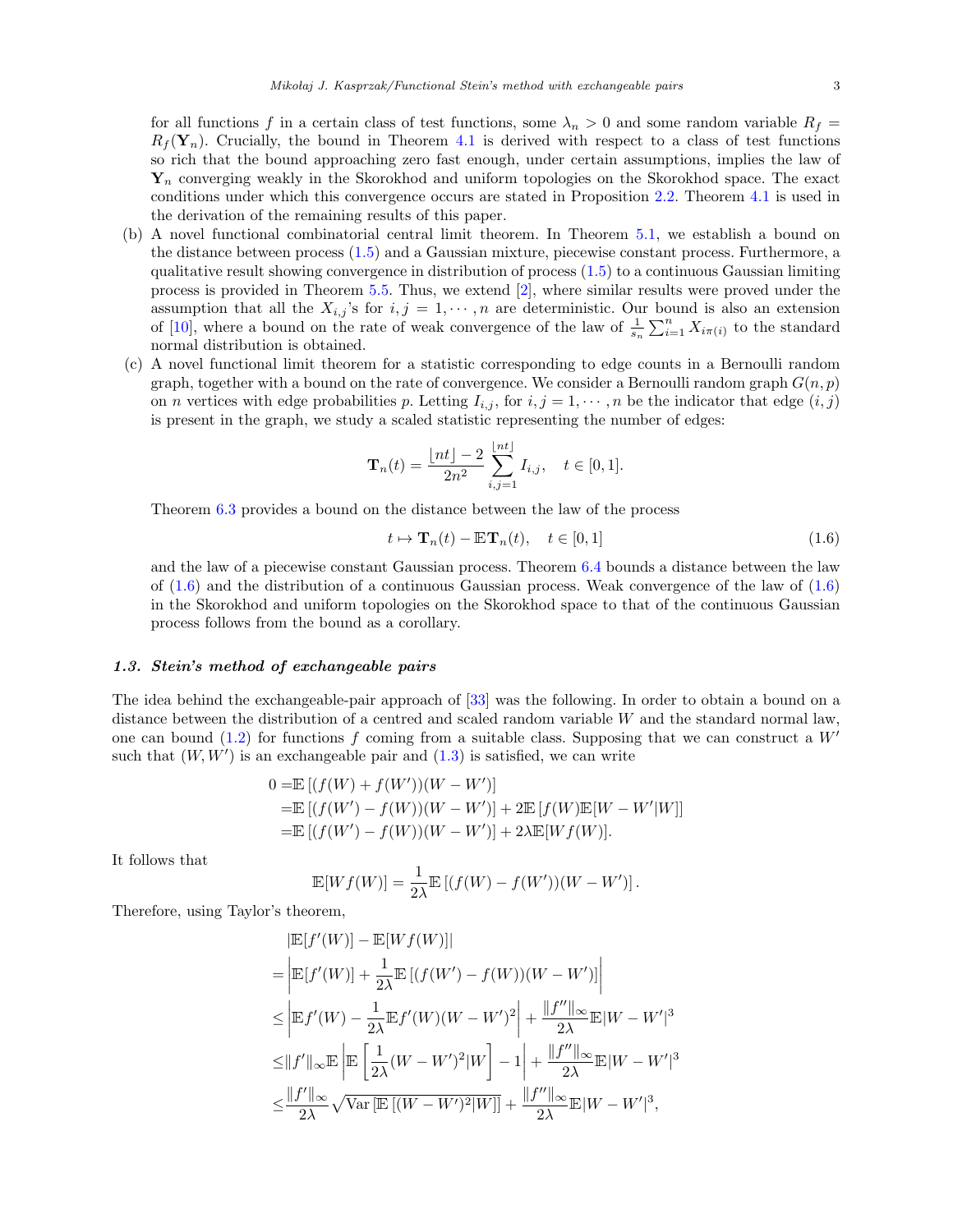for all functions $f$ in a certain class of test functions, some $\lambda_n > 0$ and some random variable $R_f = R_f(\mathbf{Y}_n)$. Crucially, the bound in Theorem 4.1 is derived with respect to a class of test functions so rich that the bound approaching zero fast enough, under certain assumptions, implies the law of $\mathbf{Y}_n$ converging weakly in the Skorokhod and uniform topologies on the Skorokhod space. The exact conditions under which this convergence occurs are stated in Proposition 2.2. Theorem 4.1 is used in the derivation of the remaining results of this paper.

(b) A novel functional combinatorial central limit theorem. In Theorem 5.1, we establish a bound on the distance between process (1.5) and a Gaussian mixture, piecewise constant process. Furthermore, a qualitative result showing convergence in distribution of process (1.5) to a continuous Gaussian limiting process is provided in Theorem 5.5. Thus, we extend [2], where similar results were proved under the assumption that all the $X_{i,j}$'s for $i, j = 1, \cdots, n$ are deterministic. Our bound is also an extension of [10], where a bound on the rate of weak convergence of the law of $\frac{1}{s_n}\sum_{i=1}^n X_{i\pi(i)}$ to the standard normal distribution is obtained.

(c) A novel functional limit theorem for a statistic corresponding to edge counts in a Bernoulli random graph, together with a bound on the rate of convergence. We consider a Bernoulli random graph $G(n, p)$ on $n$ vertices with edge probabilities $p$. Letting $I_{i,j}$, for $i, j = 1, \cdots, n$ be the indicator that edge $(i, j)$ is present in the graph, we study a scaled statistic representing the number of edges:

$$\mathbf{T}_n(t) = \frac{\lfloor nt \rfloor - 2}{2n^2} \sum_{i,j=1}^{\lfloor nt \rfloor} I_{i,j}, \quad t \in [0, 1].$$

Theorem 6.3 provides a bound on the distance between the law of the process

$$t \mapsto \mathbf{T}_n(t) - \mathbb{E}\mathbf{T}_n(t), \quad t \in [0, 1] \tag{1.6}$$

and the law of a piecewise constant Gaussian process. Theorem 6.4 bounds a distance between the law of (1.6) and the distribution of a continuous Gaussian process. Weak convergence of the law of (1.6) in the Skorokhod and uniform topologies on the Skorokhod space to that of the continuous Gaussian process follows from the bound as a corollary.

### *1.3. Stein's method of exchangeable pairs*

The idea behind the exchangeable-pair approach of [33] was the following. In order to obtain a bound on a distance between the distribution of a centred and scaled random variable $W$ and the standard normal law, one can bound (1.2) for functions $f$ coming from a suitable class. Supposing that we can construct a $W'$ such that $(W, W')$ is an exchangeable pair and (1.3) is satisfied, we can write

$$\begin{aligned}
0 =& \mathbb{E}\left[(f(W) + f(W'))(W - W')\right] \\
=& \mathbb{E}\left[(f(W') - f(W))(W - W')\right] + 2\mathbb{E}\left[f(W)\mathbb{E}[W - W'|W]\right] \\
=& \mathbb{E}\left[(f(W') - f(W))(W - W')\right] + 2\lambda\mathbb{E}[Wf(W)].
\end{aligned}$$

It follows that

$$\mathbb{E}[Wf(W)] = \frac{1}{2\lambda}\mathbb{E}\left[(f(W) - f(W'))(W - W')\right].$$

Therefore, using Taylor's theorem,

$$\begin{aligned}
&|\mathbb{E}[f'(W)] - \mathbb{E}[Wf(W)]| \\
=& \left|\mathbb{E}[f'(W)] + \frac{1}{2\lambda}\mathbb{E}\left[(f(W') - f(W))(W - W')\right]\right| \\
\leq& \left|\mathbb{E}f'(W) - \frac{1}{2\lambda}\mathbb{E}f'(W)(W - W')^2\right| + \frac{\|f''\|_\infty}{2\lambda}\mathbb{E}|W - W'|^3 \\
\leq& \|f'\|_\infty \mathbb{E}\left|\mathbb{E}\left[\frac{1}{2\lambda}(W - W')^2 | W\right] - 1\right| + \frac{\|f''\|_\infty}{2\lambda}\mathbb{E}|W - W'|^3 \\
\leq& \frac{\|f'\|_\infty}{2\lambda}\sqrt{\mathrm{Var}\left[\mathbb{E}\left[(W - W')^2|W\right]\right]} + \frac{\|f''\|_\infty}{2\lambda}\mathbb{E}|W - W'|^3,
\end{aligned}$$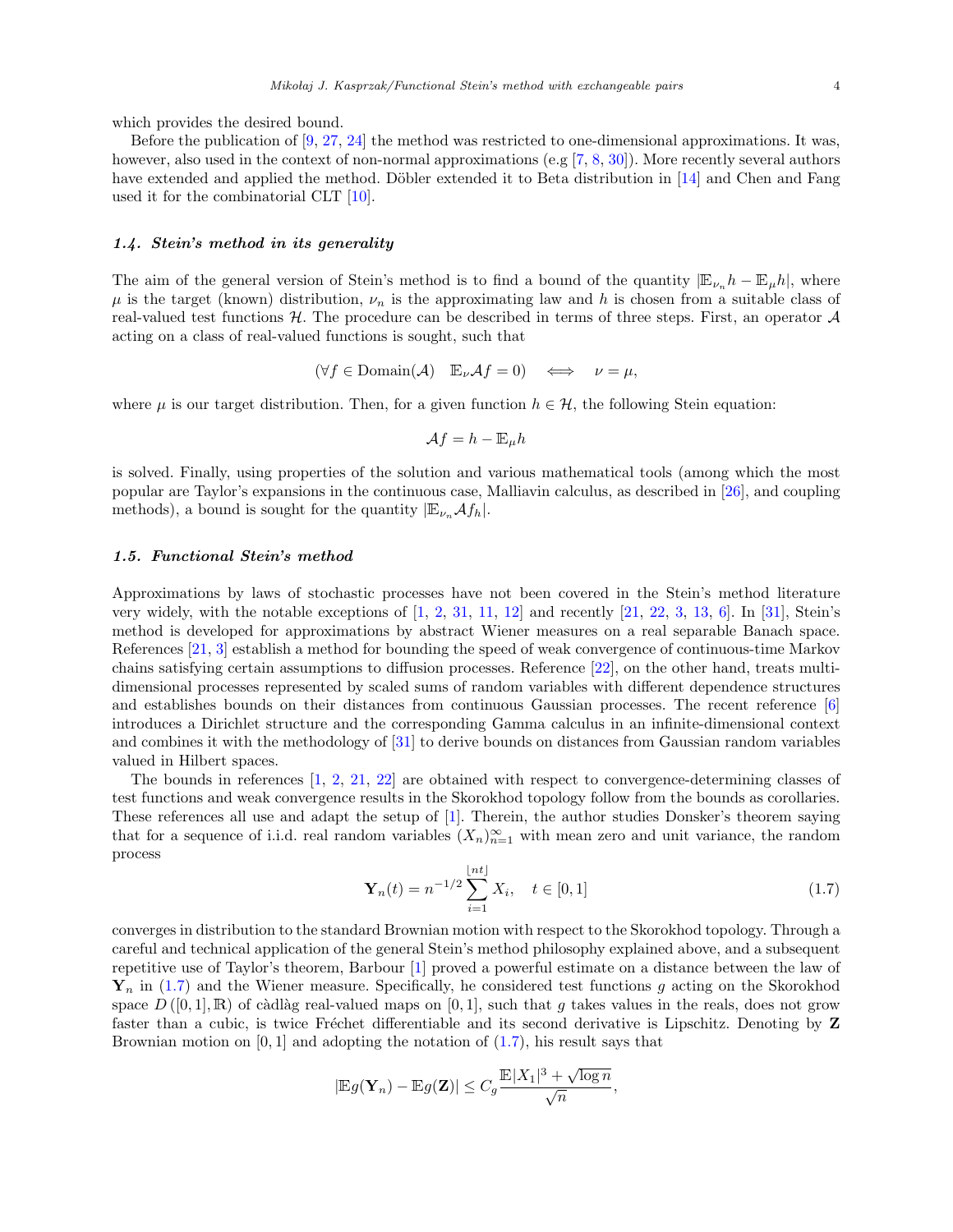which provides the desired bound.

Before the publication of [9, 27, 24] the method was restricted to one-dimensional approximations. It was, however, also used in the context of non-normal approximations (e.g [7, 8, 30]). More recently several authors have extended and applied the method. Döbler extended it to Beta distribution in [14] and Chen and Fang used it for the combinatorial CLT [10].

### *1.4. Stein's method in its generality*

The aim of the general version of Stein's method is to find a bound of the quantity $|\mathbb{E}_{\nu_n}h - \mathbb{E}_\mu h|$, where $\mu$ is the target (known) distribution, $\nu_n$ is the approximating law and $h$ is chosen from a suitable class of real-valued test functions $\mathcal{H}$. The procedure can be described in terms of three steps. First, an operator $\mathcal{A}$ acting on a class of real-valued functions is sought, such that

$$(\forall f \in \text{Domain}(\mathcal{A}) \quad \mathbb{E}_\nu \mathcal{A}f = 0) \quad \Longleftrightarrow \quad \nu = \mu,$$

where $\mu$ is our target distribution. Then, for a given function $h \in \mathcal{H}$, the following Stein equation:

$$\mathcal{A}f = h - \mathbb{E}_\mu h$$

is solved. Finally, using properties of the solution and various mathematical tools (among which the most popular are Taylor's expansions in the continuous case, Malliavin calculus, as described in [26], and coupling methods), a bound is sought for the quantity $|\mathbb{E}_{\nu_n}\mathcal{A}f_h|$.

### *1.5. Functional Stein's method*

Approximations by laws of stochastic processes have not been covered in the Stein's method literature very widely, with the notable exceptions of [1, 2, 31, 11, 12] and recently [21, 22, 3, 13, 6]. In [31], Stein's method is developed for approximations by abstract Wiener measures on a real separable Banach space. References [21, 3] establish a method for bounding the speed of weak convergence of continuous-time Markov chains satisfying certain assumptions to diffusion processes. Reference [22], on the other hand, treats multi-dimensional processes represented by scaled sums of random variables with different dependence structures and establishes bounds on their distances from continuous Gaussian processes. The recent reference [6] introduces a Dirichlet structure and the corresponding Gamma calculus in an infinite-dimensional context and combines it with the methodology of [31] to derive bounds on distances from Gaussian random variables valued in Hilbert spaces.

The bounds in references [1, 2, 21, 22] are obtained with respect to convergence-determining classes of test functions and weak convergence results in the Skorokhod topology follow from the bounds as corollaries. These references all use and adapt the setup of [1]. Therein, the author studies Donsker's theorem saying that for a sequence of i.i.d. real random variables $(X_n)_{n=1}^\infty$ with mean zero and unit variance, the random process

$$\mathbf{Y}_n(t) = n^{-1/2}\sum_{i=1}^{\lfloor nt \rfloor} X_i, \quad t \in [0,1] \tag{1.7}$$

converges in distribution to the standard Brownian motion with respect to the Skorokhod topology. Through a careful and technical application of the general Stein's method philosophy explained above, and a subsequent repetitive use of Taylor's theorem, Barbour [1] proved a powerful estimate on a distance between the law of $\mathbf{Y}_n$ in (1.7) and the Wiener measure. Specifically, he considered test functions $g$ acting on the Skorokhod space $D([0,1],\mathbb{R})$ of càdlàg real-valued maps on $[0,1]$, such that $g$ takes values in the reals, does not grow faster than a cubic, is twice Fréchet differentiable and its second derivative is Lipschitz. Denoting by $\mathbf{Z}$ Brownian motion on $[0,1]$ and adopting the notation of (1.7), his result says that

$$|\mathbb{E}g(\mathbf{Y}_n) - \mathbb{E}g(\mathbf{Z})| \le C_g \frac{\mathbb{E}|X_1|^3 + \sqrt{\log n}}{\sqrt{n}},$$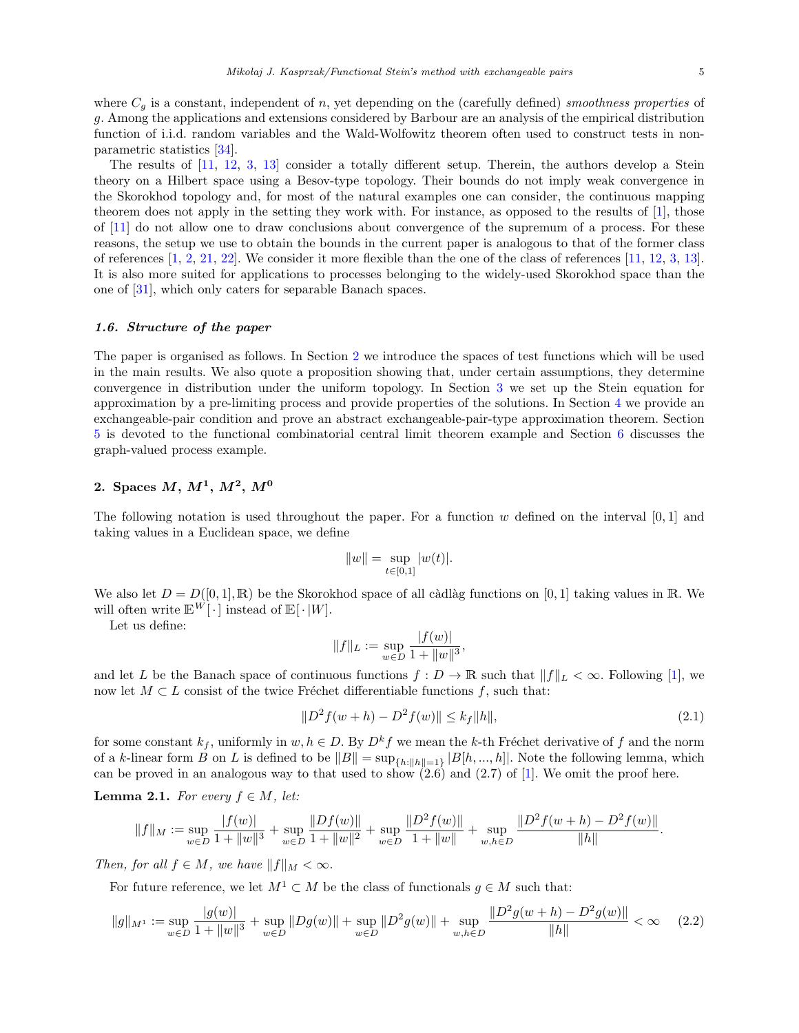where $C_g$ is a constant, independent of $n$, yet depending on the (carefully defined) *smoothness properties* of $g$. Among the applications and extensions considered by Barbour are an analysis of the empirical distribution function of i.i.d. random variables and the Wald-Wolfowitz theorem often used to construct tests in non-parametric statistics [34].

The results of [11, 12, 3, 13] consider a totally different setup. Therein, the authors develop a Stein theory on a Hilbert space using a Besov-type topology. Their bounds do not imply weak convergence in the Skorokhod topology and, for most of the natural examples one can consider, the continuous mapping theorem does not apply in the setting they work with. For instance, as opposed to the results of [1], those of [11] do not allow one to draw conclusions about convergence of the supremum of a process. For these reasons, the setup we use to obtain the bounds in the current paper is analogous to that of the former class of references [1, 2, 21, 22]. We consider it more flexible than the one of the class of references [11, 12, 3, 13]. It is also more suited for applications to processes belonging to the widely-used Skorokhod space than the one of [31], which only caters for separable Banach spaces.

### *1.6. Structure of the paper*

The paper is organised as follows. In Section 2 we introduce the spaces of test functions which will be used in the main results. We also quote a proposition showing that, under certain assumptions, they determine convergence in distribution under the uniform topology. In Section 3 we set up the Stein equation for approximation by a pre-limiting process and provide properties of the solutions. In Section 4 we provide an exchangeable-pair condition and prove an abstract exchangeable-pair-type approximation theorem. Section 5 is devoted to the functional combinatorial central limit theorem example and Section 6 discusses the graph-valued process example.

## 2. Spaces $M$, $M^1$, $M^2$, $M^0$

The following notation is used throughout the paper. For a function $w$ defined on the interval $[0,1]$ and taking values in a Euclidean space, we define

$$\|w\| = \sup_{t\in[0,1]} |w(t)|.$$

We also let $D = D([0,1],\mathbb{R})$ be the Skorokhod space of all càdlàg functions on $[0,1]$ taking values in $\mathbb{R}$. We will often write $\mathbb{E}^W[\,\cdot\,]$ instead of $\mathbb{E}[\,\cdot\,|W]$.

Let us define:

$$\|f\|_L := \sup_{w\in D} \frac{|f(w)|}{1+\|w\|^3},$$

and let $L$ be the Banach space of continuous functions $f : D \to \mathbb{R}$ such that $\|f\|_L < \infty$. Following [1], we now let $M \subset L$ consist of the twice Fréchet differentiable functions $f$, such that:

$$\|D^2 f(w+h) - D^2 f(w)\| \le k_f \|h\|, \tag{2.1}$$

for some constant $k_f$, uniformly in $w, h \in D$. By $D^k f$ we mean the $k$-th Fréchet derivative of $f$ and the norm of a $k$-linear form $B$ on $L$ is defined to be $\|B\| = \sup_{\{h:\|h\|=1\}} |B[h,...,h]|$. Note the following lemma, which can be proved in an analogous way to that used to show (2.6) and (2.7) of [1]. We omit the proof here.

**Lemma 2.1.** *For every $f \in M$, let:*

$$\|f\|_M := \sup_{w\in D} \frac{|f(w)|}{1+\|w\|^3} + \sup_{w\in D} \frac{\|Df(w)\|}{1+\|w\|^2} + \sup_{w\in D} \frac{\|D^2 f(w)\|}{1+\|w\|} + \sup_{w,h\in D} \frac{\|D^2 f(w+h) - D^2 f(w)\|}{\|h\|}.$$

*Then, for all $f \in M$, we have $\|f\|_M < \infty$.*

For future reference, we let $M^1 \subset M$ be the class of functionals $g \in M$ such that:

$$\|g\|_{M^1} := \sup_{w\in D} \frac{|g(w)|}{1+\|w\|^3} + \sup_{w\in D} \|Dg(w)\| + \sup_{w\in D} \|D^2 g(w)\| + \sup_{w,h\in D} \frac{\|D^2 g(w+h) - D^2 g(w)\|}{\|h\|} < \infty \tag{2.2}$$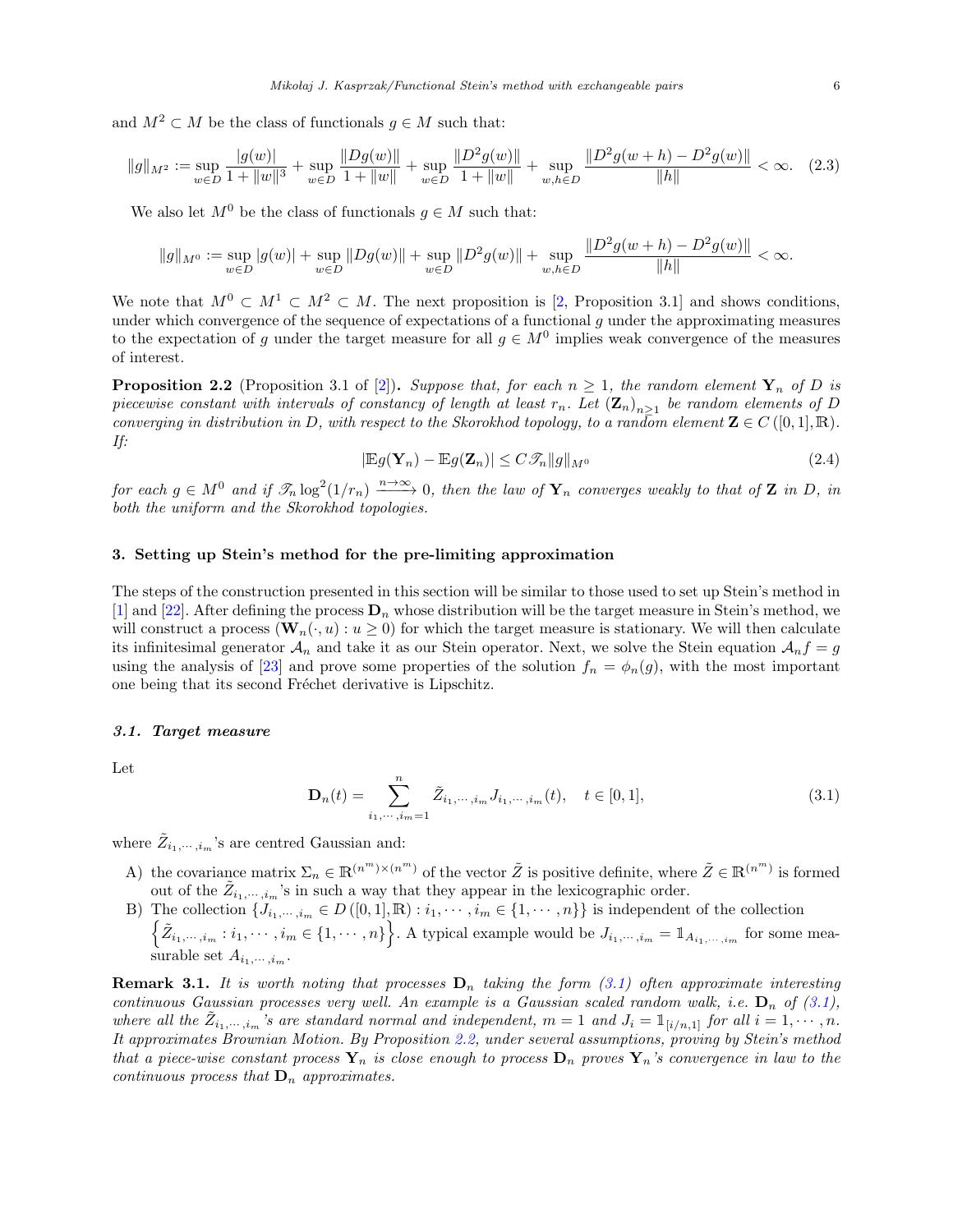and $M^2 \subset M$ be the class of functionals $g \in M$ such that:

$$\|g\|_{M^2} := \sup_{w\in D} \frac{|g(w)|}{1+\|w\|^3} + \sup_{w\in D} \frac{\|Dg(w)\|}{1+\|w\|} + \sup_{w\in D} \frac{\|D^2g(w)\|}{1+\|w\|} + \sup_{w,h\in D} \frac{\|D^2g(w+h) - D^2g(w)\|}{\|h\|} < \infty. \quad (2.3)$$

We also let $M^0$ be the class of functionals $g \in M$ such that:

$$\|g\|_{M^0} := \sup_{w\in D} |g(w)| + \sup_{w\in D} \|Dg(w)\| + \sup_{w\in D} \|D^2g(w)\| + \sup_{w,h\in D} \frac{\|D^2g(w+h) - D^2g(w)\|}{\|h\|} < \infty.$$

We note that $M^0 \subset M^1 \subset M^2 \subset M$. The next proposition is [2, Proposition 3.1] and shows conditions, under which convergence of the sequence of expectations of a functional $g$ under the approximating measures to the expectation of $g$ under the target measure for all $g \in M^0$ implies weak convergence of the measures of interest.

**Proposition 2.2** (Proposition 3.1 of [2])**.** *Suppose that, for each $n \geq 1$, the random element $\mathbf{Y}_n$ of $D$ is piecewise constant with intervals of constancy of length at least $r_n$. Let $(\mathbf{Z}_n)_{n\geq 1}$ be random elements of $D$ converging in distribution in $D$, with respect to the Skorokhod topology, to a random element $\mathbf{Z} \in C([0,1],\mathbb{R})$. If:*

$$|\mathbb{E}g(\mathbf{Y}_n) - \mathbb{E}g(\mathbf{Z}_n)| \leq C\mathscr{T}_n \|g\|_{M^0} \quad (2.4)$$

*for each $g \in M^0$ and if $\mathscr{T}_n \log^2(1/r_n) \xrightarrow{n\to\infty} 0$, then the law of $\mathbf{Y}_n$ converges weakly to that of $\mathbf{Z}$ in $D$, in both the uniform and the Skorokhod topologies.*

## 3. Setting up Stein's method for the pre-limiting approximation

The steps of the construction presented in this section will be similar to those used to set up Stein's method in [1] and [22]. After defining the process $\mathbf{D}_n$ whose distribution will be the target measure in Stein's method, we will construct a process $(\mathbf{W}_n(\cdot,u) : u \geq 0)$ for which the target measure is stationary. We will then calculate its infinitesimal generator $\mathcal{A}_n$ and take it as our Stein operator. Next, we solve the Stein equation $\mathcal{A}_n f = g$ using the analysis of [23] and prove some properties of the solution $f_n = \phi_n(g)$, with the most important one being that its second Fréchet derivative is Lipschitz.

### 3.1. Target measure

Let

$$\mathbf{D}_n(t) = \sum_{i_1,\cdots,i_m=1}^{n} \tilde{Z}_{i_1,\cdots,i_m} J_{i_1,\cdots,i_m}(t), \quad t \in [0,1], \quad (3.1)$$

where $\tilde{Z}_{i_1,\cdots,i_m}$'s are centred Gaussian and:

A) the covariance matrix $\Sigma_n \in \mathbb{R}^{(n^m)\times(n^m)}$ of the vector $\tilde{Z}$ is positive definite, where $\tilde{Z} \in \mathbb{R}^{(n^m)}$ is formed out of the $\tilde{Z}_{i_1,\cdots,i_m}$'s in such a way that they appear in the lexicographic order.

B) The collection $\{J_{i_1,\cdots,i_m} \in D([0,1],\mathbb{R}) : i_1,\cdots,i_m \in \{1,\cdots,n\}\}$ is independent of the collection $\left\{\tilde{Z}_{i_1,\cdots,i_m} : i_1,\cdots,i_m \in \{1,\cdots,n\}\right\}$. A typical example would be $J_{i_1,\cdots,i_m} = \mathbb{1}_{A_{i_1,\cdots,i_m}}$ for some measurable set $A_{i_1,\cdots,i_m}$.

**Remark 3.1.** *It is worth noting that processes $\mathbf{D}_n$ taking the form (3.1) often approximate interesting continuous Gaussian processes very well. An example is a Gaussian scaled random walk, i.e. $\mathbf{D}_n$ of (3.1), where all the $\tilde{Z}_{i_1,\cdots,i_m}$'s are standard normal and independent, $m = 1$ and $J_i = \mathbb{1}_{[i/n,1]}$ for all $i = 1,\cdots,n$. It approximates Brownian Motion. By Proposition 2.2, under several assumptions, proving by Stein's method that a piece-wise constant process $\mathbf{Y}_n$ is close enough to process $\mathbf{D}_n$ proves $\mathbf{Y}_n$'s convergence in law to the continuous process that $\mathbf{D}_n$ approximates.*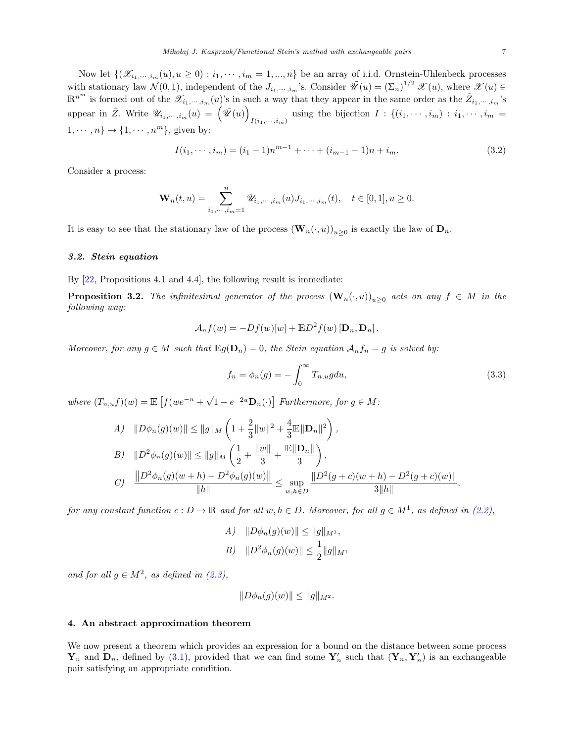Now let $\{(\mathscr{X}_{i_1,\cdots,i_m}(u), u \geq 0) : i_1, \cdots, i_m = 1, ..., n\}$ be an array of i.i.d. Ornstein-Uhlenbeck processes with stationary law $\mathcal{N}(0,1)$, independent of the $J_{i_1,\cdots,i_m}$'s. Consider $\tilde{\mathscr{U}}(u) = (\Sigma_n)^{1/2}\, \mathscr{X}(u)$, where $\mathscr{X}(u) \in \mathbb{R}^{n^m}$ is formed out of the $\mathscr{X}_{i_1,\cdots,i_m}(u)$'s in such a way that they appear in the same order as the $\tilde{Z}_{i_1,\cdots,i_m}$'s appear in $\tilde{Z}$. Write $\mathscr{U}_{i_1,\cdots,i_m}(u) = \left(\tilde{\mathscr{U}}(u)\right)_{I(i_1,\cdots,i_m)}$ using the bijection $I : \{(i_1,\cdots,i_m) : i_1,\cdots,i_m = 1,\cdots,n\} \to \{1,\cdots,n^m\}$, given by:

$$I(i_1,\cdots,i_m) = (i_1-1)n^{m-1} + \cdots + (i_{m-1}-1)n + i_m. \tag{3.2}$$

Consider a process:

$$\mathbf{W}_n(t,u) = \sum_{i_1,\cdots,i_m=1}^{n} \mathscr{U}_{i_1,\cdots,i_m}(u) J_{i_1,\cdots,i_m}(t), \quad t \in [0,1], u \geq 0.$$

It is easy to see that the stationary law of the process $(\mathbf{W}_n(\cdot,u))_{u\geq 0}$ is exactly the law of $\mathbf{D}_n$.

### 3.2. Stein equation

By [22, Propositions 4.1 and 4.4], the following result is immediate:

**Proposition 3.2.** *The infinitesimal generator of the process $(\mathbf{W}_n(\cdot,u))_{u\geq 0}$ acts on any $f \in M$ in the following way:*

$$\mathcal{A}_n f(w) = -Df(w)[w] + \mathbb{E}D^2 f(w)\left[\mathbf{D}_n, \mathbf{D}_n\right].$$

*Moreover, for any $g \in M$ such that $\mathbb{E}g(\mathbf{D}_n) = 0$, the Stein equation $\mathcal{A}_n f_n = g$ is solved by:*

$$f_n = \phi_n(g) = -\int_0^\infty T_{n,u} g\, du, \tag{3.3}$$

*where $(T_{n,u}f)(w) = \mathbb{E}\left[f(we^{-u} + \sqrt{1-e^{-2u}}\mathbf{D}_n(\cdot)\right]$ Furthermore, for $g \in M$:*

$$A) \quad \|D\phi_n(g)(w)\| \leq \|g\|_M \left(1 + \frac{2}{3}\|w\|^2 + \frac{4}{3}\mathbb{E}\|\mathbf{D}_n\|^2\right),$$

$$B) \quad \|D^2\phi_n(g)(w)\| \leq \|g\|_M \left(\frac{1}{2} + \frac{\|w\|}{3} + \frac{\mathbb{E}\|\mathbf{D}_n\|}{3}\right),$$

$$C) \quad \frac{\left\|D^2\phi_n(g)(w+h) - D^2\phi_n(g)(w)\right\|}{\|h\|} \leq \sup_{w,h\in D} \frac{\|D^2(g+c)(w+h) - D^2(g+c)(w)\|}{3\|h\|},$$

*for any constant function $c : D \to \mathbb{R}$ and for all $w, h \in D$. Moreover, for all $g \in M^1$, as defined in (2.2),*

$$A) \quad \|D\phi_n(g)(w)\| \leq \|g\|_{M^1},$$

$$B) \quad \|D^2\phi_n(g)(w)\| \leq \frac{1}{2}\|g\|_{M^1}$$

*and for all $g \in M^2$, as defined in (2.3),*

$$\|D\phi_n(g)(w)\| \leq \|g\|_{M^2}.$$

## 4. An abstract approximation theorem

We now present a theorem which provides an expression for a bound on the distance between some process $\mathbf{Y}_n$ and $\mathbf{D}_n$, defined by (3.1), provided that we can find some $\mathbf{Y}_n'$ such that $(\mathbf{Y}_n, \mathbf{Y}_n')$ is an exchangeable pair satisfying an appropriate condition.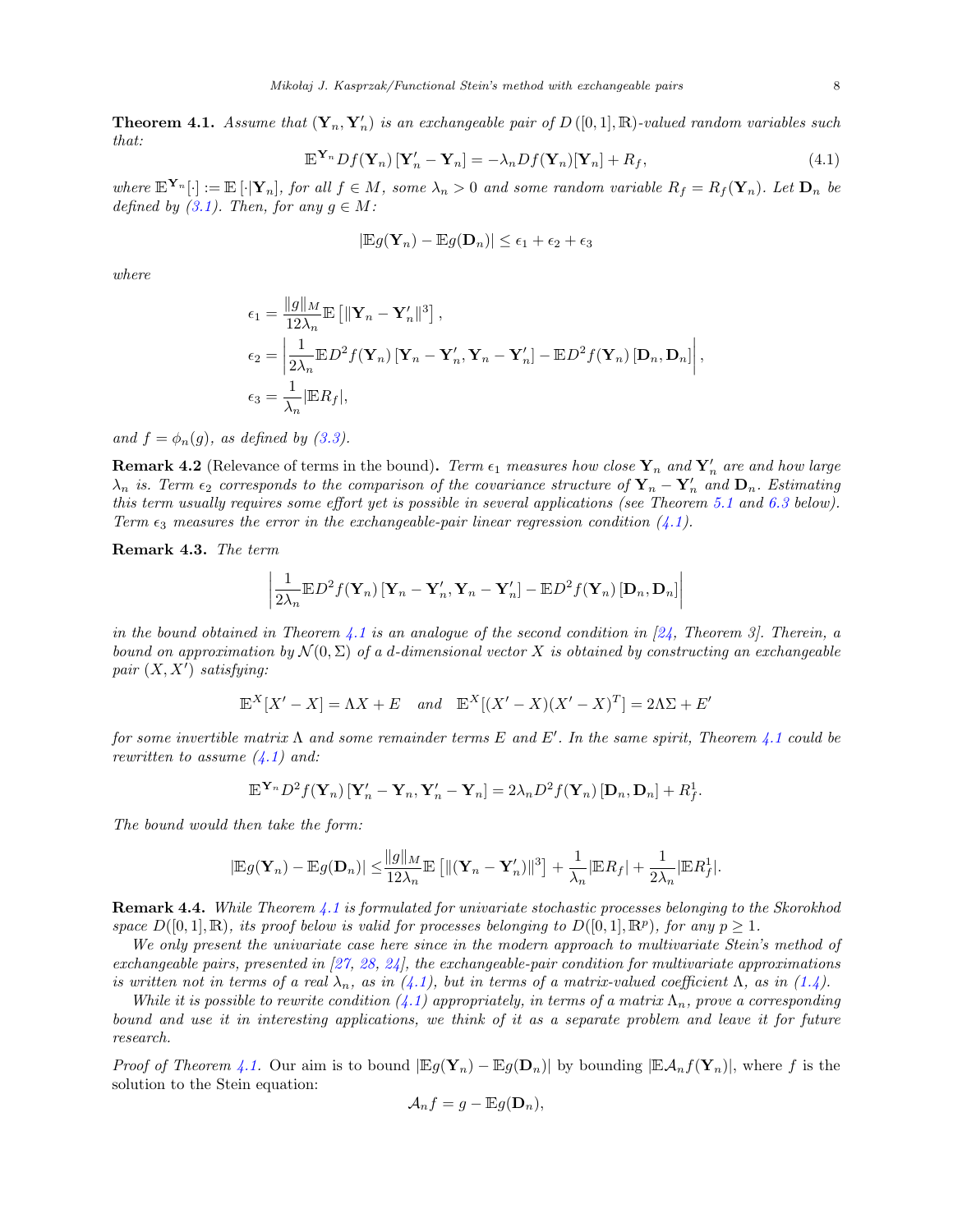**Theorem 4.1.** *Assume that $(\mathbf{Y}_n, \mathbf{Y}_n')$ is an exchangeable pair of $D([0,1],\mathbb{R})$-valued random variables such that:*

$$\mathbb{E}^{\mathbf{Y}_n} Df(\mathbf{Y}_n)[\mathbf{Y}_n' - \mathbf{Y}_n] = -\lambda_n Df(\mathbf{Y}_n)[\mathbf{Y}_n] + R_f, \tag{4.1}$$

*where $\mathbb{E}^{\mathbf{Y}_n}[\cdot] := \mathbb{E}[\cdot|\mathbf{Y}_n]$, for all $f \in M$, some $\lambda_n > 0$ and some random variable $R_f = R_f(\mathbf{Y}_n)$. Let $\mathbf{D}_n$ be defined by (3.1). Then, for any $g \in M$:*

$$|\mathbb{E}g(\mathbf{Y}_n) - \mathbb{E}g(\mathbf{D}_n)| \leq \epsilon_1 + \epsilon_2 + \epsilon_3$$

*where*

$$\begin{aligned}
\epsilon_1 &= \frac{\|g\|_M}{12\lambda_n}\mathbb{E}\left[\|\mathbf{Y}_n - \mathbf{Y}_n'\|^3\right], \\
\epsilon_2 &= \left|\frac{1}{2\lambda_n}\mathbb{E}D^2 f(\mathbf{Y}_n)\left[\mathbf{Y}_n - \mathbf{Y}_n', \mathbf{Y}_n - \mathbf{Y}_n'\right] - \mathbb{E}D^2 f(\mathbf{Y}_n)\left[\mathbf{D}_n, \mathbf{D}_n\right]\right|, \\
\epsilon_3 &= \frac{1}{\lambda_n}|\mathbb{E}R_f|,
\end{aligned}$$

*and $f = \phi_n(g)$, as defined by (3.3).*

**Remark 4.2** (Relevance of terms in the bound)**.** *Term $\epsilon_1$ measures how close $\mathbf{Y}_n$ and $\mathbf{Y}_n'$ are and how large $\lambda_n$ is. Term $\epsilon_2$ corresponds to the comparison of the covariance structure of $\mathbf{Y}_n - \mathbf{Y}_n'$ and $\mathbf{D}_n$. Estimating this term usually requires some effort yet is possible in several applications (see Theorem 5.1 and 6.3 below). Term $\epsilon_3$ measures the error in the exchangeable-pair linear regression condition (4.1).*

**Remark 4.3.** *The term*

$$\left|\frac{1}{2\lambda_n}\mathbb{E}D^2 f(\mathbf{Y}_n)\left[\mathbf{Y}_n - \mathbf{Y}_n', \mathbf{Y}_n - \mathbf{Y}_n'\right] - \mathbb{E}D^2 f(\mathbf{Y}_n)\left[\mathbf{D}_n, \mathbf{D}_n\right]\right|$$

*in the bound obtained in Theorem 4.1 is an analogue of the second condition in [24, Theorem 3]. Therein, a bound on approximation by $\mathcal{N}(0,\Sigma)$ of a $d$-dimensional vector $X$ is obtained by constructing an exchangeable pair $(X, X')$ satisfying:*

$$\mathbb{E}^X[X' - X] = \Lambda X + E \quad \text{and} \quad \mathbb{E}^X[(X' - X)(X' - X)^T] = 2\Lambda\Sigma + E'$$

*for some invertible matrix $\Lambda$ and some remainder terms $E$ and $E'$. In the same spirit, Theorem 4.1 could be rewritten to assume (4.1) and:*

$$\mathbb{E}^{\mathbf{Y}_n} D^2 f(\mathbf{Y}_n)\left[\mathbf{Y}_n' - \mathbf{Y}_n, \mathbf{Y}_n' - \mathbf{Y}_n\right] = 2\lambda_n D^2 f(\mathbf{Y}_n)\left[\mathbf{D}_n, \mathbf{D}_n\right] + R_f^1.$$

*The bound would then take the form:*

$$|\mathbb{E}g(\mathbf{Y}_n) - \mathbb{E}g(\mathbf{D}_n)| \leq \frac{\|g\|_M}{12\lambda_n}\mathbb{E}\left[\|(\mathbf{Y}_n - \mathbf{Y}_n')\|^3\right] + \frac{1}{\lambda_n}|\mathbb{E}R_f| + \frac{1}{2\lambda_n}|\mathbb{E}R_f^1|.$$

**Remark 4.4.** *While Theorem 4.1 is formulated for univariate stochastic processes belonging to the Skorokhod space $D([0,1],\mathbb{R})$, its proof below is valid for processes belonging to $D([0,1],\mathbb{R}^p)$, for any $p \geq 1$.*

*We only present the univariate case here since in the modern approach to multivariate Stein's method of exchangeable pairs, presented in [27, 28, 24], the exchangeable-pair condition for multivariate approximations is written not in terms of a real $\lambda_n$, as in (4.1), but in terms of a matrix-valued coefficient $\Lambda$, as in (1.4).*

*While it is possible to rewrite condition (4.1) appropriately, in terms of a matrix $\Lambda_n$, prove a corresponding bound and use it in interesting applications, we think of it as a separate problem and leave it for future research.*

*Proof of Theorem 4.1.* Our aim is to bound $|\mathbb{E}g(\mathbf{Y}_n) - \mathbb{E}g(\mathbf{D}_n)|$ by bounding $|\mathbb{E}\mathcal{A}_n f(\mathbf{Y}_n)|$, where $f$ is the solution to the Stein equation:

$$\mathcal{A}_n f = g - \mathbb{E}g(\mathbf{D}_n),$$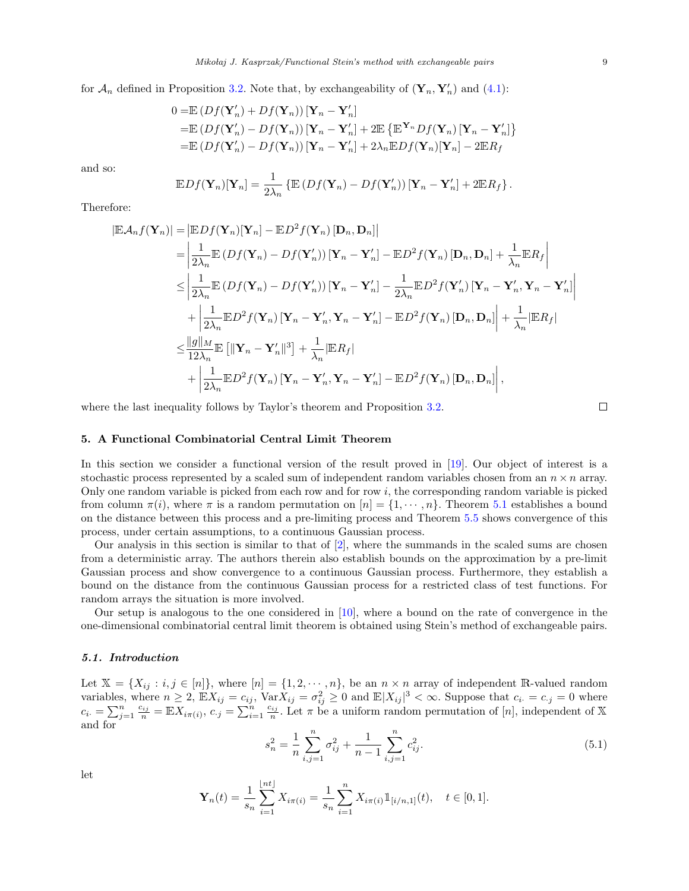for $\mathcal{A}_n$ defined in Proposition 3.2. Note that, by exchangeability of $(\mathbf{Y}_n, \mathbf{Y}'_n)$ and (4.1):

$$
\begin{aligned}
0 =& \mathbb{E}\left(Df(\mathbf{Y}'_n) + Df(\mathbf{Y}_n)\right)[\mathbf{Y}_n - \mathbf{Y}'_n] \\
=& \mathbb{E}\left(Df(\mathbf{Y}'_n) - Df(\mathbf{Y}_n)\right)[\mathbf{Y}_n - \mathbf{Y}'_n] + 2\mathbb{E}\left\{\mathbb{E}^{\mathbf{Y}_n} Df(\mathbf{Y}_n)[\mathbf{Y}_n - \mathbf{Y}'_n]\right\} \\
=& \mathbb{E}\left(Df(\mathbf{Y}'_n) - Df(\mathbf{Y}_n)\right)[\mathbf{Y}_n - \mathbf{Y}'_n] + 2\lambda_n \mathbb{E} Df(\mathbf{Y}_n)[\mathbf{Y}_n] - 2\mathbb{E}R_f
\end{aligned}
$$

and so:

$$
\mathbb{E} Df(\mathbf{Y}_n)[\mathbf{Y}_n] = \frac{1}{2\lambda_n}\left\{\mathbb{E}\left(Df(\mathbf{Y}_n) - Df(\mathbf{Y}'_n)\right)[\mathbf{Y}_n - \mathbf{Y}'_n] + 2\mathbb{E}R_f\right\}.
$$

Therefore:

$$
\begin{aligned}
|\mathbb{E}\mathcal{A}_n f(\mathbf{Y}_n)| =& \left|\mathbb{E} Df(\mathbf{Y}_n)[\mathbf{Y}_n] - \mathbb{E} D^2 f(\mathbf{Y}_n)[\mathbf{D}_n, \mathbf{D}_n]\right| \\
=& \left|\frac{1}{2\lambda_n}\mathbb{E}\left(Df(\mathbf{Y}_n) - Df(\mathbf{Y}'_n)\right)[\mathbf{Y}_n - \mathbf{Y}'_n] - \mathbb{E} D^2 f(\mathbf{Y}_n)[\mathbf{D}_n, \mathbf{D}_n] + \frac{1}{\lambda_n}\mathbb{E}R_f\right| \\
\leq& \left|\frac{1}{2\lambda_n}\mathbb{E}\left(Df(\mathbf{Y}_n) - Df(\mathbf{Y}'_n)\right)[\mathbf{Y}_n - \mathbf{Y}'_n] - \frac{1}{2\lambda_n}\mathbb{E} D^2 f(\mathbf{Y}'_n)[\mathbf{Y}_n - \mathbf{Y}'_n, \mathbf{Y}_n - \mathbf{Y}'_n]\right| \\
&+ \left|\frac{1}{2\lambda_n}\mathbb{E} D^2 f(\mathbf{Y}_n)[\mathbf{Y}_n - \mathbf{Y}'_n, \mathbf{Y}_n - \mathbf{Y}'_n] - \mathbb{E} D^2 f(\mathbf{Y}_n)[\mathbf{D}_n, \mathbf{D}_n]\right| + \frac{1}{\lambda_n}|\mathbb{E}R_f| \\
\leq& \frac{\|g\|_M}{12\lambda_n}\mathbb{E}\left[\|\mathbf{Y}_n - \mathbf{Y}'_n\|^3\right] + \frac{1}{\lambda_n}|\mathbb{E}R_f| \\
&+ \left|\frac{1}{2\lambda_n}\mathbb{E} D^2 f(\mathbf{Y}_n)[\mathbf{Y}_n - \mathbf{Y}'_n, \mathbf{Y}_n - \mathbf{Y}'_n] - \mathbb{E} D^2 f(\mathbf{Y}_n)[\mathbf{D}_n, \mathbf{D}_n]\right|,
\end{aligned}
$$

where the last inequality follows by Taylor's theorem and Proposition 3.2. □

## 5. A Functional Combinatorial Central Limit Theorem

In this section we consider a functional version of the result proved in [19]. Our object of interest is a stochastic process represented by a scaled sum of independent random variables chosen from an $n \times n$ array. Only one random variable is picked from each row and for row $i$, the corresponding random variable is picked from column $\pi(i)$, where $\pi$ is a random permutation on $[n] = \{1, \cdots, n\}$. Theorem 5.1 establishes a bound on the distance between this process and a pre-limiting process and Theorem 5.5 shows convergence of this process, under certain assumptions, to a continuous Gaussian process.

Our analysis in this section is similar to that of [2], where the summands in the scaled sums are chosen from a deterministic array. The authors therein also establish bounds on the approximation by a pre-limit Gaussian process and show convergence to a continuous Gaussian process. Furthermore, they establish a bound on the distance from the continuous Gaussian process for a restricted class of test functions. For random arrays the situation is more involved.

Our setup is analogous to the one considered in [10], where a bound on the rate of convergence in the one-dimensional combinatorial central limit theorem is obtained using Stein's method of exchangeable pairs.

### *5.1. Introduction*

Let $\mathbb{X} = \{X_{ij} : i, j \in [n]\}$, where $[n] = \{1, 2, \cdots, n\}$, be an $n \times n$ array of independent $\mathbb{R}$-valued random variables, where $n \geq 2$, $\mathbb{E}X_{ij} = c_{ij}$, $\text{Var}X_{ij} = \sigma_{ij}^2 \geq 0$ and $\mathbb{E}|X_{ij}|^3 < \infty$. Suppose that $c_{i\cdot} = c_{\cdot j} = 0$ where $c_{i\cdot} = \sum_{j=1}^n \frac{c_{ij}}{n} = \mathbb{E}X_{i\pi(i)}$, $c_{\cdot j} = \sum_{i=1}^n \frac{c_{ij}}{n}$. Let $\pi$ be a uniform random permutation of $[n]$, independent of $\mathbb{X}$ and for

$$
s_n^2 = \frac{1}{n}\sum_{i,j=1}^n \sigma_{ij}^2 + \frac{1}{n-1}\sum_{i,j=1}^n c_{ij}^2. \tag{5.1}
$$

let

$$
\mathbf{Y}_n(t) = \frac{1}{s_n}\sum_{i=1}^{\lfloor nt \rfloor} X_{i\pi(i)} = \frac{1}{s_n}\sum_{i=1}^n X_{i\pi(i)} \mathbb{1}_{[i/n, 1]}(t), \quad t \in [0, 1].
$$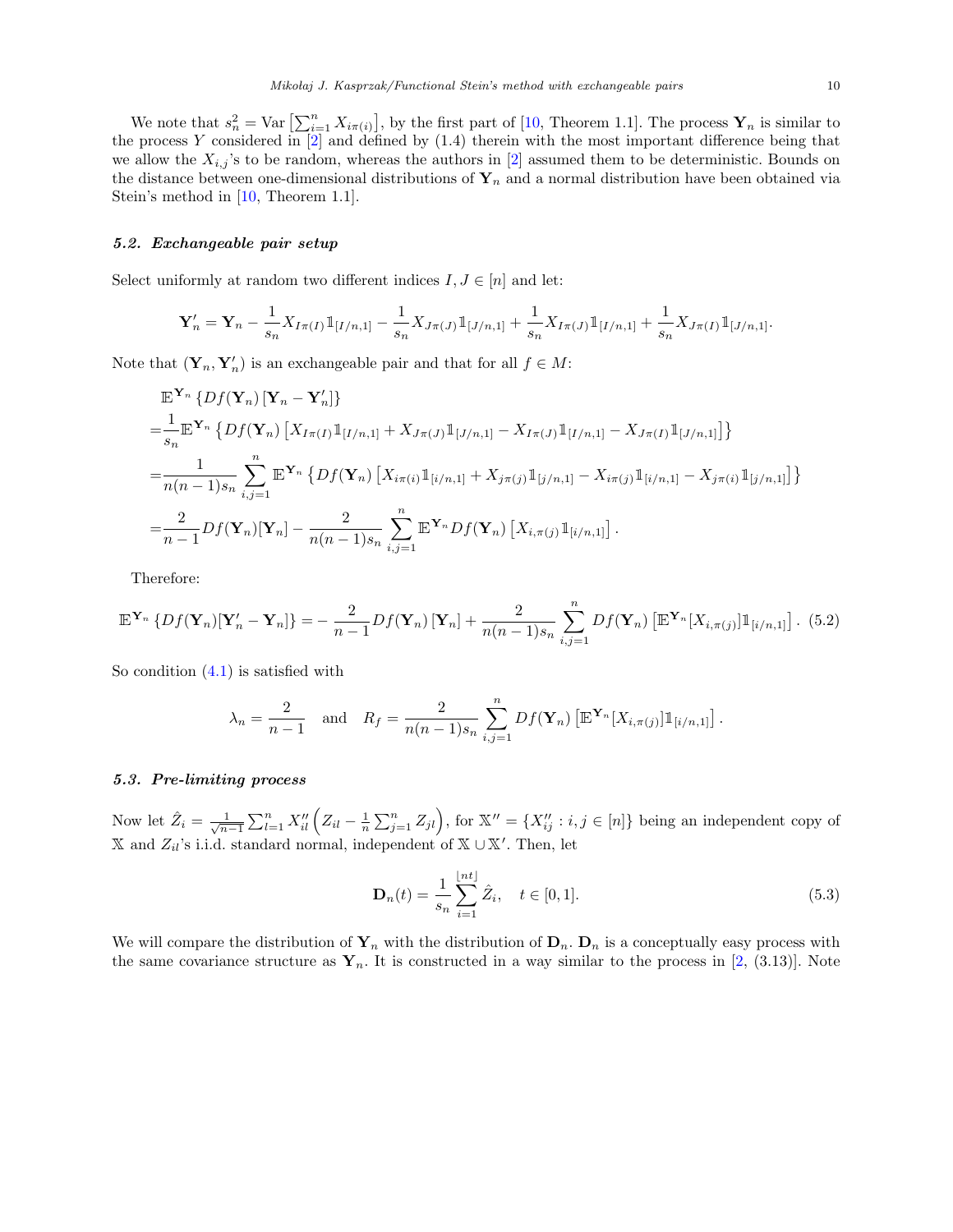We note that $s_n^2 = \text{Var}\left[\sum_{i=1}^n X_{i\pi(i)}\right]$, by the first part of [10, Theorem 1.1]. The process $\mathbf{Y}_n$ is similar to the process $Y$ considered in [2] and defined by (1.4) therein with the most important difference being that we allow the $X_{i,j}$'s to be random, whereas the authors in [2] assumed them to be deterministic. Bounds on the distance between one-dimensional distributions of $\mathbf{Y}_n$ and a normal distribution have been obtained via Stein's method in [10, Theorem 1.1].

### 5.2. Exchangeable pair setup

Select uniformly at random two different indices $I, J \in [n]$ and let:

$$\mathbf{Y}_n' = \mathbf{Y}_n - \frac{1}{s_n} X_{I\pi(I)} \mathbb{1}_{[I/n,1]} - \frac{1}{s_n} X_{J\pi(J)} \mathbb{1}_{[J/n,1]} + \frac{1}{s_n} X_{I\pi(J)} \mathbb{1}_{[I/n,1]} + \frac{1}{s_n} X_{J\pi(I)} \mathbb{1}_{[J/n,1]}.$$

Note that $(\mathbf{Y}_n, \mathbf{Y}_n')$ is an exchangeable pair and that for all $f \in M$:

$$\begin{aligned}
&\mathbb{E}^{\mathbf{Y}_n} \left\{ Df(\mathbf{Y}_n) \left[ \mathbf{Y}_n - \mathbf{Y}_n' \right] \right\} \\
=& \frac{1}{s_n} \mathbb{E}^{\mathbf{Y}_n} \left\{ Df(\mathbf{Y}_n) \left[ X_{I\pi(I)} \mathbb{1}_{[I/n,1]} + X_{J\pi(J)} \mathbb{1}_{[J/n,1]} - X_{I\pi(J)} \mathbb{1}_{[I/n,1]} - X_{J\pi(I)} \mathbb{1}_{[J/n,1]} \right] \right\} \\
=& \frac{1}{n(n-1)s_n} \sum_{i,j=1}^n \mathbb{E}^{\mathbf{Y}_n} \left\{ Df(\mathbf{Y}_n) \left[ X_{i\pi(i)} \mathbb{1}_{[i/n,1]} + X_{j\pi(j)} \mathbb{1}_{[j/n,1]} - X_{i\pi(j)} \mathbb{1}_{[i/n,1]} - X_{j\pi(i)} \mathbb{1}_{[j/n,1]} \right] \right\} \\
=& \frac{2}{n-1} Df(\mathbf{Y}_n)[\mathbf{Y}_n] - \frac{2}{n(n-1)s_n} \sum_{i,j=1}^n \mathbb{E}^{\mathbf{Y}_n} Df(\mathbf{Y}_n) \left[ X_{i,\pi(j)} \mathbb{1}_{[i/n,1]} \right].
\end{aligned}$$

Therefore:

$$\mathbb{E}^{\mathbf{Y}_n} \left\{ Df(\mathbf{Y}_n)[\mathbf{Y}_n' - \mathbf{Y}_n] \right\} = -\frac{2}{n-1} Df(\mathbf{Y}_n)\left[\mathbf{Y}_n\right] + \frac{2}{n(n-1)s_n} \sum_{i,j=1}^n Df(\mathbf{Y}_n) \left[ \mathbb{E}^{\mathbf{Y}_n}[X_{i,\pi(j)}] \mathbb{1}_{[i/n,1]} \right]. \quad (5.2)$$

So condition (4.1) is satisfied with

$$\lambda_n = \frac{2}{n-1} \quad \text{and} \quad R_f = \frac{2}{n(n-1)s_n} \sum_{i,j=1}^n Df(\mathbf{Y}_n) \left[ \mathbb{E}^{\mathbf{Y}_n}[X_{i,\pi(j)}] \mathbb{1}_{[i/n,1]} \right].$$

### 5.3. Pre-limiting process

Now let $\hat{Z}_i = \frac{1}{\sqrt{n-1}} \sum_{l=1}^n X_{il}'' \left( Z_{il} - \frac{1}{n} \sum_{j=1}^n Z_{jl} \right)$, for $\mathbb{X}'' = \{X_{ij}'' : i,j \in [n]\}$ being an independent copy of $\mathbb{X}$ and $Z_{il}$'s i.i.d. standard normal, independent of $\mathbb{X} \cup \mathbb{X}'$. Then, let

$$\mathbf{D}_n(t) = \frac{1}{s_n} \sum_{i=1}^{\lfloor nt \rfloor} \hat{Z}_i, \quad t \in [0,1]. \quad (5.3)$$

We will compare the distribution of $\mathbf{Y}_n$ with the distribution of $\mathbf{D}_n$. $\mathbf{D}_n$ is a conceptually easy process with the same covariance structure as $\mathbf{Y}_n$. It is constructed in a way similar to the process in [2, (3.13)]. Note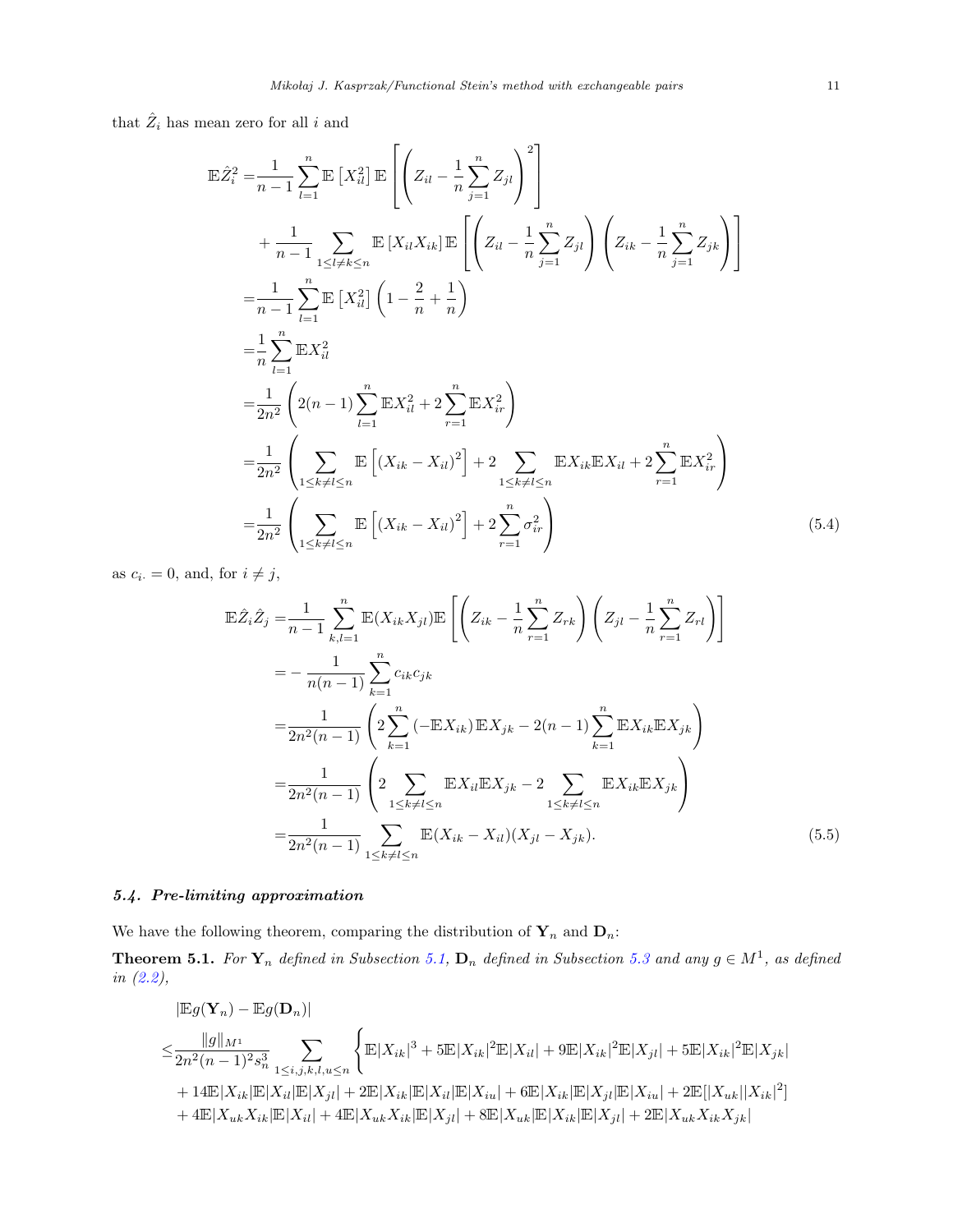that $\hat{Z}_i$ has mean zero for all $i$ and

$$
\begin{aligned}
\mathbb{E}\hat{Z}_i^2 =& \frac{1}{n-1}\sum_{l=1}^n \mathbb{E}\left[X_{il}^2\right]\mathbb{E}\left[\left(Z_{il}-\frac{1}{n}\sum_{j=1}^n Z_{jl}\right)^2\right] \\
&+\frac{1}{n-1}\sum_{1\leq l\neq k\leq n}\mathbb{E}\left[X_{il}X_{ik}\right]\mathbb{E}\left[\left(Z_{il}-\frac{1}{n}\sum_{j=1}^n Z_{jl}\right)\left(Z_{ik}-\frac{1}{n}\sum_{j=1}^n Z_{jk}\right)\right] \\
=& \frac{1}{n-1}\sum_{l=1}^n \mathbb{E}\left[X_{il}^2\right]\left(1-\frac{2}{n}+\frac{1}{n}\right) \\
=& \frac{1}{n}\sum_{l=1}^n \mathbb{E}X_{il}^2 \\
=& \frac{1}{2n^2}\left(2(n-1)\sum_{l=1}^n \mathbb{E}X_{il}^2 + 2\sum_{r=1}^n \mathbb{E}X_{ir}^2\right) \\
=& \frac{1}{2n^2}\left(\sum_{1\leq k\neq l\leq n}\mathbb{E}\left[(X_{ik}-X_{il})^2\right] + 2\sum_{1\leq k\neq l\leq n}\mathbb{E}X_{ik}\mathbb{E}X_{il} + 2\sum_{r=1}^n \mathbb{E}X_{ir}^2\right) \\
=& \frac{1}{2n^2}\left(\sum_{1\leq k\neq l\leq n}\mathbb{E}\left[(X_{ik}-X_{il})^2\right] + 2\sum_{r=1}^n \sigma_{ir}^2\right) \qquad (5.4)
\end{aligned}
$$

as $c_{i\cdot}=0$, and, for $i\neq j$,

$$
\begin{aligned}
\mathbb{E}\hat{Z}_i\hat{Z}_j =& \frac{1}{n-1}\sum_{k,l=1}^n \mathbb{E}(X_{ik}X_{jl})\mathbb{E}\left[\left(Z_{ik}-\frac{1}{n}\sum_{r=1}^n Z_{rk}\right)\left(Z_{jl}-\frac{1}{n}\sum_{r=1}^n Z_{rl}\right)\right] \\
=& -\frac{1}{n(n-1)}\sum_{k=1}^n c_{ik}c_{jk} \\
=& \frac{1}{2n^2(n-1)}\left(2\sum_{k=1}^n\left(-\mathbb{E}X_{ik}\right)\mathbb{E}X_{jk} - 2(n-1)\sum_{k=1}^n \mathbb{E}X_{ik}\mathbb{E}X_{jk}\right) \\
=& \frac{1}{2n^2(n-1)}\left(2\sum_{1\leq k\neq l\leq n}\mathbb{E}X_{il}\mathbb{E}X_{jk} - 2\sum_{1\leq k\neq l\leq n}\mathbb{E}X_{ik}\mathbb{E}X_{jk}\right) \\
=& \frac{1}{2n^2(n-1)}\sum_{1\leq k\neq l\leq n}\mathbb{E}(X_{ik}-X_{il})(X_{jl}-X_{jk}). \qquad (5.5)
\end{aligned}
$$

### *5.4. Pre-limiting approximation*

We have the following theorem, comparing the distribution of $\mathbf{Y}_n$ and $\mathbf{D}_n$:

**Theorem 5.1.** *For $\mathbf{Y}_n$ defined in Subsection 5.1, $\mathbf{D}_n$ defined in Subsection 5.3 and any $g\in M^1$, as defined in (2.2),*

$$
\begin{aligned}
&|\mathbb{E}g(\mathbf{Y}_n)-\mathbb{E}g(\mathbf{D}_n)| \\
\leq& \frac{\|g\|_{M^1}}{2n^2(n-1)^2 s_n^3}\sum_{1\leq i,j,k,l,u\leq n}\Big\{\mathbb{E}|X_{ik}|^3 + 5\mathbb{E}|X_{ik}|^2\mathbb{E}|X_{il}| + 9\mathbb{E}|X_{ik}|^2\mathbb{E}|X_{jl}| + 5\mathbb{E}|X_{ik}|^2\mathbb{E}|X_{jk}| \\
&+14\mathbb{E}|X_{ik}|\mathbb{E}|X_{il}|\mathbb{E}|X_{jl}| + 2\mathbb{E}|X_{ik}|\mathbb{E}|X_{il}|\mathbb{E}|X_{iu}| + 6\mathbb{E}|X_{ik}|\mathbb{E}|X_{jl}|\mathbb{E}|X_{iu}| + 2\mathbb{E}[|X_{uk}||X_{ik}|^2] \\
&+4\mathbb{E}|X_{uk}X_{ik}|\mathbb{E}|X_{il}| + 4\mathbb{E}|X_{uk}X_{ik}|\mathbb{E}|X_{jl}| + 8\mathbb{E}|X_{uk}|\mathbb{E}|X_{ik}|\mathbb{E}|X_{jl}| + 2\mathbb{E}|X_{uk}X_{ik}X_{jk}|
\end{aligned}
$$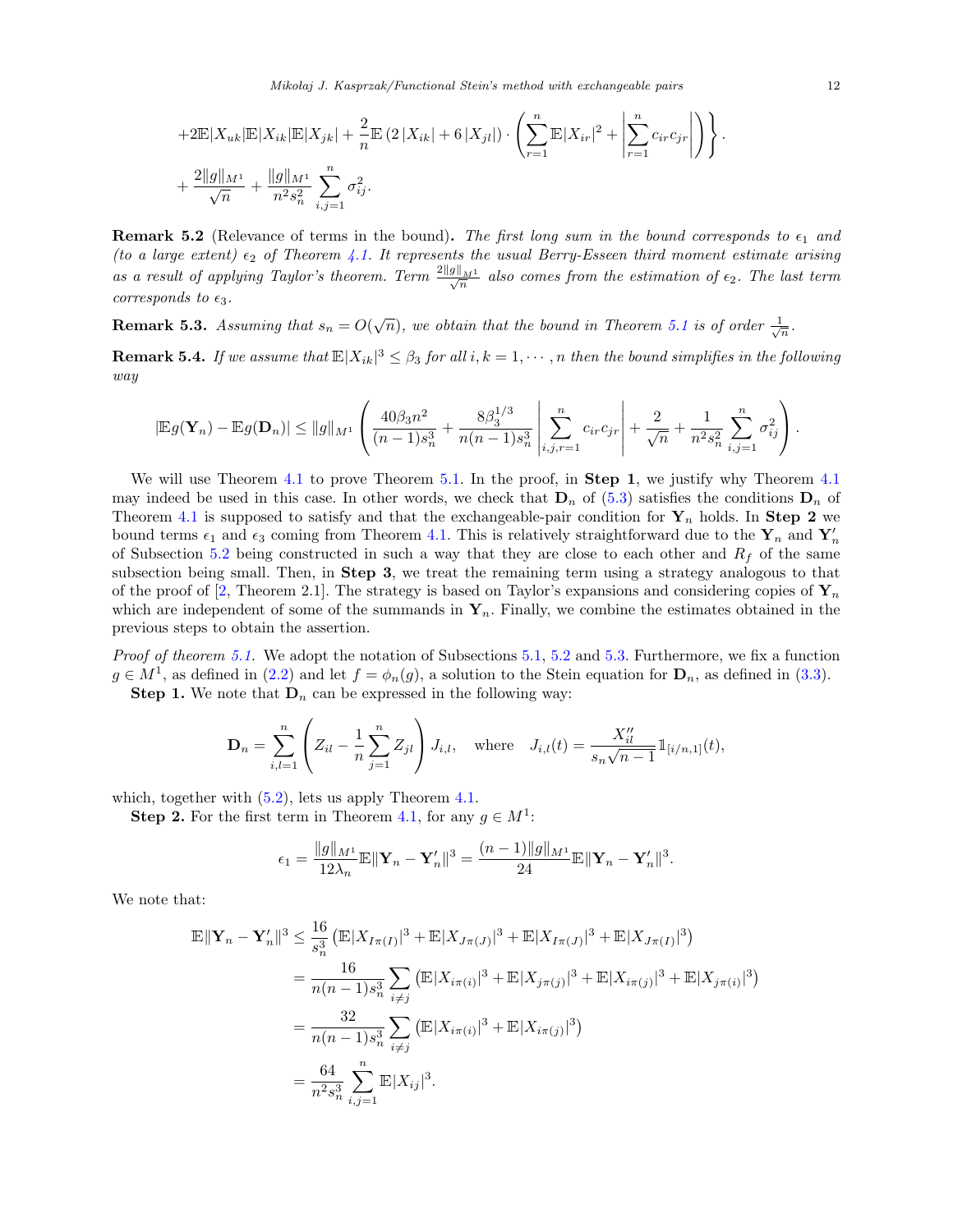$$
+2\mathbb{E}|X_{uk}|\mathbb{E}|X_{ik}|\mathbb{E}|X_{jk}| + \frac{2}{n}\mathbb{E}\left(2\left|X_{ik}\right| + 6\left|X_{jl}\right|\right)\cdot\left(\sum_{r=1}^{n}\mathbb{E}|X_{ir}|^2 + \left|\sum_{r=1}^{n} c_{ir}c_{jr}\right|\right)\Bigg\}.
$$

$$
+\frac{2\|g\|_{M^1}}{\sqrt{n}} + \frac{\|g\|_{M^1}}{n^2 s_n^2}\sum_{i,j=1}^{n}\sigma_{ij}^2.
$$

**Remark 5.2** (Relevance of terms in the bound)**.** *The first long sum in the bound corresponds to $\epsilon_1$ and (to a large extent) $\epsilon_2$ of Theorem 4.1. It represents the usual Berry-Esseen third moment estimate arising as a result of applying Taylor's theorem. Term $\frac{2\|g\|_{M^1}}{\sqrt{n}}$ also comes from the estimation of $\epsilon_2$. The last term corresponds to $\epsilon_3$.*

**Remark 5.3.** *Assuming that $s_n = O(\sqrt{n})$, we obtain that the bound in Theorem 5.1 is of order $\frac{1}{\sqrt{n}}$.*

**Remark 5.4.** *If we assume that $\mathbb{E}|X_{ik}|^3 \leq \beta_3$ for all $i, k = 1, \cdots, n$ then the bound simplifies in the following way*

$$
|\mathbb{E}g(\mathbf{Y}_n) - \mathbb{E}g(\mathbf{D}_n)| \leq \|g\|_{M^1}\left(\frac{40\beta_3 n^2}{(n-1)s_n^3} + \frac{8\beta_3^{1/3}}{n(n-1)s_n^3}\left|\sum_{i,j,r=1}^{n} c_{ir}c_{jr}\right| + \frac{2}{\sqrt{n}} + \frac{1}{n^2 s_n^2}\sum_{i,j=1}^{n}\sigma_{ij}^2\right).
$$

We will use Theorem 4.1 to prove Theorem 5.1. In the proof, in **Step 1**, we justify why Theorem 4.1 may indeed be used in this case. In other words, we check that $\mathbf{D}_n$ of (5.3) satisfies the conditions $\mathbf{D}_n$ of Theorem 4.1 is supposed to satisfy and that the exchangeable-pair condition for $\mathbf{Y}_n$ holds. In **Step 2** we bound terms $\epsilon_1$ and $\epsilon_3$ coming from Theorem 4.1. This is relatively straightforward due to the $\mathbf{Y}_n$ and $\mathbf{Y}_n'$ of Subsection 5.2 being constructed in such a way that they are close to each other and $R_f$ of the same subsection being small. Then, in **Step 3**, we treat the remaining term using a strategy analogous to that of the proof of [2, Theorem 2.1]. The strategy is based on Taylor's expansions and considering copies of $\mathbf{Y}_n$ which are independent of some of the summands in $\mathbf{Y}_n$. Finally, we combine the estimates obtained in the previous steps to obtain the assertion.

*Proof of theorem 5.1.* We adopt the notation of Subsections 5.1, 5.2 and 5.3. Furthermore, we fix a function $g \in M^1$, as defined in (2.2) and let $f = \phi_n(g)$, a solution to the Stein equation for $\mathbf{D}_n$, as defined in (3.3).

**Step 1.** We note that $\mathbf{D}_n$ can be expressed in the following way:

$$
\mathbf{D}_n = \sum_{i,l=1}^{n}\left(Z_{il} - \frac{1}{n}\sum_{j=1}^{n} Z_{jl}\right)J_{i,l}, \quad \text{where} \quad J_{i,l}(t) = \frac{X_{il}''}{s_n\sqrt{n-1}}\mathbb{1}_{[i/n,1]}(t),
$$

which, together with (5.2), lets us apply Theorem 4.1.

**Step 2.** For the first term in Theorem 4.1, for any $g \in M^1$:

$$
\epsilon_1 = \frac{\|g\|_{M^1}}{12\lambda_n}\mathbb{E}\|\mathbf{Y}_n - \mathbf{Y}_n'\|^3 = \frac{(n-1)\|g\|_{M^1}}{24}\mathbb{E}\|\mathbf{Y}_n - \mathbf{Y}_n'\|^3.
$$

We note that:

$$
\begin{aligned}
\mathbb{E}\|\mathbf{Y}_n - \mathbf{Y}_n'\|^3 &\leq \frac{16}{s_n^3}\left(\mathbb{E}|X_{I\pi(I)}|^3 + \mathbb{E}|X_{J\pi(J)}|^3 + \mathbb{E}|X_{I\pi(J)}|^3 + \mathbb{E}|X_{J\pi(I)}|^3\right) \\
&= \frac{16}{n(n-1)s_n^3}\sum_{i\neq j}\left(\mathbb{E}|X_{i\pi(i)}|^3 + \mathbb{E}|X_{j\pi(j)}|^3 + \mathbb{E}|X_{i\pi(j)}|^3 + \mathbb{E}|X_{j\pi(i)}|^3\right) \\
&= \frac{32}{n(n-1)s_n^3}\sum_{i\neq j}\left(\mathbb{E}|X_{i\pi(i)}|^3 + \mathbb{E}|X_{i\pi(j)}|^3\right) \\
&= \frac{64}{n^2 s_n^3}\sum_{i,j=1}^{n}\mathbb{E}|X_{ij}|^3.
\end{aligned}
$$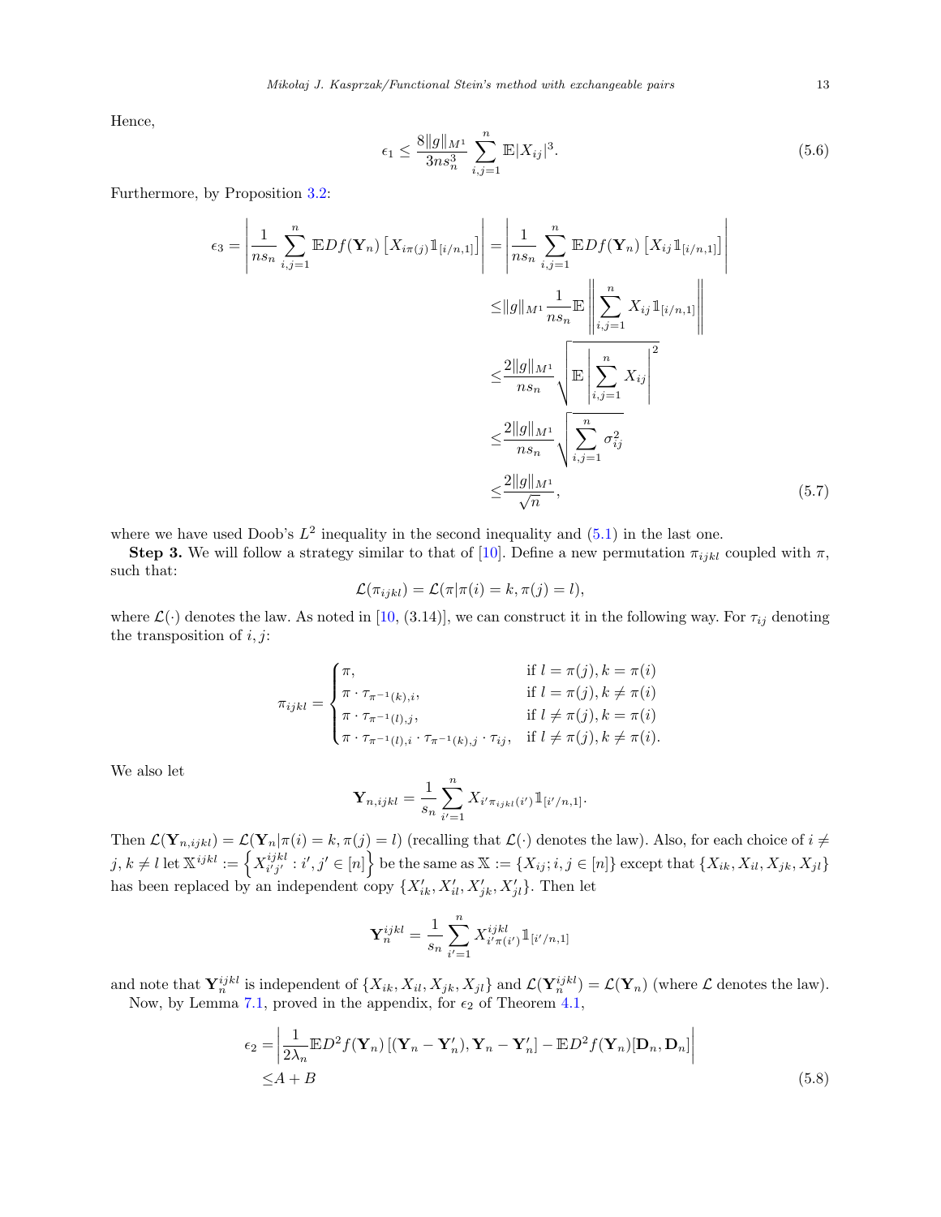Hence,

$$
\epsilon_1 \leq \frac{8\|g\|_{M^1}}{3ns_n^3} \sum_{i,j=1}^{n} \mathbb{E}|X_{ij}|^3. \tag{5.6}
$$

Furthermore, by Proposition 3.2:

$$
\begin{aligned}
\epsilon_3 = \left| \frac{1}{ns_n} \sum_{i,j=1}^{n} \mathbb{E}Df(\mathbf{Y}_n) \left[X_{i\pi(j)} \mathbb{1}_{[i/n,1]}\right] \right| &= \left| \frac{1}{ns_n} \sum_{i,j=1}^{n} \mathbb{E}Df(\mathbf{Y}_n) \left[X_{ij} \mathbb{1}_{[i/n,1]}\right] \right| \\
&\leq \|g\|_{M^1} \frac{1}{ns_n} \mathbb{E} \left\| \sum_{i,j=1}^{n} X_{ij} \mathbb{1}_{[i/n,1]} \right\| \\
&\leq \frac{2\|g\|_{M^1}}{ns_n} \sqrt{\mathbb{E} \left| \sum_{i,j=1}^{n} X_{ij} \right|^2} \\
&\leq \frac{2\|g\|_{M^1}}{ns_n} \sqrt{\sum_{i,j=1}^{n} \sigma_{ij}^2} \\
&\leq \frac{2\|g\|_{M^1}}{\sqrt{n}},
\end{aligned} \tag{5.7}
$$

where we have used Doob's $L^2$ inequality in the second inequality and (5.1) in the last one.

**Step 3.** We will follow a strategy similar to that of [10]. Define a new permutation $\pi_{ijkl}$ coupled with $\pi$, such that:

$$
\mathcal{L}(\pi_{ijkl}) = \mathcal{L}(\pi | \pi(i) = k, \pi(j) = l),
$$

where $\mathcal{L}(\cdot)$ denotes the law. As noted in [10, (3.14)], we can construct it in the following way. For $\tau_{ij}$ denoting the transposition of $i, j$:

$$
\pi_{ijkl} = \begin{cases} \pi, & \text{if } l = \pi(j), k = \pi(i) \\ \pi \cdot \tau_{\pi^{-1}(k),i}, & \text{if } l = \pi(j), k \neq \pi(i) \\ \pi \cdot \tau_{\pi^{-1}(l),j}, & \text{if } l \neq \pi(j), k = \pi(i) \\ \pi \cdot \tau_{\pi^{-1}(l),i} \cdot \tau_{\pi^{-1}(k),j} \cdot \tau_{ij}, & \text{if } l \neq \pi(j), k \neq \pi(i). \end{cases}
$$

We also let

$$
\mathbf{Y}_{n,ijkl} = \frac{1}{s_n} \sum_{i'=1}^{n} X_{i'\pi_{ijkl}(i')} \mathbb{1}_{[i'/n,1]}.
$$

Then $\mathcal{L}(\mathbf{Y}_{n,ijkl}) = \mathcal{L}(\mathbf{Y}_n | \pi(i) = k, \pi(j) = l)$ (recalling that $\mathcal{L}(\cdot)$ denotes the law). Also, for each choice of $i \neq j, k \neq l$ let $\mathbb{X}^{ijkl} := \left\{X_{i'j'}^{ijkl} : i', j' \in [n]\right\}$ be the same as $\mathbb{X} := \{X_{ij}; i, j \in [n]\}$ except that $\{X_{ik}, X_{il}, X_{jk}, X_{jl}\}$ has been replaced by an independent copy $\{X'_{ik}, X'_{il}, X'_{jk}, X'_{jl}\}$. Then let

$$
\mathbf{Y}_n^{ijkl} = \frac{1}{s_n} \sum_{i'=1}^{n} X_{i'\pi(i')}^{ijkl} \mathbb{1}_{[i'/n,1]}
$$

and note that $\mathbf{Y}_n^{ijkl}$ is independent of $\{X_{ik}, X_{il}, X_{jk}, X_{jl}\}$ and $\mathcal{L}(\mathbf{Y}_n^{ijkl}) = \mathcal{L}(\mathbf{Y}_n)$ (where $\mathcal{L}$ denotes the law).

Now, by Lemma 7.1, proved in the appendix, for $\epsilon_2$ of Theorem 4.1,

$$
\begin{aligned}
\epsilon_2 &= \left| \frac{1}{2\lambda_n} \mathbb{E}D^2 f(\mathbf{Y}_n) \left[(\mathbf{Y}_n - \mathbf{Y}'_n), \mathbf{Y}_n - \mathbf{Y}'_n\right] - \mathbb{E}D^2 f(\mathbf{Y}_n)[\mathbf{D}_n, \mathbf{D}_n] \right| \\
&\leq A + B
\end{aligned} \tag{5.8}
$$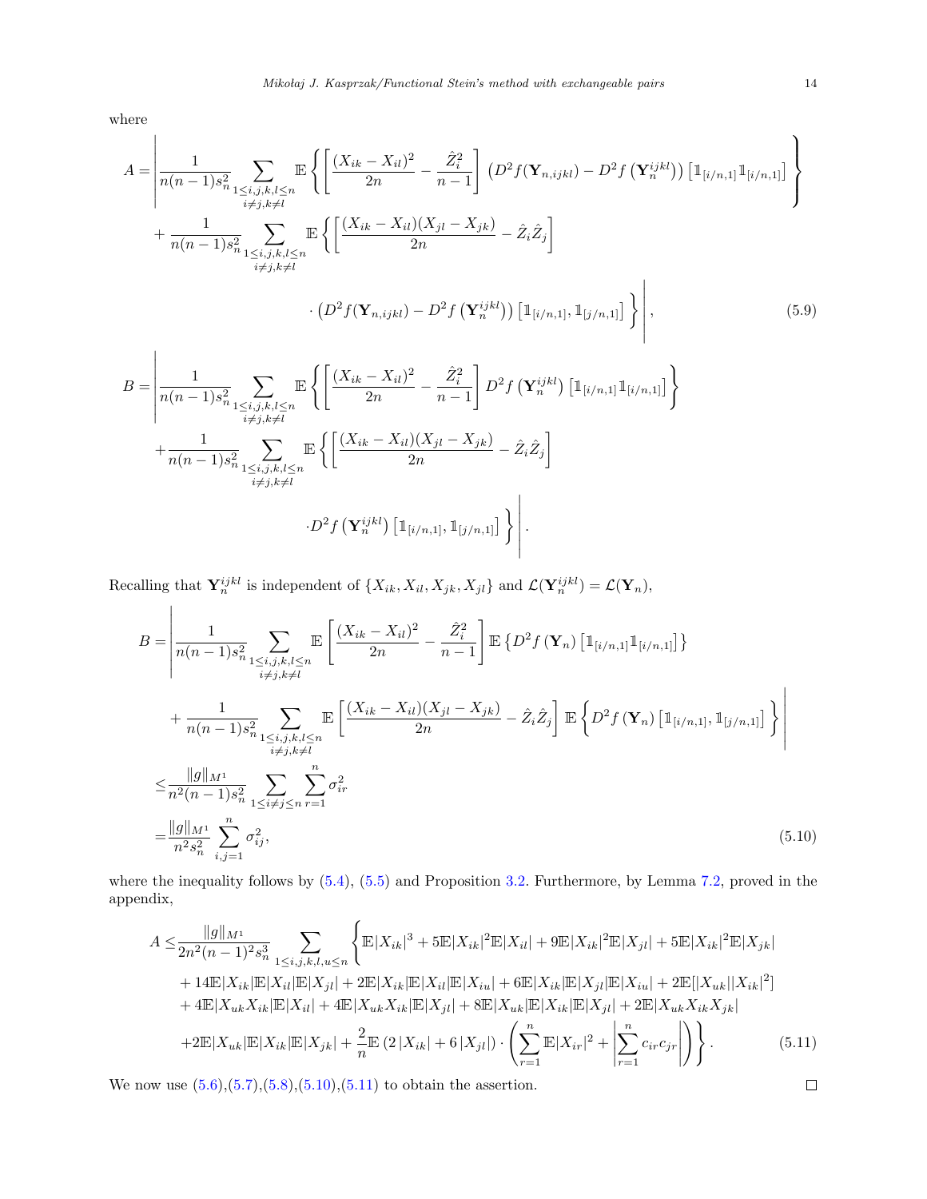where

$$
\begin{aligned}
A =& \Bigg| \frac{1}{n(n-1)s_n^2} \sum_{\substack{1\le i,j,k,l\le n\\ i\neq j, k\neq l}} \mathbb{E}\left\{ \left[\frac{(X_{ik}-X_{il})^2}{2n} - \frac{\hat{Z}_i^2}{n-1}\right] \left(D^2 f(\mathbf{Y}_{n,ijkl}) - D^2 f\left(\mathbf{Y}_n^{ijkl}\right)\right) \left[\mathbb{1}_{[i/n,1]}\mathbb{1}_{[i/n,1]}\right] \right\} \\
&+ \frac{1}{n(n-1)s_n^2} \sum_{\substack{1\le i,j,k,l\le n\\ i\neq j, k\neq l}} \mathbb{E}\Bigg\{ \left[\frac{(X_{ik}-X_{il})(X_{jl}-X_{jk})}{2n} - \hat{Z}_i\hat{Z}_j\right] \\
&\qquad \cdot \left(D^2 f(\mathbf{Y}_{n,ijkl}) - D^2 f\left(\mathbf{Y}_n^{ijkl}\right)\right) \left[\mathbb{1}_{[i/n,1]}, \mathbb{1}_{[j/n,1]}\right] \Bigg\} \Bigg|,
\end{aligned} \tag{5.9}
$$

$$
\begin{aligned}
B =& \Bigg| \frac{1}{n(n-1)s_n^2} \sum_{\substack{1\le i,j,k,l\le n\\ i\neq j, k\neq l}} \mathbb{E}\left\{ \left[\frac{(X_{ik}-X_{il})^2}{2n} - \frac{\hat{Z}_i^2}{n-1}\right] D^2 f\left(\mathbf{Y}_n^{ijkl}\right) \left[\mathbb{1}_{[i/n,1]}\mathbb{1}_{[i/n,1]}\right] \right\} \\
&+ \frac{1}{n(n-1)s_n^2} \sum_{\substack{1\le i,j,k,l\le n\\ i\neq j, k\neq l}} \mathbb{E}\Bigg\{ \left[\frac{(X_{ik}-X_{il})(X_{jl}-X_{jk})}{2n} - \hat{Z}_i\hat{Z}_j\right] \\
&\qquad \cdot D^2 f\left(\mathbf{Y}_n^{ijkl}\right) \left[\mathbb{1}_{[i/n,1]}, \mathbb{1}_{[j/n,1]}\right] \Bigg\} \Bigg|.
\end{aligned}
$$

Recalling that $\mathbf{Y}_n^{ijkl}$ is independent of $\{X_{ik}, X_{il}, X_{jk}, X_{jl}\}$ and $\mathcal{L}(\mathbf{Y}_n^{ijkl}) = \mathcal{L}(\mathbf{Y}_n)$,

$$
\begin{aligned}
B =& \Bigg| \frac{1}{n(n-1)s_n^2} \sum_{\substack{1\le i,j,k,l\le n\\ i\neq j, k\neq l}} \mathbb{E}\left[\frac{(X_{ik}-X_{il})^2}{2n} - \frac{\hat{Z}_i^2}{n-1}\right] \mathbb{E}\left\{ D^2 f\left(\mathbf{Y}_n\right) \left[\mathbb{1}_{[i/n,1]}\mathbb{1}_{[i/n,1]}\right] \right\} \\
&+ \frac{1}{n(n-1)s_n^2} \sum_{\substack{1\le i,j,k,l\le n\\ i\neq j, k\neq l}} \mathbb{E}\left[\frac{(X_{ik}-X_{il})(X_{jl}-X_{jk})}{2n} - \hat{Z}_i\hat{Z}_j\right] \mathbb{E}\left\{ D^2 f\left(\mathbf{Y}_n\right) \left[\mathbb{1}_{[i/n,1]}, \mathbb{1}_{[j/n,1]}\right] \right\} \Bigg| \\
\le& \frac{\|g\|_{M^1}}{n^2(n-1)s_n^2} \sum_{1\le i\neq j\le n} \sum_{r=1}^n \sigma_{ir}^2 \\
=& \frac{\|g\|_{M^1}}{n^2 s_n^2} \sum_{i,j=1}^n \sigma_{ij}^2,
\end{aligned} \tag{5.10}
$$

where the inequality follows by (5.4), (5.5) and Proposition 3.2. Furthermore, by Lemma 7.2, proved in the appendix,

$$
\begin{aligned}
A \le& \frac{\|g\|_{M^1}}{2n^2(n-1)^2 s_n^3} \sum_{1\le i,j,k,l,u\le n} \Bigg\{ \mathbb{E}|X_{ik}|^3 + 5\mathbb{E}|X_{ik}|^2\mathbb{E}|X_{il}| + 9\mathbb{E}|X_{ik}|^2\mathbb{E}|X_{jl}| + 5\mathbb{E}|X_{ik}|^2\mathbb{E}|X_{jk}| \\
&+ 14\mathbb{E}|X_{ik}|\mathbb{E}|X_{il}|\mathbb{E}|X_{jl}| + 2\mathbb{E}|X_{ik}|\mathbb{E}|X_{il}|\mathbb{E}|X_{iu}| + 6\mathbb{E}|X_{ik}|\mathbb{E}|X_{jl}|\mathbb{E}|X_{iu}| + 2\mathbb{E}[|X_{uk}||X_{ik}|^2] \\
&+ 4\mathbb{E}|X_{uk}X_{ik}|\mathbb{E}|X_{il}| + 4\mathbb{E}|X_{uk}X_{ik}|\mathbb{E}|X_{jl}| + 8\mathbb{E}|X_{uk}|\mathbb{E}|X_{ik}|\mathbb{E}|X_{jl}| + 2\mathbb{E}|X_{uk}X_{ik}X_{jk}| \\
&+ 2\mathbb{E}|X_{uk}|\mathbb{E}|X_{ik}|\mathbb{E}|X_{jk}| + \frac{2}{n}\mathbb{E}\left(2|X_{ik}| + 6|X_{jl}|\right) \cdot \left( \sum_{r=1}^n \mathbb{E}|X_{ir}|^2 + \left| \sum_{r=1}^n c_{ir}c_{jr} \right| \right) \Bigg\}.
\end{aligned} \tag{5.11}
$$

We now use (5.6),(5.7),(5.8),(5.10),(5.11) to obtain the assertion. ∎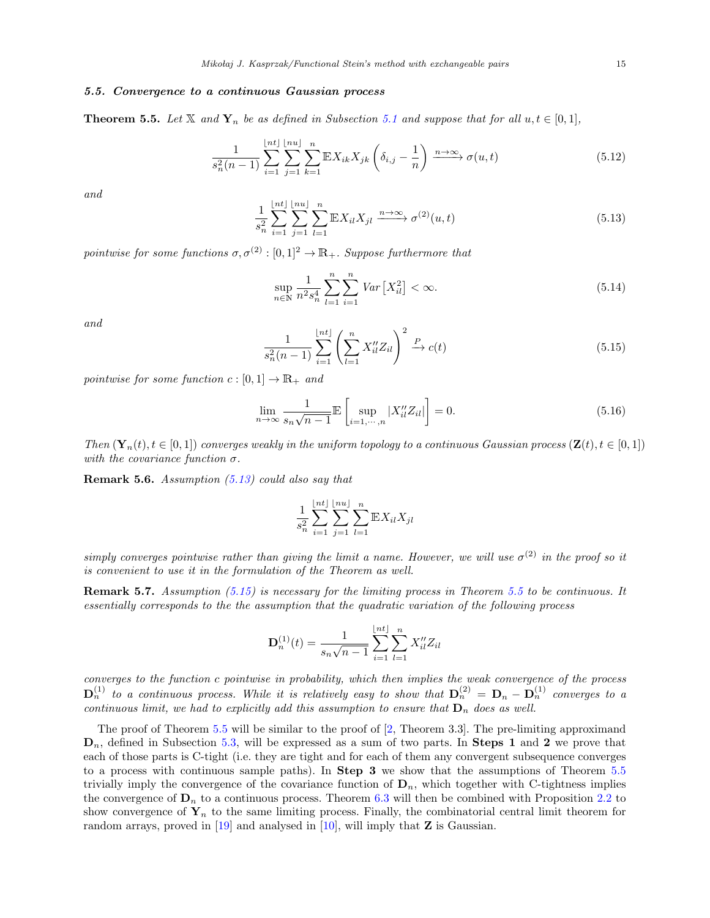### 5.5. Convergence to a continuous Gaussian process

**Theorem 5.5.** *Let $\mathbb{X}$ and $\mathbf{Y}_n$ be as defined in Subsection 5.1 and suppose that for all $u, t \in [0,1]$,*

$$\frac{1}{s_n^2(n-1)} \sum_{i=1}^{\lfloor nt \rfloor} \sum_{j=1}^{\lfloor nu \rfloor} \sum_{k=1}^{n} \mathbb{E} X_{ik} X_{jk} \left( \delta_{i,j} - \frac{1}{n} \right) \xrightarrow{n \to \infty} \sigma(u,t) \tag{5.12}$$

*and*

$$\frac{1}{s_n^2} \sum_{i=1}^{\lfloor nt \rfloor} \sum_{j=1}^{\lfloor nu \rfloor} \sum_{l=1}^{n} \mathbb{E} X_{il} X_{jl} \xrightarrow{n \to \infty} \sigma^{(2)}(u,t) \tag{5.13}$$

*pointwise for some functions $\sigma, \sigma^{(2)} : [0,1]^2 \to \mathbb{R}_+$. Suppose furthermore that*

$$\sup_{n \in \mathbb{N}} \frac{1}{n^2 s_n^4} \sum_{l=1}^{n} \sum_{i=1}^{n} Var\left[ X_{il}^2 \right] < \infty. \tag{5.14}$$

*and*

$$\frac{1}{s_n^2(n-1)} \sum_{i=1}^{\lfloor nt \rfloor} \left( \sum_{l=1}^{n} X''_{il} Z_{il} \right)^2 \xrightarrow{P} c(t) \tag{5.15}$$

*pointwise for some function $c : [0,1] \to \mathbb{R}_+$ and*

$$\lim_{n \to \infty} \frac{1}{s_n \sqrt{n-1}} \mathbb{E}\left[ \sup_{i=1,\cdots,n} |X''_{il} Z_{il}| \right] = 0. \tag{5.16}$$

*Then $(\mathbf{Y}_n(t), t \in [0,1])$ converges weakly in the uniform topology to a continuous Gaussian process $(\mathbf{Z}(t), t \in [0,1])$ with the covariance function $\sigma$.*

**Remark 5.6.** *Assumption (5.13) could also say that*

$$\frac{1}{s_n^2} \sum_{i=1}^{\lfloor nt \rfloor} \sum_{j=1}^{\lfloor nu \rfloor} \sum_{l=1}^{n} \mathbb{E} X_{il} X_{jl}$$

*simply converges pointwise rather than giving the limit a name. However, we will use $\sigma^{(2)}$ in the proof so it is convenient to use it in the formulation of the Theorem as well.*

**Remark 5.7.** *Assumption (5.15) is necessary for the limiting process in Theorem 5.5 to be continuous. It essentially corresponds to the the assumption that the quadratic variation of the following process*

$$\mathbf{D}_n^{(1)}(t) = \frac{1}{s_n \sqrt{n-1}} \sum_{i=1}^{\lfloor nt \rfloor} \sum_{l=1}^{n} X''_{il} Z_{il}$$

*converges to the function c pointwise in probability, which then implies the weak convergence of the process $\mathbf{D}_n^{(1)}$ to a continuous process. While it is relatively easy to show that $\mathbf{D}_n^{(2)} = \mathbf{D}_n - \mathbf{D}_n^{(1)}$ converges to a continuous limit, we had to explicitly add this assumption to ensure that $\mathbf{D}_n$ does as well.*

The proof of Theorem 5.5 will be similar to the proof of [2, Theorem 3.3]. The pre-limiting approximand $\mathbf{D}_n$, defined in Subsection 5.3, will be expressed as a sum of two parts. In **Steps 1** and **2** we prove that each of those parts is C-tight (i.e. they are tight and for each of them any convergent subsequence converges to a process with continuous sample paths). In **Step 3** we show that the assumptions of Theorem 5.5 trivially imply the convergence of the covariance function of $\mathbf{D}_n$, which together with C-tightness implies the convergence of $\mathbf{D}_n$ to a continuous process. Theorem 6.3 will then be combined with Proposition 2.2 to show convergence of $\mathbf{Y}_n$ to the same limiting process. Finally, the combinatorial central limit theorem for random arrays, proved in [19] and analysed in [10], will imply that $\mathbf{Z}$ is Gaussian.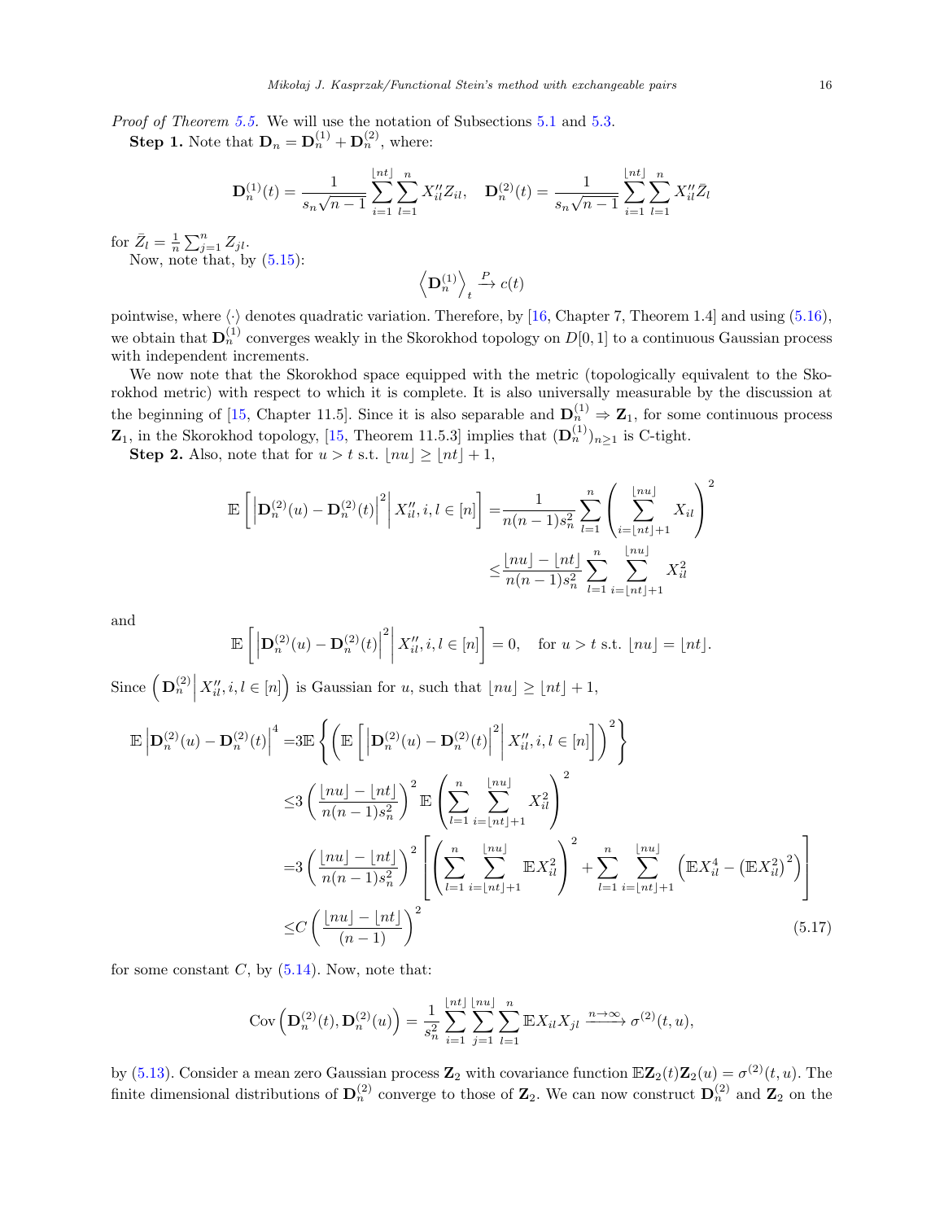*Proof of Theorem 5.5.* We will use the notation of Subsections 5.1 and 5.3.

**Step 1.** Note that $\mathbf{D}_n = \mathbf{D}_n^{(1)} + \mathbf{D}_n^{(2)}$, where:

$$\mathbf{D}_n^{(1)}(t) = \frac{1}{s_n\sqrt{n-1}}\sum_{i=1}^{\lfloor nt\rfloor}\sum_{l=1}^{n} X''_{il}Z_{il}, \quad \mathbf{D}_n^{(2)}(t) = \frac{1}{s_n\sqrt{n-1}}\sum_{i=1}^{\lfloor nt\rfloor}\sum_{l=1}^{n} X''_{il}\bar{Z}_{l}$$

for $\bar{Z}_l = \frac{1}{n}\sum_{j=1}^n Z_{jl}$.

Now, note that, by (5.15):

$$\left\langle \mathbf{D}_n^{(1)} \right\rangle_t \xrightarrow{P} c(t)$$

pointwise, where $\langle\cdot\rangle$ denotes quadratic variation. Therefore, by [16, Chapter 7, Theorem 1.4] and using (5.16), we obtain that $\mathbf{D}_n^{(1)}$ converges weakly in the Skorokhod topology on $D[0,1]$ to a continuous Gaussian process with independent increments.

We now note that the Skorokhod space equipped with the metric (topologically equivalent to the Skorokhod metric) with respect to which it is complete. It is also universally measurable by the discussion at the beginning of [15, Chapter 11.5]. Since it is also separable and $\mathbf{D}_n^{(1)} \Rightarrow \mathbf{Z}_1$, for some continuous process $\mathbf{Z}_1$, in the Skorokhod topology, [15, Theorem 11.5.3] implies that $(\mathbf{D}_n^{(1)})_{n\geq 1}$ is C-tight.

**Step 2.** Also, note that for $u > t$ s.t. $\lfloor nu\rfloor \geq \lfloor nt\rfloor + 1$,

$$\begin{aligned}
\mathbb{E}\left[\left|\mathbf{D}_n^{(2)}(u) - \mathbf{D}_n^{(2)}(t)\right|^2 \middle| X''_{il}, i,l\in[n]\right] =& \frac{1}{n(n-1)s_n^2}\sum_{l=1}^n\left(\sum_{i=\lfloor nt\rfloor+1}^{\lfloor nu\rfloor} X_{il}\right)^2\\
\leq& \frac{\lfloor nu\rfloor - \lfloor nt\rfloor}{n(n-1)s_n^2}\sum_{l=1}^n\sum_{i=\lfloor nt\rfloor+1}^{\lfloor nu\rfloor} X_{il}^2
\end{aligned}$$

and

$$\mathbb{E}\left[\left|\mathbf{D}_n^{(2)}(u) - \mathbf{D}_n^{(2)}(t)\right|^2 \middle| X''_{il}, i,l\in[n]\right] = 0, \quad \text{for } u > t \text{ s.t. } \lfloor nu\rfloor = \lfloor nt\rfloor.$$

Since $\left(\mathbf{D}_n^{(2)} \middle| X''_{il}, i,l\in[n]\right)$ is Gaussian for $u$, such that $\lfloor nu\rfloor \geq \lfloor nt\rfloor + 1$,

$$\begin{aligned}
\mathbb{E}\left|\mathbf{D}_n^{(2)}(u) - \mathbf{D}_n^{(2)}(t)\right|^4 =& 3\mathbb{E}\left\{\left(\mathbb{E}\left[\left|\mathbf{D}_n^{(2)}(u) - \mathbf{D}_n^{(2)}(t)\right|^2 \middle| X''_{il}, i,l\in[n]\right]\right)^2\right\}\\
\leq& 3\left(\frac{\lfloor nu\rfloor - \lfloor nt\rfloor}{n(n-1)s_n^2}\right)^2\mathbb{E}\left(\sum_{l=1}^n\sum_{i=\lfloor nt\rfloor+1}^{\lfloor nu\rfloor} X_{il}^2\right)^2\\
=& 3\left(\frac{\lfloor nu\rfloor - \lfloor nt\rfloor}{n(n-1)s_n^2}\right)^2\left[\left(\sum_{l=1}^n\sum_{i=\lfloor nt\rfloor+1}^{\lfloor nu\rfloor}\mathbb{E}X_{il}^2\right)^2 + \sum_{l=1}^n\sum_{i=\lfloor nt\rfloor+1}^{\lfloor nu\rfloor}\left(\mathbb{E}X_{il}^4 - \left(\mathbb{E}X_{il}^2\right)^2\right)\right]\\
\leq& C\left(\frac{\lfloor nu\rfloor - \lfloor nt\rfloor}{(n-1)}\right)^2
\end{aligned} \tag{5.17}$$

for some constant $C$, by (5.14). Now, note that:

$$\text{Cov}\left(\mathbf{D}_n^{(2)}(t), \mathbf{D}_n^{(2)}(u)\right) = \frac{1}{s_n^2}\sum_{i=1}^{\lfloor nt\rfloor}\sum_{j=1}^{\lfloor nu\rfloor}\sum_{l=1}^{n}\mathbb{E}X_{il}X_{jl} \xrightarrow{n\to\infty} \sigma^{(2)}(t,u),$$

by (5.13). Consider a mean zero Gaussian process $\mathbf{Z}_2$ with covariance function $\mathbb{E}\mathbf{Z}_2(t)\mathbf{Z}_2(u) = \sigma^{(2)}(t,u)$. The finite dimensional distributions of $\mathbf{D}_n^{(2)}$ converge to those of $\mathbf{Z}_2$. We can now construct $\mathbf{D}_n^{(2)}$ and $\mathbf{Z}_2$ on the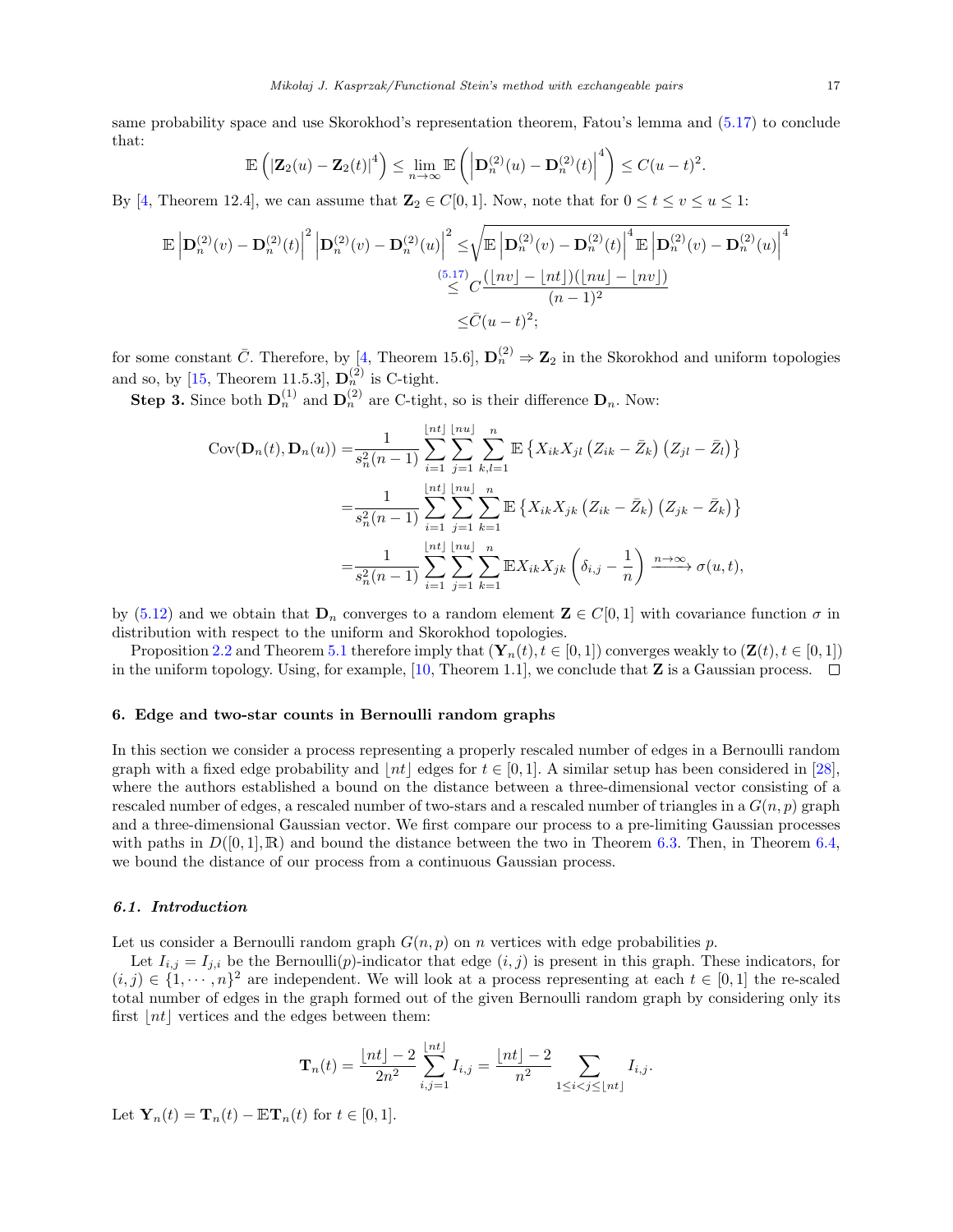same probability space and use Skorokhod's representation theorem, Fatou's lemma and (5.17) to conclude that:

$$\mathbb{E}\left(|\mathbf{Z}_2(u)-\mathbf{Z}_2(t)|^4\right) \leq \lim_{n\to\infty}\mathbb{E}\left(\left|\mathbf{D}_n^{(2)}(u)-\mathbf{D}_n^{(2)}(t)\right|^4\right) \leq C(u-t)^2.$$

By [4, Theorem 12.4], we can assume that $\mathbf{Z}_2 \in C[0,1]$. Now, note that for $0 \leq t \leq v \leq u \leq 1$:

$$\begin{aligned}
\mathbb{E}\left|\mathbf{D}_n^{(2)}(v)-\mathbf{D}_n^{(2)}(t)\right|^2\left|\mathbf{D}_n^{(2)}(v)-\mathbf{D}_n^{(2)}(u)\right|^2 \leq & \sqrt{\mathbb{E}\left|\mathbf{D}_n^{(2)}(v)-\mathbf{D}_n^{(2)}(t)\right|^4\mathbb{E}\left|\mathbf{D}_n^{(2)}(v)-\mathbf{D}_n^{(2)}(u)\right|^4} \\
\overset{(5.17)}{\leq} & C\frac{(\lfloor nv\rfloor - \lfloor nt\rfloor)(\lfloor nu\rfloor - \lfloor nv\rfloor)}{(n-1)^2} \\
\leq & \bar{C}(u-t)^2;
\end{aligned}$$

for some constant $\bar{C}$. Therefore, by [4, Theorem 15.6], $\mathbf{D}_n^{(2)} \Rightarrow \mathbf{Z}_2$ in the Skorokhod and uniform topologies and so, by [15, Theorem 11.5.3], $\mathbf{D}_n^{(2)}$ is C-tight.

**Step 3.** Since both $\mathbf{D}_n^{(1)}$ and $\mathbf{D}_n^{(2)}$ are C-tight, so is their difference $\mathbf{D}_n$. Now:

$$\begin{aligned}
\text{Cov}(\mathbf{D}_n(t),\mathbf{D}_n(u)) = & \frac{1}{s_n^2(n-1)}\sum_{i=1}^{\lfloor nt\rfloor}\sum_{j=1}^{\lfloor nu\rfloor}\sum_{k,l=1}^{n}\mathbb{E}\left\{X_{ik}X_{jl}\left(Z_{ik}-\bar{Z}_k\right)\left(Z_{jl}-\bar{Z}_l\right)\right\} \\
= & \frac{1}{s_n^2(n-1)}\sum_{i=1}^{\lfloor nt\rfloor}\sum_{j=1}^{\lfloor nu\rfloor}\sum_{k=1}^{n}\mathbb{E}\left\{X_{ik}X_{jk}\left(Z_{ik}-\bar{Z}_k\right)\left(Z_{jk}-\bar{Z}_k\right)\right\} \\
= & \frac{1}{s_n^2(n-1)}\sum_{i=1}^{\lfloor nt\rfloor}\sum_{j=1}^{\lfloor nu\rfloor}\sum_{k=1}^{n}\mathbb{E}X_{ik}X_{jk}\left(\delta_{i,j}-\frac{1}{n}\right) \xrightarrow{n\to\infty} \sigma(u,t),
\end{aligned}$$

by (5.12) and we obtain that $\mathbf{D}_n$ converges to a random element $\mathbf{Z} \in C[0,1]$ with covariance function $\sigma$ in distribution with respect to the uniform and Skorokhod topologies.

Proposition 2.2 and Theorem 5.1 therefore imply that $(\mathbf{Y}_n(t), t \in [0,1])$ converges weakly to $(\mathbf{Z}(t), t \in [0,1])$ in the uniform topology. Using, for example, [10, Theorem 1.1], we conclude that $\mathbf{Z}$ is a Gaussian process. □

## 6. Edge and two-star counts in Bernoulli random graphs

In this section we consider a process representing a properly rescaled number of edges in a Bernoulli random graph with a fixed edge probability and $\lfloor nt\rfloor$ edges for $t \in [0,1]$. A similar setup has been considered in [28], where the authors established a bound on the distance between a three-dimensional vector consisting of a rescaled number of edges, a rescaled number of two-stars and a rescaled number of triangles in a $G(n,p)$ graph and a three-dimensional Gaussian vector. We first compare our process to a pre-limiting Gaussian processes with paths in $D([0,1],\mathbb{R})$ and bound the distance between the two in Theorem 6.3. Then, in Theorem 6.4, we bound the distance of our process from a continuous Gaussian process.

### *6.1. Introduction*

Let us consider a Bernoulli random graph $G(n,p)$ on $n$ vertices with edge probabilities $p$.

Let $I_{i,j} = I_{j,i}$ be the Bernoulli($p$)-indicator that edge $(i,j)$ is present in this graph. These indicators, for $(i,j) \in \{1,\cdots,n\}^2$ are independent. We will look at a process representing at each $t \in [0,1]$ the re-scaled total number of edges in the graph formed out of the given Bernoulli random graph by considering only its first $\lfloor nt\rfloor$ vertices and the edges between them:

$$\mathbf{T}_n(t) = \frac{\lfloor nt\rfloor - 2}{2n^2}\sum_{i,j=1}^{\lfloor nt\rfloor} I_{i,j} = \frac{\lfloor nt\rfloor - 2}{n^2}\sum_{1\leq i<j\leq\lfloor nt\rfloor} I_{i,j}.$$

Let $\mathbf{Y}_n(t) = \mathbf{T}_n(t) - \mathbb{E}\mathbf{T}_n(t)$ for $t \in [0,1]$.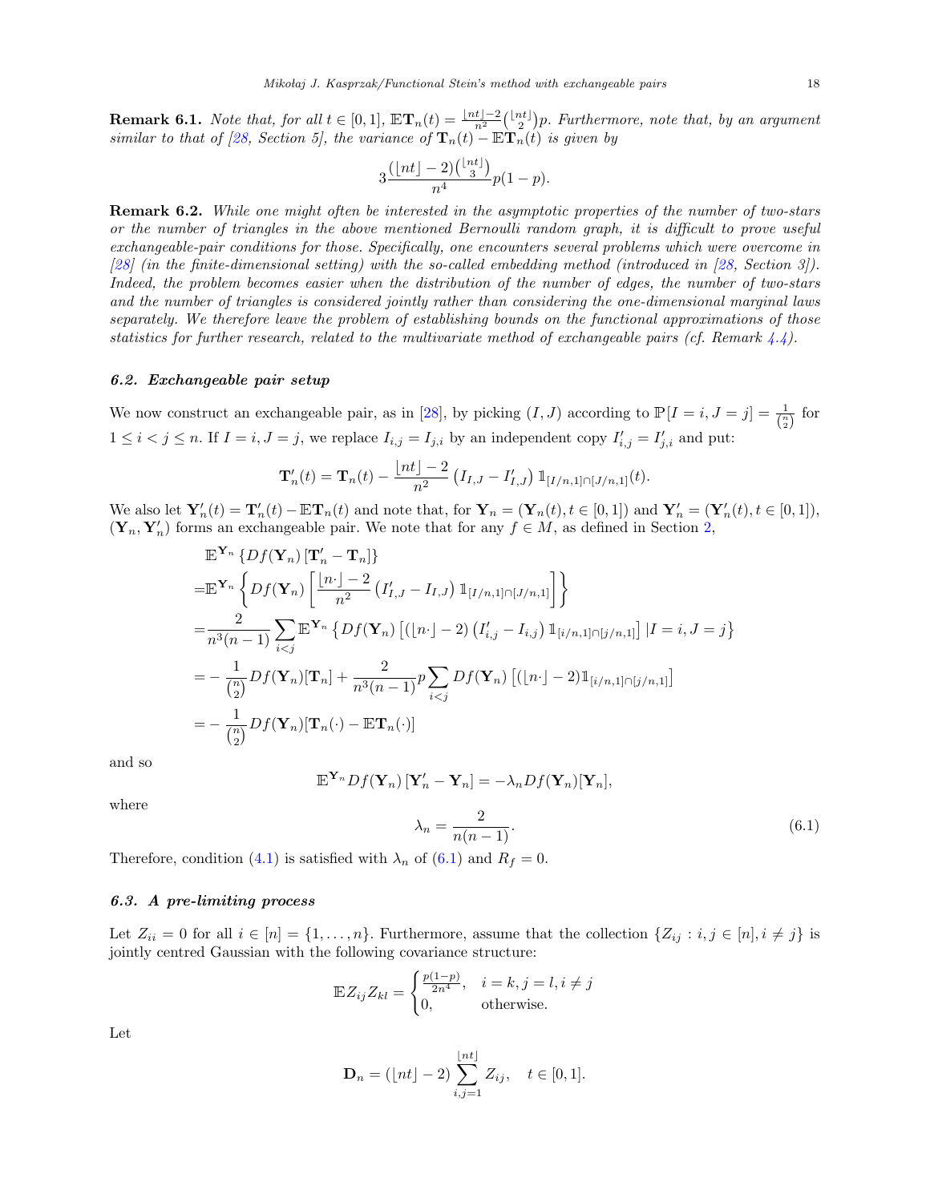**Remark 6.1.** *Note that, for all $t \in [0,1]$, $\mathbb{E}\mathbf{T}_n(t) = \frac{\lfloor nt \rfloor - 2}{n^2}\binom{\lfloor nt \rfloor}{2}p$. Furthermore, note that, by an argument similar to that of [28, Section 5], the variance of $\mathbf{T}_n(t) - \mathbb{E}\mathbf{T}_n(t)$ is given by*

$$3\frac{(\lfloor nt \rfloor - 2)\binom{\lfloor nt \rfloor}{3}}{n^4}p(1-p).$$

**Remark 6.2.** *While one might often be interested in the asymptotic properties of the number of two-stars or the number of triangles in the above mentioned Bernoulli random graph, it is difficult to prove useful exchangeable-pair conditions for those. Specifically, one encounters several problems which were overcome in [28] (in the finite-dimensional setting) with the so-called embedding method (introduced in [28, Section 3]). Indeed, the problem becomes easier when the distribution of the number of edges, the number of two-stars and the number of triangles is considered jointly rather than considering the one-dimensional marginal laws separately. We therefore leave the problem of establishing bounds on the functional approximations of those statistics for further research, related to the multivariate method of exchangeable pairs (cf. Remark 4.4).*

### *6.2. Exchangeable pair setup*

We now construct an exchangeable pair, as in [28], by picking $(I,J)$ according to $\mathbb{P}[I=i, J=j] = \frac{1}{\binom{n}{2}}$ for $1 \le i < j \le n$. If $I=i, J=j$, we replace $I_{i,j} = I_{j,i}$ by an independent copy $I'_{i,j} = I'_{j,i}$ and put:

$$\mathbf{T}'_n(t) = \mathbf{T}_n(t) - \frac{\lfloor nt \rfloor - 2}{n^2}\left(I_{I,J} - I'_{I,J}\right)\mathbb{1}_{[I/n,1]\cap[J/n,1]}(t).$$

We also let $\mathbf{Y}'_n(t) = \mathbf{T}'_n(t) - \mathbb{E}\mathbf{T}_n(t)$ and note that, for $\mathbf{Y}_n = (\mathbf{Y}_n(t), t\in[0,1])$ and $\mathbf{Y}'_n = (\mathbf{Y}'_n(t), t \in [0,1])$, $(\mathbf{Y}_n, \mathbf{Y}'_n)$ forms an exchangeable pair. We note that for any $f \in M$, as defined in Section 2,

$$\begin{aligned}
&\mathbb{E}^{\mathbf{Y}_n}\left\{Df(\mathbf{Y}_n)\left[\mathbf{T}'_n - \mathbf{T}_n\right]\right\} \\
=&\mathbb{E}^{\mathbf{Y}_n}\left\{Df(\mathbf{Y}_n)\left[\frac{\lfloor n\cdot \rfloor - 2}{n^2}\left(I'_{I,J} - I_{I,J}\right)\mathbb{1}_{[I/n,1]\cap[J/n,1]}\right]\right\} \\
=&\frac{2}{n^3(n-1)}\sum_{i<j}\mathbb{E}^{\mathbf{Y}_n}\left\{Df(\mathbf{Y}_n)\left[(\lfloor n\cdot\rfloor - 2)\left(I'_{i,j} - I_{i,j}\right)\mathbb{1}_{[i/n,1]\cap[j/n,1]}\right]|I=i,J=j\right\} \\
=&-\frac{1}{\binom{n}{2}}Df(\mathbf{Y}_n)[\mathbf{T}_n] + \frac{2}{n^3(n-1)}p\sum_{i<j}Df(\mathbf{Y}_n)\left[(\lfloor n\cdot\rfloor - 2)\mathbb{1}_{[i/n,1]\cap[j/n,1]}\right] \\
=&-\frac{1}{\binom{n}{2}}Df(\mathbf{Y}_n)[\mathbf{T}_n(\cdot) - \mathbb{E}\mathbf{T}_n(\cdot)]
\end{aligned}$$

and so

$$\mathbb{E}^{\mathbf{Y}_n}Df(\mathbf{Y}_n)\left[\mathbf{Y}'_n - \mathbf{Y}_n\right] = -\lambda_n Df(\mathbf{Y}_n)[\mathbf{Y}_n],$$

where

$$\lambda_n = \frac{2}{n(n-1)}. \tag{6.1}$$

Therefore, condition (4.1) is satisfied with $\lambda_n$ of (6.1) and $R_f = 0$.

### *6.3. A pre-limiting process*

Let $Z_{ii} = 0$ for all $i \in [n] = \{1,\dots,n\}$. Furthermore, assume that the collection $\{Z_{ij} : i,j\in[n], i\neq j\}$ is jointly centred Gaussian with the following covariance structure:

$$\mathbb{E}Z_{ij}Z_{kl} = \begin{cases}\frac{p(1-p)}{2n^4}, & i=k, j=l, i\neq j\\ 0, & \text{otherwise.}\end{cases}$$

Let

$$\mathbf{D}_n = (\lfloor nt\rfloor - 2)\sum_{i,j=1}^{\lfloor nt \rfloor}Z_{ij}, \quad t\in[0,1].$$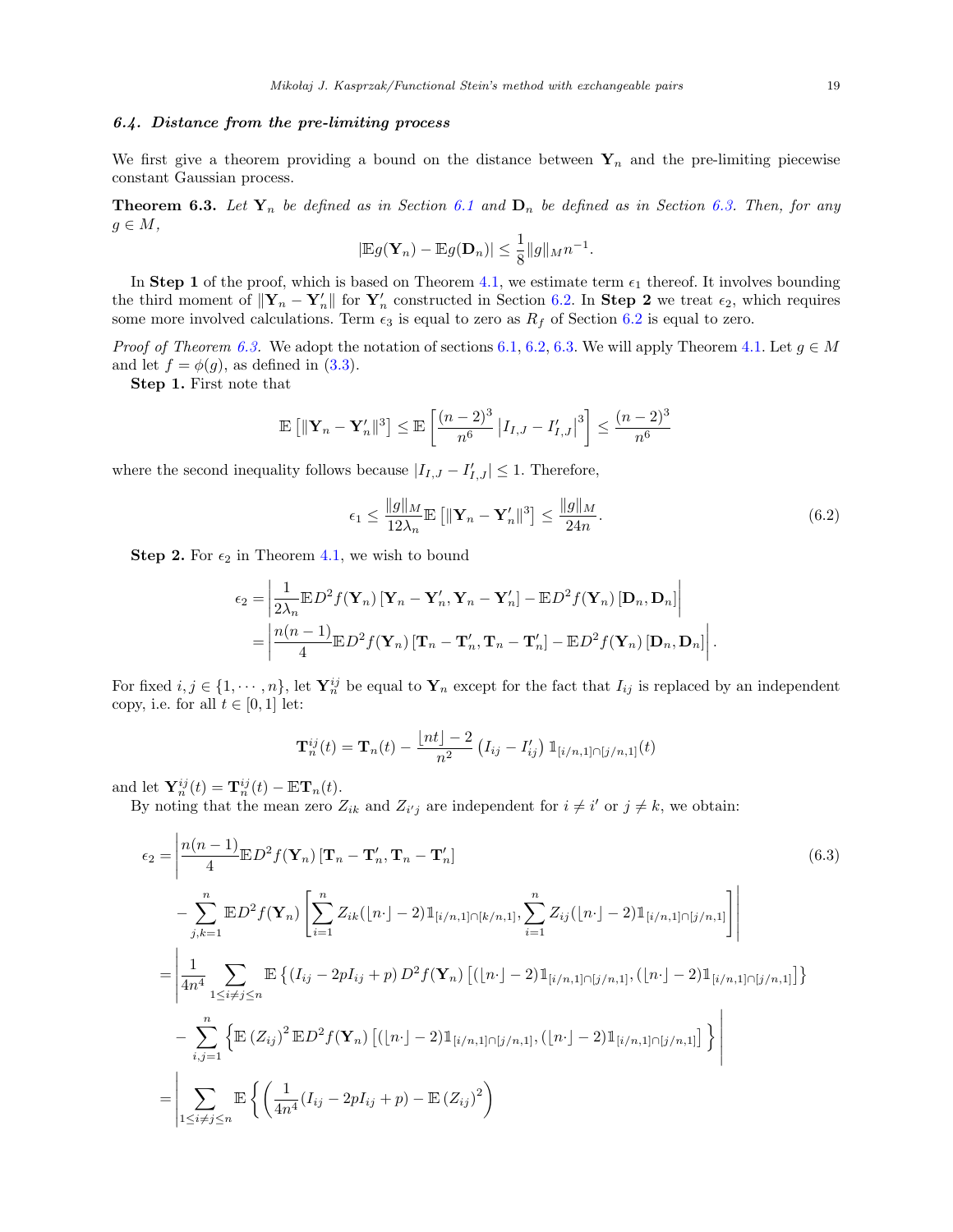### 6.4. Distance from the pre-limiting process

We first give a theorem providing a bound on the distance between $\mathbf{Y}_n$ and the pre-limiting piecewise constant Gaussian process.

**Theorem 6.3.** *Let $\mathbf{Y}_n$ be defined as in Section 6.1 and $\mathbf{D}_n$ be defined as in Section 6.3. Then, for any $g \in M$,*

$$|\mathbb{E}g(\mathbf{Y}_n) - \mathbb{E}g(\mathbf{D}_n)| \leq \frac{1}{8}\|g\|_M n^{-1}.$$

In **Step 1** of the proof, which is based on Theorem 4.1, we estimate term $\epsilon_1$ thereof. It involves bounding the third moment of $\|\mathbf{Y}_n - \mathbf{Y}_n'\|$ for $\mathbf{Y}_n'$ constructed in Section 6.2. In **Step 2** we treat $\epsilon_2$, which requires some more involved calculations. Term $\epsilon_3$ is equal to zero as $R_f$ of Section 6.2 is equal to zero.

*Proof of Theorem 6.3.* We adopt the notation of sections 6.1, 6.2, 6.3. We will apply Theorem 4.1. Let $g \in M$ and let $f = \phi(g)$, as defined in (3.3).

**Step 1.** First note that

$$\mathbb{E}\left[\|\mathbf{Y}_n - \mathbf{Y}_n'\|^3\right] \leq \mathbb{E}\left[\frac{(n-2)^3}{n^6}\left|I_{I,J} - I_{I,J}'\right|^3\right] \leq \frac{(n-2)^3}{n^6}$$

where the second inequality follows because $|I_{I,J} - I_{I,J}'| \leq 1$. Therefore,

$$\epsilon_1 \leq \frac{\|g\|_M}{12\lambda_n}\mathbb{E}\left[\|\mathbf{Y}_n - \mathbf{Y}_n'\|^3\right] \leq \frac{\|g\|_M}{24n}. \tag{6.2}$$

**Step 2.** For $\epsilon_2$ in Theorem 4.1, we wish to bound

$$\begin{aligned}
\epsilon_2 &= \left|\frac{1}{2\lambda_n}\mathbb{E}D^2 f(\mathbf{Y}_n)\left[\mathbf{Y}_n - \mathbf{Y}_n', \mathbf{Y}_n - \mathbf{Y}_n'\right] - \mathbb{E}D^2 f(\mathbf{Y}_n)\left[\mathbf{D}_n, \mathbf{D}_n\right]\right| \\
&= \left|\frac{n(n-1)}{4}\mathbb{E}D^2 f(\mathbf{Y}_n)\left[\mathbf{T}_n - \mathbf{T}_n', \mathbf{T}_n - \mathbf{T}_n'\right] - \mathbb{E}D^2 f(\mathbf{Y}_n)\left[\mathbf{D}_n, \mathbf{D}_n\right]\right|.
\end{aligned}$$

For fixed $i, j \in \{1, \cdots, n\}$, let $\mathbf{Y}_n^{ij}$ be equal to $\mathbf{Y}_n$ except for the fact that $I_{ij}$ is replaced by an independent copy, i.e. for all $t \in [0,1]$ let:

$$\mathbf{T}_n^{ij}(t) = \mathbf{T}_n(t) - \frac{\lfloor nt \rfloor - 2}{n^2}\left(I_{ij} - I_{ij}'\right)\mathbb{1}_{[i/n,1]\cap[j/n,1]}(t)$$

and let $\mathbf{Y}_n^{ij}(t) = \mathbf{T}_n^{ij}(t) - \mathbb{E}\mathbf{T}_n(t)$.

By noting that the mean zero $Z_{ik}$ and $Z_{i'j}$ are independent for $i \neq i'$ or $j \neq k$, we obtain:

$$\begin{aligned}
\epsilon_2 &= \Bigg|\frac{n(n-1)}{4}\mathbb{E}D^2 f(\mathbf{Y}_n)\left[\mathbf{T}_n - \mathbf{T}_n', \mathbf{T}_n - \mathbf{T}_n'\right] \\
&\quad - \sum_{j,k=1}^n \mathbb{E}D^2 f(\mathbf{Y}_n)\left[\sum_{i=1}^n Z_{ik}(\lfloor n\cdot \rfloor - 2)\mathbb{1}_{[i/n,1]\cap[k/n,1]}, \sum_{i=1}^n Z_{ij}(\lfloor n\cdot \rfloor - 2)\mathbb{1}_{[i/n,1]\cap[j/n,1]}\right]\Bigg| \\
&= \Bigg|\frac{1}{4n^4}\sum_{1\leq i\neq j\leq n}\mathbb{E}\left\{\left(I_{ij} - 2pI_{ij} + p\right)D^2 f(\mathbf{Y}_n)\left[(\lfloor n\cdot \rfloor - 2)\mathbb{1}_{[i/n,1]\cap[j/n,1]}, (\lfloor n\cdot \rfloor - 2)\mathbb{1}_{[i/n,1]\cap[j/n,1]}\right]\right\} \\
&\quad - \sum_{i,j=1}^n \left\{\mathbb{E}\left(Z_{ij}\right)^2 \mathbb{E}D^2 f(\mathbf{Y}_n)\left[(\lfloor n\cdot \rfloor - 2)\mathbb{1}_{[i/n,1]\cap[j/n,1]}, (\lfloor n\cdot \rfloor - 2)\mathbb{1}_{[i/n,1]\cap[j/n,1]}\right]\right\}\Bigg| \\
&= \Bigg|\sum_{1\leq i\neq j\leq n}\mathbb{E}\left\{\left(\frac{1}{4n^4}(I_{ij} - 2pI_{ij} + p) - \mathbb{E}\left(Z_{ij}\right)^2\right)\right.
\end{aligned}$$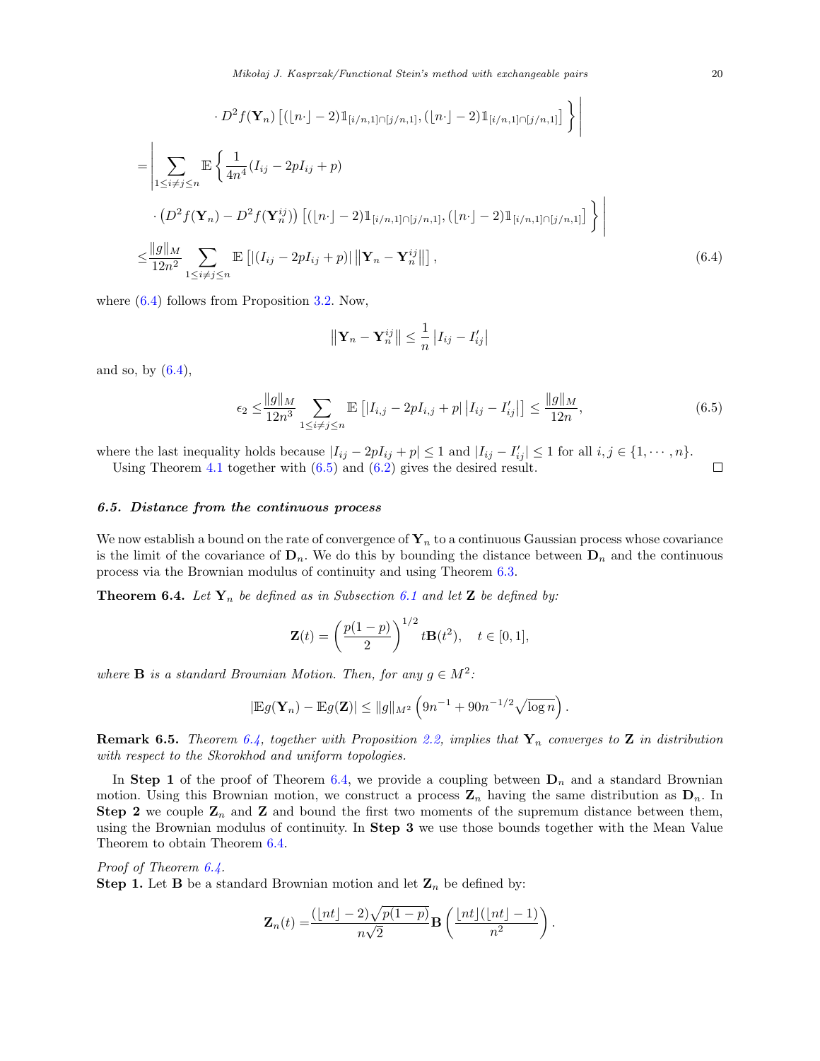$$
\cdot D^2 f(\mathbf{Y}_n)\left[(\lfloor n\cdot\rfloor - 2)\mathbb{1}_{[i/n,1]\cap[j/n,1]}, (\lfloor n\cdot\rfloor - 2)\mathbb{1}_{[i/n,1]\cap[j/n,1]}\right] \Bigg\} \Bigg|
$$

$$
\begin{aligned}
=& \left| \sum_{1\le i\neq j\le n} \mathbb{E}\left\{ \frac{1}{4n^4}(I_{ij} - 2pI_{ij} + p) \right.\right. \\
& \left.\left. \cdot \left(D^2 f(\mathbf{Y}_n) - D^2 f(\mathbf{Y}_n^{ij})\right)\left[(\lfloor n\cdot\rfloor - 2)\mathbb{1}_{[i/n,1]\cap[j/n,1]}, (\lfloor n\cdot\rfloor - 2)\mathbb{1}_{[i/n,1]\cap[j/n,1]}\right] \right\} \right| \\
\le& \frac{\|g\|_M}{12n^2} \sum_{1\le i\neq j\le n} \mathbb{E}\left[ |(I_{ij} - 2pI_{ij} + p)| \left\|\mathbf{Y}_n - \mathbf{Y}_n^{ij}\right\| \right],
\end{aligned}
\tag{6.4}
$$

where (6.4) follows from Proposition 3.2. Now,

$$
\left\|\mathbf{Y}_n - \mathbf{Y}_n^{ij}\right\| \le \frac{1}{n}\left|I_{ij} - I'_{ij}\right|
$$

and so, by (6.4),

$$
\epsilon_2 \le \frac{\|g\|_M}{12n^3} \sum_{1\le i\neq j\le n} \mathbb{E}\left[ |I_{i,j} - 2pI_{i,j} + p| \left|I_{ij} - I'_{ij}\right| \right] \le \frac{\|g\|_M}{12n},
\tag{6.5}
$$

where the last inequality holds because $|I_{ij} - 2pI_{ij} + p| \le 1$ and $|I_{ij} - I'_{ij}| \le 1$ for all $i, j \in \{1, \cdots, n\}$.

Using Theorem 4.1 together with (6.5) and (6.2) gives the desired result. $\square$

### 6.5. Distance from the continuous process

We now establish a bound on the rate of convergence of $\mathbf{Y}_n$ to a continuous Gaussian process whose covariance is the limit of the covariance of $\mathbf{D}_n$. We do this by bounding the distance between $\mathbf{D}_n$ and the continuous process via the Brownian modulus of continuity and using Theorem 6.3.

**Theorem 6.4.** *Let $\mathbf{Y}_n$ be defined as in Subsection 6.1 and let $\mathbf{Z}$ be defined by:*

$$
\mathbf{Z}(t) = \left(\frac{p(1-p)}{2}\right)^{1/2} t\mathbf{B}(t^2), \quad t \in [0, 1],
$$

*where $\mathbf{B}$ is a standard Brownian Motion. Then, for any $g \in M^2$:*

$$
|\mathbb{E}g(\mathbf{Y}_n) - \mathbb{E}g(\mathbf{Z})| \le \|g\|_{M^2}\left(9n^{-1} + 90n^{-1/2}\sqrt{\log n}\right).
$$

**Remark 6.5.** *Theorem 6.4, together with Proposition 2.2, implies that $\mathbf{Y}_n$ converges to $\mathbf{Z}$ in distribution with respect to the Skorokhod and uniform topologies.*

In **Step 1** of the proof of Theorem 6.4, we provide a coupling between $\mathbf{D}_n$ and a standard Brownian motion. Using this Brownian motion, we construct a process $\mathbf{Z}_n$ having the same distribution as $\mathbf{D}_n$. In **Step 2** we couple $\mathbf{Z}_n$ and $\mathbf{Z}$ and bound the first two moments of the supremum distance between them, using the Brownian modulus of continuity. In **Step 3** we use those bounds together with the Mean Value Theorem to obtain Theorem 6.4.

*Proof of Theorem 6.4.*

**Step 1.** Let $\mathbf{B}$ be a standard Brownian motion and let $\mathbf{Z}_n$ be defined by:

$$
\mathbf{Z}_n(t) = \frac{(\lfloor nt\rfloor - 2)\sqrt{p(1-p)}}{n\sqrt{2}}\mathbf{B}\left(\frac{\lfloor nt\rfloor(\lfloor nt\rfloor - 1)}{n^2}\right).
$$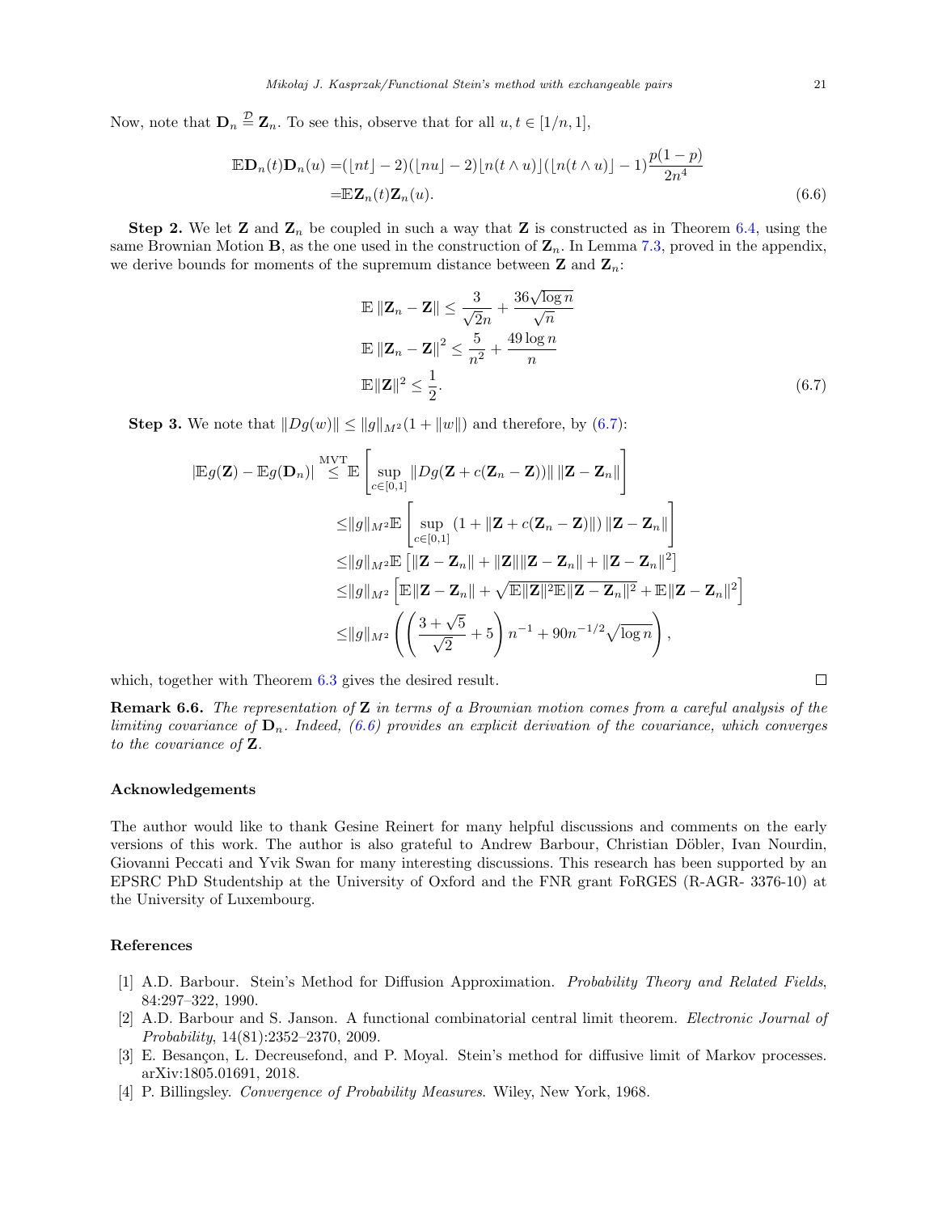Now, note that $\mathbf{D}_n \stackrel{\mathcal{D}}{=} \mathbf{Z}_n$. To see this, observe that for all $u, t \in [1/n, 1]$,

$$
\begin{aligned}
\mathbb{E}\mathbf{D}_n(t)\mathbf{D}_n(u) =& (\lfloor nt \rfloor - 2)(\lfloor nu \rfloor - 2)\lfloor n(t \wedge u) \rfloor (\lfloor n(t \wedge u) \rfloor - 1)\frac{p(1-p)}{2n^4} \\
=& \mathbb{E}\mathbf{Z}_n(t)\mathbf{Z}_n(u).
\end{aligned} \tag{6.6}
$$

**Step 2.** We let $\mathbf{Z}$ and $\mathbf{Z}_n$ be coupled in such a way that $\mathbf{Z}$ is constructed as in Theorem 6.4, using the same Brownian Motion $\mathbf{B}$, as the one used in the construction of $\mathbf{Z}_n$. In Lemma 7.3, proved in the appendix, we derive bounds for moments of the supremum distance between $\mathbf{Z}$ and $\mathbf{Z}_n$:

$$
\begin{aligned}
\mathbb{E}\left\|\mathbf{Z}_n - \mathbf{Z}\right\| &\leq \frac{3}{\sqrt{2n}} + \frac{36\sqrt{\log n}}{\sqrt{n}} \\
\mathbb{E}\left\|\mathbf{Z}_n - \mathbf{Z}\right\|^2 &\leq \frac{5}{n^2} + \frac{49\log n}{n} \\
\mathbb{E}\|\mathbf{Z}\|^2 &\leq \frac{1}{2}.
\end{aligned} \tag{6.7}
$$

**Step 3.** We note that $\|Dg(w)\| \leq \|g\|_{M^2}(1 + \|w\|)$ and therefore, by (6.7):

$$
\begin{aligned}
|\mathbb{E}g(\mathbf{Z}) - \mathbb{E}g(\mathbf{D}_n)| \stackrel{\text{MVT}}{\leq} & \mathbb{E}\left[\sup_{c\in[0,1]}\|Dg(\mathbf{Z} + c(\mathbf{Z}_n - \mathbf{Z}))\|\,\|\mathbf{Z} - \mathbf{Z}_n\|\right] \\
\leq & \|g\|_{M^2}\mathbb{E}\left[\sup_{c\in[0,1]}(1 + \|\mathbf{Z} + c(\mathbf{Z}_n - \mathbf{Z})\|)\,\|\mathbf{Z} - \mathbf{Z}_n\|\right] \\
\leq & \|g\|_{M^2}\mathbb{E}\left[\|\mathbf{Z} - \mathbf{Z}_n\| + \|\mathbf{Z}\|\|\mathbf{Z} - \mathbf{Z}_n\| + \|\mathbf{Z} - \mathbf{Z}_n\|^2\right] \\
\leq & \|g\|_{M^2}\left[\mathbb{E}\|\mathbf{Z} - \mathbf{Z}_n\| + \sqrt{\mathbb{E}\|\mathbf{Z}\|^2\mathbb{E}\|\mathbf{Z} - \mathbf{Z}_n\|^2} + \mathbb{E}\|\mathbf{Z} - \mathbf{Z}_n\|^2\right] \\
\leq & \|g\|_{M^2}\left(\left(\frac{3 + \sqrt{5}}{\sqrt{2}} + 5\right)n^{-1} + 90n^{-1/2}\sqrt{\log n}\right),
\end{aligned}
$$

which, together with Theorem 6.3 gives the desired result. □

**Remark 6.6.** *The representation of* $\mathbf{Z}$ *in terms of a Brownian motion comes from a careful analysis of the limiting covariance of* $\mathbf{D}_n$*. Indeed, (6.6) provides an explicit derivation of the covariance, which converges to the covariance of* $\mathbf{Z}$*.*

## Acknowledgements

The author would like to thank Gesine Reinert for many helpful discussions and comments on the early versions of this work. The author is also grateful to Andrew Barbour, Christian Döbler, Ivan Nourdin, Giovanni Peccati and Yvik Swan for many interesting discussions. This research has been supported by an EPSRC PhD Studentship at the University of Oxford and the FNR grant FoRGES (R-AGR- 3376-10) at the University of Luxembourg.

## References

[1] A.D. Barbour. Stein's Method for Diffusion Approximation. *Probability Theory and Related Fields*, 84:297–322, 1990.

[2] A.D. Barbour and S. Janson. A functional combinatorial central limit theorem. *Electronic Journal of Probability*, 14(81):2352–2370, 2009.

[3] E. Besançon, L. Decreusefond, and P. Moyal. Stein's method for diffusive limit of Markov processes. arXiv:1805.01691, 2018.

[4] P. Billingsley. *Convergence of Probability Measures.* Wiley, New York, 1968.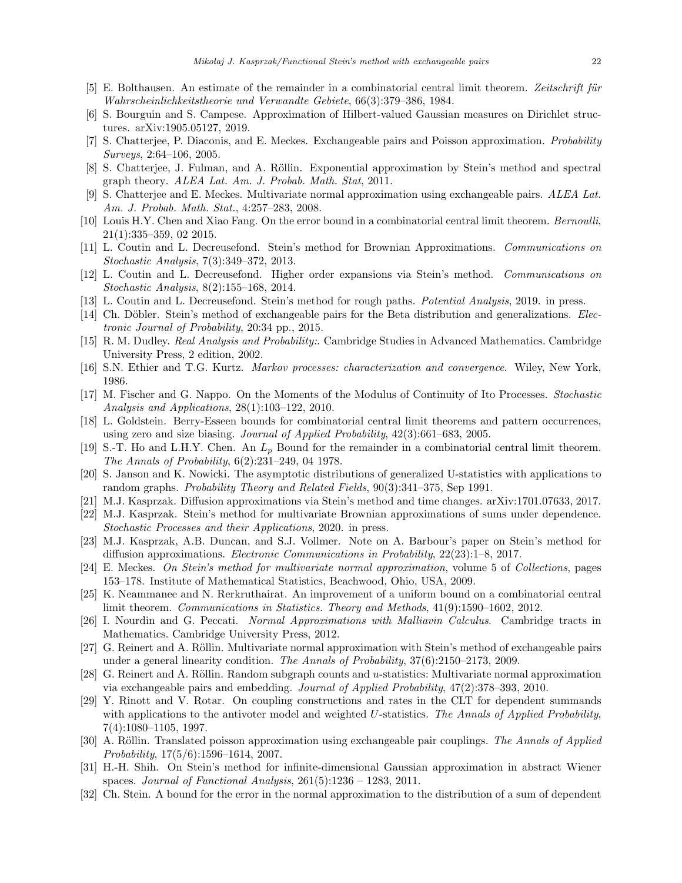[5] E. Bolthausen. An estimate of the remainder in a combinatorial central limit theorem. *Zeitschrift für Wahrscheinlichkeitstheorie und Verwandte Gebiete*, 66(3):379–386, 1984.

[6] S. Bourguin and S. Campese. Approximation of Hilbert-valued Gaussian measures on Dirichlet structures. arXiv:1905.05127, 2019.

[7] S. Chatterjee, P. Diaconis, and E. Meckes. Exchangeable pairs and Poisson approximation. *Probability Surveys*, 2:64–106, 2005.

[8] S. Chatterjee, J. Fulman, and A. Röllin. Exponential approximation by Stein's method and spectral graph theory. *ALEA Lat. Am. J. Probab. Math. Stat*, 2011.

[9] S. Chatterjee and E. Meckes. Multivariate normal approximation using exchangeable pairs. *ALEA Lat. Am. J. Probab. Math. Stat.*, 4:257–283, 2008.

[10] Louis H.Y. Chen and Xiao Fang. On the error bound in a combinatorial central limit theorem. *Bernoulli*, 21(1):335–359, 02 2015.

[11] L. Coutin and L. Decreusefond. Stein's method for Brownian Approximations. *Communications on Stochastic Analysis*, 7(3):349–372, 2013.

[12] L. Coutin and L. Decreusefond. Higher order expansions via Stein's method. *Communications on Stochastic Analysis*, 8(2):155–168, 2014.

[13] L. Coutin and L. Decreusefond. Stein's method for rough paths. *Potential Analysis*, 2019. in press.

[14] Ch. Döbler. Stein's method of exchangeable pairs for the Beta distribution and generalizations. *Electronic Journal of Probability*, 20:34 pp., 2015.

[15] R. M. Dudley. *Real Analysis and Probability:*. Cambridge Studies in Advanced Mathematics. Cambridge University Press, 2 edition, 2002.

[16] S.N. Ethier and T.G. Kurtz. *Markov processes: characterization and convergence*. Wiley, New York, 1986.

[17] M. Fischer and G. Nappo. On the Moments of the Modulus of Continuity of Ito Processes. *Stochastic Analysis and Applications*, 28(1):103–122, 2010.

[18] L. Goldstein. Berry-Esseen bounds for combinatorial central limit theorems and pattern occurrences, using zero and size biasing. *Journal of Applied Probability*, 42(3):661–683, 2005.

[19] S.-T. Ho and L.H.Y. Chen. An $L_p$ Bound for the remainder in a combinatorial central limit theorem. *The Annals of Probability*, 6(2):231–249, 04 1978.

[20] S. Janson and K. Nowicki. The asymptotic distributions of generalized U-statistics with applications to random graphs. *Probability Theory and Related Fields*, 90(3):341–375, Sep 1991.

[21] M.J. Kasprzak. Diffusion approximations via Stein's method and time changes. arXiv:1701.07633, 2017.

[22] M.J. Kasprzak. Stein's method for multivariate Brownian approximations of sums under dependence. *Stochastic Processes and their Applications*, 2020. in press.

[23] M.J. Kasprzak, A.B. Duncan, and S.J. Vollmer. Note on A. Barbour's paper on Stein's method for diffusion approximations. *Electronic Communications in Probability*, 22(23):1–8, 2017.

[24] E. Meckes. *On Stein's method for multivariate normal approximation*, volume 5 of *Collections*, pages 153–178. Institute of Mathematical Statistics, Beachwood, Ohio, USA, 2009.

[25] K. Neammanee and N. Rerkruthairat. An improvement of a uniform bound on a combinatorial central limit theorem. *Communications in Statistics. Theory and Methods*, 41(9):1590–1602, 2012.

[26] I. Nourdin and G. Peccati. *Normal Approximations with Malliavin Calculus*. Cambridge tracts in Mathematics. Cambridge University Press, 2012.

[27] G. Reinert and A. Röllin. Multivariate normal approximation with Stein's method of exchangeable pairs under a general linearity condition. *The Annals of Probability*, 37(6):2150–2173, 2009.

[28] G. Reinert and A. Röllin. Random subgraph counts and $u$-statistics: Multivariate normal approximation via exchangeable pairs and embedding. *Journal of Applied Probability*, 47(2):378–393, 2010.

[29] Y. Rinott and V. Rotar. On coupling constructions and rates in the CLT for dependent summands with applications to the antivoter model and weighted $U$-statistics. *The Annals of Applied Probability*, 7(4):1080–1105, 1997.

[30] A. Röllin. Translated poisson approximation using exchangeable pair couplings. *The Annals of Applied Probability*, 17(5/6):1596–1614, 2007.

[31] H.-H. Shih. On Stein's method for infinite-dimensional Gaussian approximation in abstract Wiener spaces. *Journal of Functional Analysis*, 261(5):1236 – 1283, 2011.

[32] Ch. Stein. A bound for the error in the normal approximation to the distribution of a sum of dependent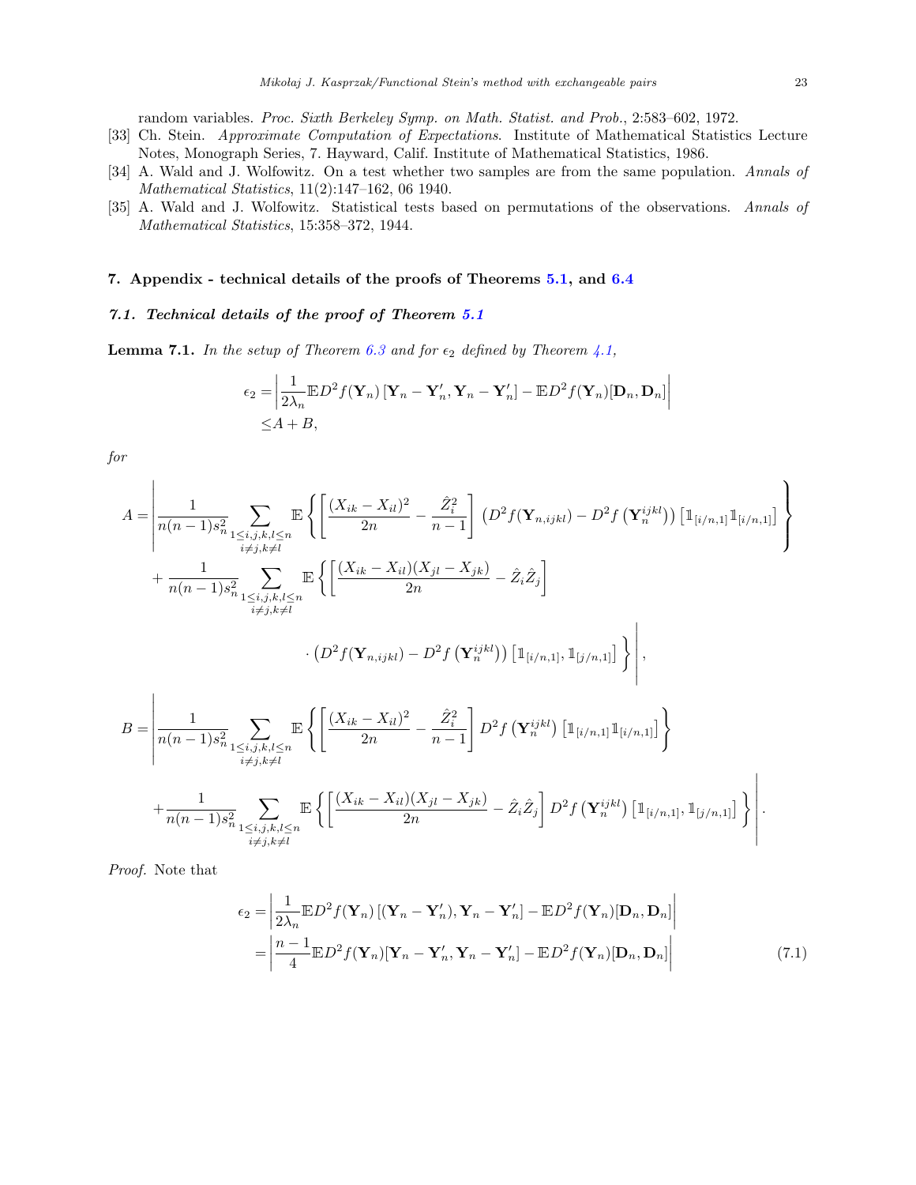random variables. *Proc. Sixth Berkeley Symp. on Math. Statist. and Prob.*, 2:583–602, 1972.

[33] Ch. Stein. *Approximate Computation of Expectations*. Institute of Mathematical Statistics Lecture Notes, Monograph Series, 7. Hayward, Calif. Institute of Mathematical Statistics, 1986.

[34] A. Wald and J. Wolfowitz. On a test whether two samples are from the same population. *Annals of Mathematical Statistics*, 11(2):147–162, 06 1940.

[35] A. Wald and J. Wolfowitz. Statistical tests based on permutations of the observations. *Annals of Mathematical Statistics*, 15:358–372, 1944.

## 7. Appendix - technical details of the proofs of Theorems 5.1, and 6.4

### 7.1. Technical details of the proof of Theorem 5.1

**Lemma 7.1.** *In the setup of Theorem 6.3 and for $\epsilon_2$ defined by Theorem 4.1,*

$$\begin{aligned}\epsilon_2 =&\left|\frac{1}{2\lambda_n}\mathbb{E}D^2f(\mathbf{Y}_n)\left[\mathbf{Y}_n-\mathbf{Y}_n',\mathbf{Y}_n-\mathbf{Y}_n'\right]-\mathbb{E}D^2f(\mathbf{Y}_n)[\mathbf{D}_n,\mathbf{D}_n]\right|\\ \leq& A+B,\end{aligned}$$

*for*

$$\begin{aligned}A=&\left|\frac{1}{n(n-1)s_n^2}\sum_{\substack{1\leq i,j,k,l\leq n\\ i\neq j,k\neq l}}\mathbb{E}\left\{\left[\frac{(X_{ik}-X_{il})^2}{2n}-\frac{\hat{Z}_i^2}{n-1}\right]\left(D^2f(\mathbf{Y}_{n,ijkl})-D^2f\left(\mathbf{Y}_n^{ijkl}\right)\right)\left[\mathbb{1}_{[i/n,1]}\mathbb{1}_{[i/n,1]}\right]\right\}\right.\\ &+\frac{1}{n(n-1)s_n^2}\sum_{\substack{1\leq i,j,k,l\leq n\\ i\neq j,k\neq l}}\mathbb{E}\left\{\left[\frac{(X_{ik}-X_{il})(X_{jl}-X_{jk})}{2n}-\hat{Z}_i\hat{Z}_j\right]\right.\\ &\left.\left.\qquad\cdot\left(D^2f(\mathbf{Y}_{n,ijkl})-D^2f\left(\mathbf{Y}_n^{ijkl}\right)\right)\left[\mathbb{1}_{[i/n,1]},\mathbb{1}_{[j/n,1]}\right]\right\}\right|,\end{aligned}$$

$$\begin{aligned}B=&\left|\frac{1}{n(n-1)s_n^2}\sum_{\substack{1\leq i,j,k,l\leq n\\ i\neq j,k\neq l}}\mathbb{E}\left\{\left[\frac{(X_{ik}-X_{il})^2}{2n}-\frac{\hat{Z}_i^2}{n-1}\right]D^2f\left(\mathbf{Y}_n^{ijkl}\right)\left[\mathbb{1}_{[i/n,1]}\mathbb{1}_{[i/n,1]}\right]\right\}\right.\\ &\left.+\frac{1}{n(n-1)s_n^2}\sum_{\substack{1\leq i,j,k,l\leq n\\ i\neq j,k\neq l}}\mathbb{E}\left\{\left[\frac{(X_{ik}-X_{il})(X_{jl}-X_{jk})}{2n}-\hat{Z}_i\hat{Z}_j\right]D^2f\left(\mathbf{Y}_n^{ijkl}\right)\left[\mathbb{1}_{[i/n,1]},\mathbb{1}_{[j/n,1]}\right]\right\}\right|.\end{aligned}$$

*Proof.* Note that

$$\begin{aligned}\epsilon_2 =&\left|\frac{1}{2\lambda_n}\mathbb{E}D^2f(\mathbf{Y}_n)\left[(\mathbf{Y}_n-\mathbf{Y}_n'),\mathbf{Y}_n-\mathbf{Y}_n'\right]-\mathbb{E}D^2f(\mathbf{Y}_n)[\mathbf{D}_n,\mathbf{D}_n]\right|\\ =&\left|\frac{n-1}{4}\mathbb{E}D^2f(\mathbf{Y}_n)[\mathbf{Y}_n-\mathbf{Y}_n',\mathbf{Y}_n-\mathbf{Y}_n']-\mathbb{E}D^2f(\mathbf{Y}_n)[\mathbf{D}_n,\mathbf{D}_n]\right| \qquad (7.1)\end{aligned}$$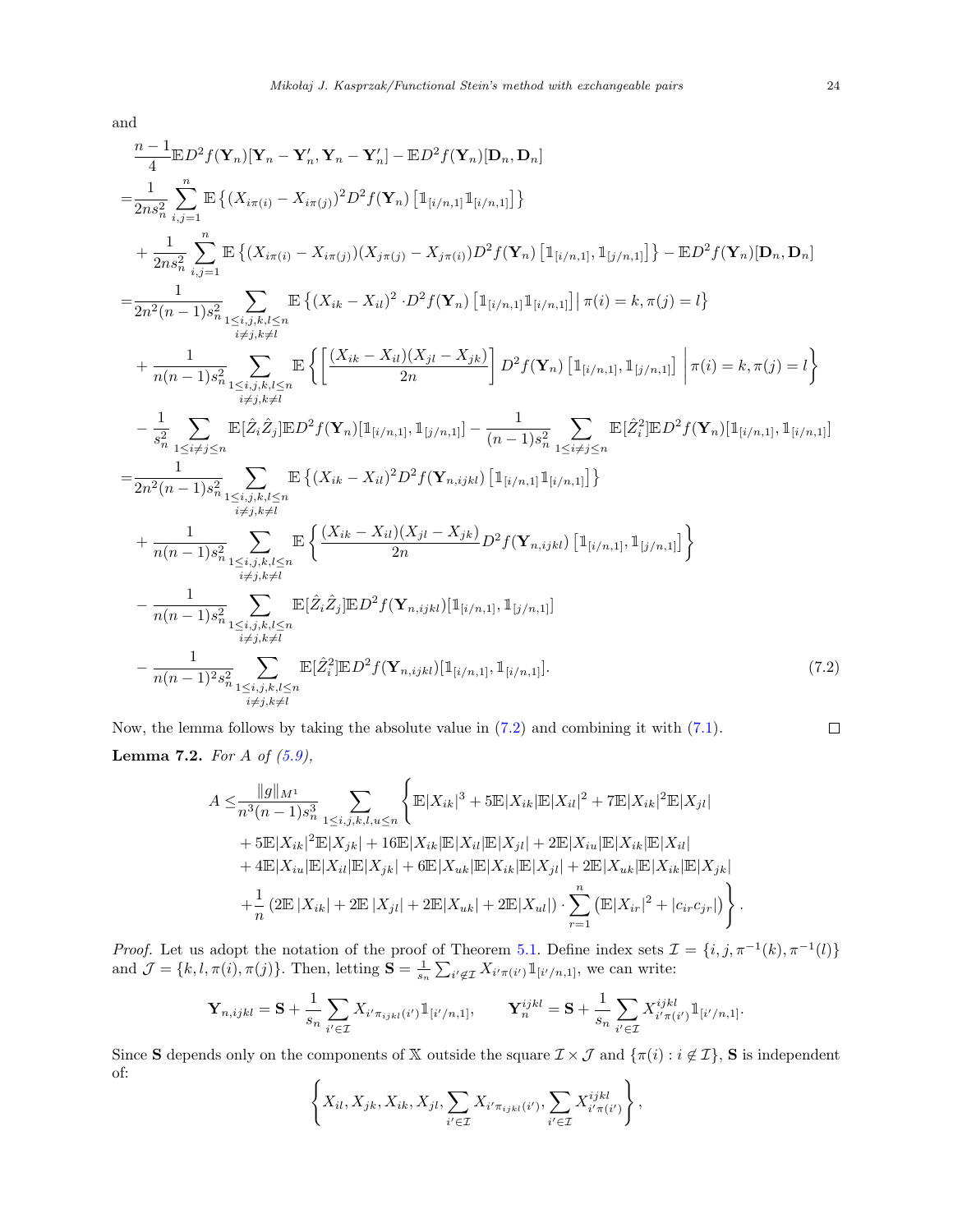and

$$
\begin{aligned}
&\frac{n-1}{4}\mathbb{E}D^2f(\mathbf{Y}_n)[\mathbf{Y}_n-\mathbf{Y}_n',\mathbf{Y}_n-\mathbf{Y}_n']-\mathbb{E}D^2f(\mathbf{Y}_n)[\mathbf{D}_n,\mathbf{D}_n]\\
=&\frac{1}{2ns_n^2}\sum_{i,j=1}^n\mathbb{E}\left\{(X_{i\pi(i)}-X_{i\pi(j)})^2D^2f(\mathbf{Y}_n)\left[\mathbb{1}_{[i/n,1]}\mathbb{1}_{[i/n,1]}\right]\right\}\\
&+\frac{1}{2ns_n^2}\sum_{i,j=1}^n\mathbb{E}\left\{(X_{i\pi(i)}-X_{i\pi(j)})(X_{j\pi(j)}-X_{j\pi(i)})D^2f(\mathbf{Y}_n)\left[\mathbb{1}_{[i/n,1]},\mathbb{1}_{[j/n,1]}\right]\right\}-\mathbb{E}D^2f(\mathbf{Y}_n)[\mathbf{D}_n,\mathbf{D}_n]\\
=&\frac{1}{2n^2(n-1)s_n^2}\sum_{\substack{1\leq i,j,k,l\leq n\\ i\neq j,k\neq l}}\mathbb{E}\left\{(X_{ik}-X_{il})^2\cdot D^2f(\mathbf{Y}_n)\left[\mathbb{1}_{[i/n,1]}\mathbb{1}_{[i/n,1]}\right]\Big|\,\pi(i)=k,\pi(j)=l\right\}\\
&+\frac{1}{n(n-1)s_n^2}\sum_{\substack{1\leq i,j,k,l\leq n\\ i\neq j,k\neq l}}\mathbb{E}\left\{\left[\frac{(X_{ik}-X_{il})(X_{jl}-X_{jk})}{2n}\right]D^2f(\mathbf{Y}_n)\left[\mathbb{1}_{[i/n,1]},\mathbb{1}_{[j/n,1]}\right]\,\Bigg|\,\pi(i)=k,\pi(j)=l\right\}\\
&-\frac{1}{s_n^2}\sum_{1\leq i\neq j\leq n}\mathbb{E}[\hat{Z}_i\hat{Z}_j]\mathbb{E}D^2f(\mathbf{Y}_n)[\mathbb{1}_{[i/n,1]},\mathbb{1}_{[j/n,1]}]-\frac{1}{(n-1)s_n^2}\sum_{1\leq i\neq j\leq n}\mathbb{E}[\hat{Z}_i^2]\mathbb{E}D^2f(\mathbf{Y}_n)[\mathbb{1}_{[i/n,1]},\mathbb{1}_{[i/n,1]}]\\
=&\frac{1}{2n^2(n-1)s_n^2}\sum_{\substack{1\leq i,j,k,l\leq n\\ i\neq j,k\neq l}}\mathbb{E}\left\{(X_{ik}-X_{il})^2D^2f(\mathbf{Y}_{n,ijkl})\left[\mathbb{1}_{[i/n,1]}\mathbb{1}_{[i/n,1]}\right]\right\}\\
&+\frac{1}{n(n-1)s_n^2}\sum_{\substack{1\leq i,j,k,l\leq n\\ i\neq j,k\neq l}}\mathbb{E}\left\{\frac{(X_{ik}-X_{il})(X_{jl}-X_{jk})}{2n}D^2f(\mathbf{Y}_{n,ijkl})\left[\mathbb{1}_{[i/n,1]},\mathbb{1}_{[j/n,1]}\right]\right\}\\
&-\frac{1}{n(n-1)s_n^2}\sum_{\substack{1\leq i,j,k,l\leq n\\ i\neq j,k\neq l}}\mathbb{E}[\hat{Z}_i\hat{Z}_j]\mathbb{E}D^2f(\mathbf{Y}_{n,ijkl})[\mathbb{1}_{[i/n,1]},\mathbb{1}_{[j/n,1]}]\\
&-\frac{1}{n(n-1)^2s_n^2}\sum_{\substack{1\leq i,j,k,l\leq n\\ i\neq j,k\neq l}}\mathbb{E}[\hat{Z}_i^2]\mathbb{E}D^2f(\mathbf{Y}_{n,ijkl})[\mathbb{1}_{[i/n,1]},\mathbb{1}_{[i/n,1]}].
\end{aligned}
\tag{7.2}
$$

Now, the lemma follows by taking the absolute value in (7.2) and combining it with (7.1). $\square$

**Lemma 7.2.** *For $A$ of (5.9),*

$$
\begin{aligned}
A\leq&\frac{\|g\|_{M^1}}{n^3(n-1)s_n^3}\sum_{1\leq i,j,k,l,u\leq n}\Bigg\{\mathbb{E}|X_{ik}|^3+5\mathbb{E}|X_{ik}|\mathbb{E}|X_{il}|^2+7\mathbb{E}|X_{ik}|^2\mathbb{E}|X_{jl}|\\
&+5\mathbb{E}|X_{ik}|^2\mathbb{E}|X_{jk}|+16\mathbb{E}|X_{ik}|\mathbb{E}|X_{il}|\mathbb{E}|X_{jl}|+2\mathbb{E}|X_{iu}|\mathbb{E}|X_{ik}|\mathbb{E}|X_{il}|\\
&+4\mathbb{E}|X_{iu}|\mathbb{E}|X_{il}|\mathbb{E}|X_{jk}|+6\mathbb{E}|X_{uk}|\mathbb{E}|X_{ik}|\mathbb{E}|X_{jl}|+2\mathbb{E}|X_{uk}|\mathbb{E}|X_{ik}|\mathbb{E}|X_{jk}|\\
&+\frac{1}{n}\left(2\mathbb{E}\left|X_{ik}\right|+2\mathbb{E}\left|X_{jl}\right|+2\mathbb{E}|X_{uk}|+2\mathbb{E}|X_{ul}|\right)\cdot\sum_{r=1}^n\left(\mathbb{E}|X_{ir}|^2+|c_{ir}c_{jr}|\right)\Bigg\}.
\end{aligned}
$$

*Proof.* Let us adopt the notation of the proof of Theorem 5.1. Define index sets $\mathcal{I}=\{i,j,\pi^{-1}(k),\pi^{-1}(l)\}$ and $\mathcal{J}=\{k,l,\pi(i),\pi(j)\}$. Then, letting $\mathbf{S}=\frac{1}{s_n}\sum_{i'\notin\mathcal{I}}X_{i'\pi(i')}\mathbb{1}_{[i'/n,1]}$, we can write:

$$
\mathbf{Y}_{n,ijkl}=\mathbf{S}+\frac{1}{s_n}\sum_{i'\in\mathcal{I}}X_{i'\pi_{ijkl}(i')}\mathbb{1}_{[i'/n,1]},\qquad \mathbf{Y}_n^{ijkl}=\mathbf{S}+\frac{1}{s_n}\sum_{i'\in\mathcal{I}}X^{ijkl}_{i'\pi(i')}\mathbb{1}_{[i'/n,1]}.
$$

Since $\mathbf{S}$ depends only on the components of $\mathbb{X}$ outside the square $\mathcal{I}\times\mathcal{J}$ and $\{\pi(i):i\notin\mathcal{I}\}$, $\mathbf{S}$ is independent of:

$$
\left\{X_{il},X_{jk},X_{ik},X_{jl},\sum_{i'\in\mathcal{I}}X_{i'\pi_{ijkl}(i')},\sum_{i'\in\mathcal{I}}X^{ijkl}_{i'\pi(i')}\right\},
$$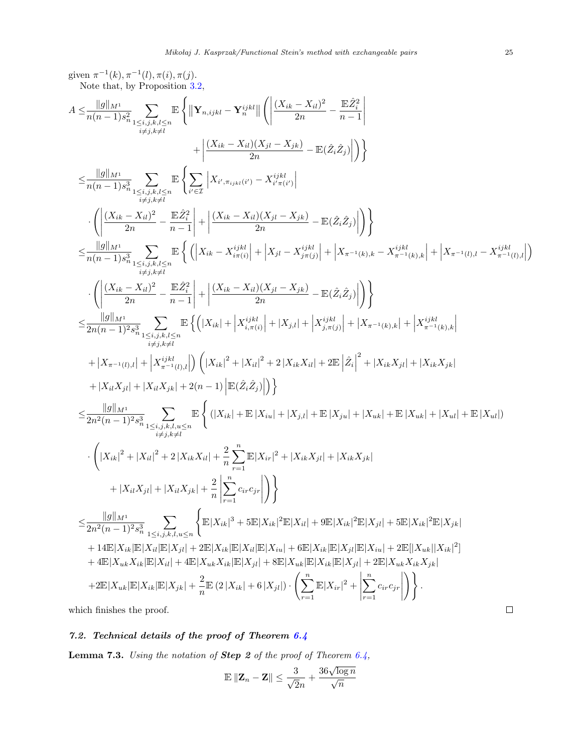given $\pi^{-1}(k), \pi^{-1}(l), \pi(i), \pi(j)$.

Note that, by Proposition 3.2,

$$
\begin{aligned}
A \leq & \frac{\|g\|_{M^1}}{n(n-1)s_n^2} \sum_{\substack{1\leq i,j,k,l\leq n\\ i\neq j, k\neq l}} \mathbb{E}\left\{ \left\|\mathbf{Y}_{n,ijkl} - \mathbf{Y}_n^{ijkl}\right\| \left( \left| \frac{(X_{ik}-X_{il})^2}{2n} - \frac{\mathbb{E}\hat{Z}_i^2}{n-1}\right| \right.\right.\\
&\left.\left. + \left| \frac{(X_{ik}-X_{il})(X_{jl}-X_{jk})}{2n} - \mathbb{E}(\hat{Z}_i\hat{Z}_j)\right| \right)\right\}\\
\leq & \frac{\|g\|_{M^1}}{n(n-1)s_n^3} \sum_{\substack{1\leq i,j,k,l\leq n\\ i\neq j, k\neq l}} \mathbb{E}\left\{ \sum_{i'\in\mathcal{I}} \left| X_{i',\pi_{ijkl}(i')} - X^{ijkl}_{i'\pi(i')}\right| \right.\\
&\left. \cdot \left( \left| \frac{(X_{ik}-X_{il})^2}{2n} - \frac{\mathbb{E}\hat{Z}_i^2}{n-1}\right| + \left| \frac{(X_{ik}-X_{il})(X_{jl}-X_{jk})}{2n} - \mathbb{E}(\hat{Z}_i\hat{Z}_j)\right| \right)\right\}\\
\leq & \frac{\|g\|_{M^1}}{n(n-1)s_n^3} \sum_{\substack{1\leq i,j,k,l\leq n\\ i\neq j, k\neq l}} \mathbb{E}\left\{ \left( \left|X_{ik} - X^{ijkl}_{i\pi(i)}\right| + \left|X_{jl} - X^{ijkl}_{j\pi(j)}\right| + \left|X_{\pi^{-1}(k),k} - X^{ijkl}_{\pi^{-1}(k),k}\right| + \left|X_{\pi^{-1}(l),l} - X^{ijkl}_{\pi^{-1}(l),l}\right| \right) \right.\\
&\left. \cdot \left( \left| \frac{(X_{ik}-X_{il})^2}{2n} - \frac{\mathbb{E}\hat{Z}_i^2}{n-1}\right| + \left| \frac{(X_{ik}-X_{il})(X_{jl}-X_{jk})}{2n} - \mathbb{E}(\hat{Z}_i\hat{Z}_j)\right| \right)\right\}\\
\leq & \frac{\|g\|_{M^1}}{2n(n-1)^2 s_n^3} \sum_{\substack{1\leq i,j,k,l\leq n\\ i\neq j, k\neq l}} \mathbb{E}\left\{ \left( |X_{ik}| + \left|X^{ijkl}_{i,\pi(i)}\right| + |X_{j,l}| + \left|X^{ijkl}_{j,\pi(j)}\right| + \left|X_{\pi^{-1}(k),k}\right| + \left|X^{ijkl}_{\pi^{-1}(k),k}\right| \right.\right.\\
& \left. + \left|X_{\pi^{-1}(l),l}\right| + \left|X^{ijkl}_{\pi^{-1}(l),l}\right| \right) \left( |X_{ik}|^2 + |X_{il}|^2 + 2|X_{ik}X_{il}| + 2\mathbb{E}\left|\hat{Z}_i\right|^2 + |X_{ik}X_{jl}| + |X_{ik}X_{jk}| \right.\\
& \left.\left. + |X_{il}X_{jl}| + |X_{il}X_{jk}| + 2(n-1)\left|\mathbb{E}(\hat{Z}_i\hat{Z}_j)\right| \right)\right\}\\
\leq & \frac{\|g\|_{M^1}}{2n^2(n-1)^2 s_n^3} \sum_{\substack{1\leq i,j,k,l,u\leq n\\ i\neq j, k\neq l}} \mathbb{E}\left\{ \left( |X_{ik}| + \mathbb{E}|X_{iu}| + |X_{j,l}| + \mathbb{E}|X_{ju}| + |X_{uk}| + \mathbb{E}|X_{uk}| + |X_{ul}| + \mathbb{E}|X_{ul}| \right) \right.\\
& \cdot \left( |X_{ik}|^2 + |X_{il}|^2 + 2|X_{ik}X_{il}| + \frac{2}{n}\sum_{r=1}^n \mathbb{E}|X_{ir}|^2 + |X_{ik}X_{jl}| + |X_{ik}X_{jk}| \right.\\
& \left.\left. + |X_{il}X_{jl}| + |X_{il}X_{jk}| + \frac{2}{n}\left|\sum_{r=1}^n c_{ir}c_{jr}\right| \right)\right\}\\
\leq & \frac{\|g\|_{M^1}}{2n^2(n-1)^2 s_n^3} \sum_{1\leq i,j,k,l,u\leq n} \left\{ \mathbb{E}|X_{ik}|^3 + 5\mathbb{E}|X_{ik}|^2\mathbb{E}|X_{il}| + 9\mathbb{E}|X_{ik}|^2\mathbb{E}|X_{jl}| + 5\mathbb{E}|X_{ik}|^2\mathbb{E}|X_{jk}| \right.\\
& + 14\mathbb{E}|X_{ik}|\mathbb{E}|X_{il}|\mathbb{E}|X_{jl}| + 2\mathbb{E}|X_{ik}|\mathbb{E}|X_{il}|\mathbb{E}|X_{iu}| + 6\mathbb{E}|X_{ik}|\mathbb{E}|X_{jl}|\mathbb{E}|X_{iu}| + 2\mathbb{E}[|X_{uk}||X_{ik}|^2]\\
& + 4\mathbb{E}|X_{uk}X_{ik}|\mathbb{E}|X_{il}| + 4\mathbb{E}|X_{uk}X_{ik}|\mathbb{E}|X_{jl}| + 8\mathbb{E}|X_{uk}|\mathbb{E}|X_{ik}|\mathbb{E}|X_{jl}| + 2\mathbb{E}|X_{uk}X_{ik}X_{jk}|\\
& \left. + 2\mathbb{E}|X_{uk}|\mathbb{E}|X_{ik}|\mathbb{E}|X_{jk}| + \frac{2}{n}\mathbb{E}\left(2|X_{ik}| + 6|X_{jl}|\right)\cdot\left(\sum_{r=1}^n \mathbb{E}|X_{ir}|^2 + \left|\sum_{r=1}^n c_{ir}c_{jr}\right|\right)\right\}.
\end{aligned}
$$

which finishes the proof. □

### 7.2. *Technical details of the proof of Theorem 6.4*

**Lemma 7.3.** *Using the notation of **Step 2** of the proof of Theorem 6.4,*

$$\mathbb{E}\|\mathbf{Z}_n - \mathbf{Z}\| \leq \frac{3}{\sqrt{2n}} + \frac{36\sqrt{\log n}}{\sqrt{n}}$$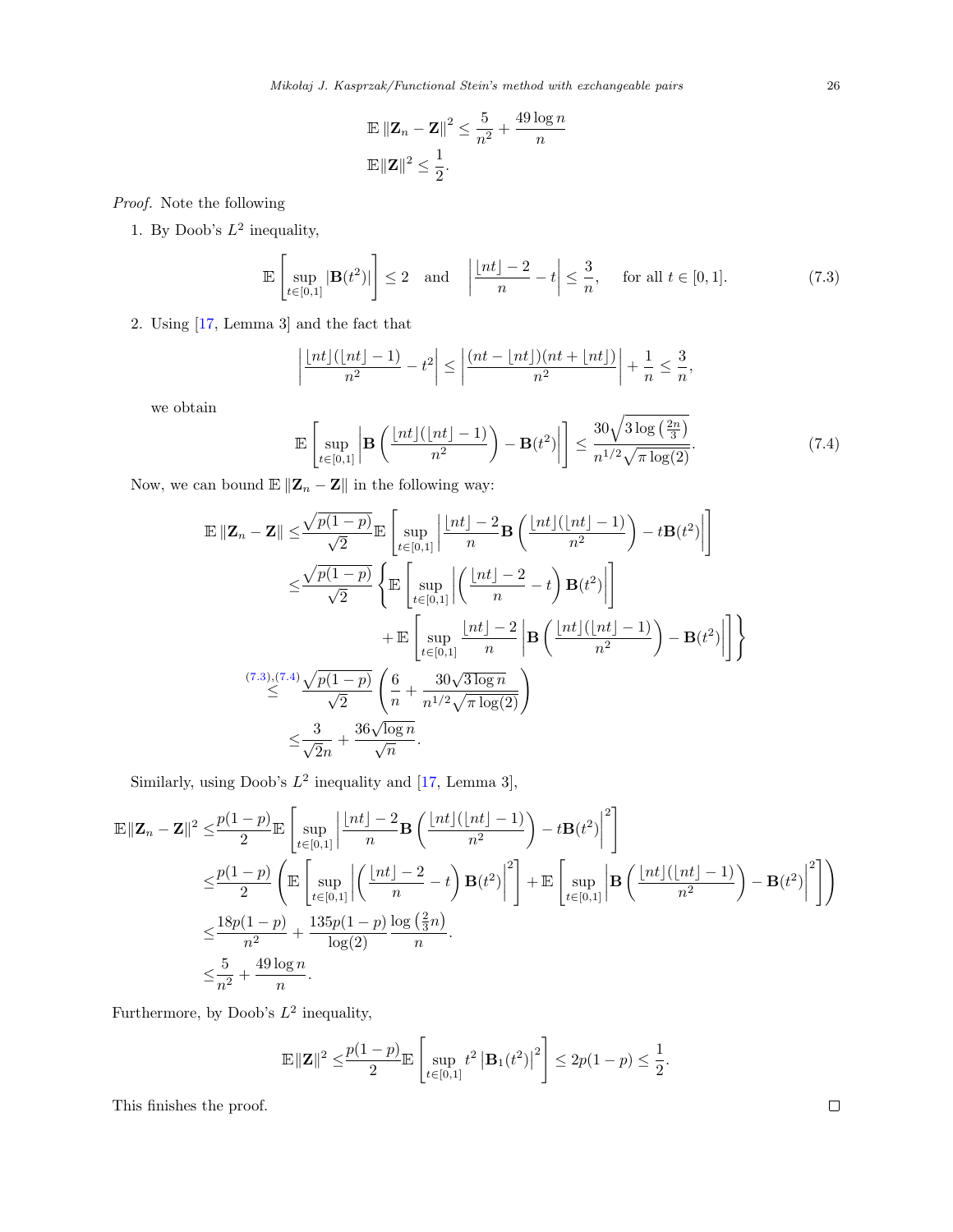$$\mathbb{E}\left\|\mathbf{Z}_n - \mathbf{Z}\right\|^2 \leq \frac{5}{n^2} + \frac{49 \log n}{n}$$
$$\mathbb{E}\|\mathbf{Z}\|^2 \leq \frac{1}{2}.$$

*Proof.* Note the following

1. By Doob's $L^2$ inequality,
$$\mathbb{E}\left[\sup_{t\in[0,1]}|\mathbf{B}(t^2)|\right] \leq 2 \quad \text{and} \quad \left|\frac{\lfloor nt \rfloor - 2}{n} - t\right| \leq \frac{3}{n}, \quad \text{for all } t \in [0,1]. \tag{7.3}$$

2. Using [17, Lemma 3] and the fact that
$$\left|\frac{\lfloor nt \rfloor(\lfloor nt \rfloor - 1)}{n^2} - t^2\right| \leq \left|\frac{(nt - \lfloor nt \rfloor)(nt + \lfloor nt \rfloor)}{n^2}\right| + \frac{1}{n} \leq \frac{3}{n},$$
we obtain
$$\mathbb{E}\left[\sup_{t\in[0,1]}\left|\mathbf{B}\left(\frac{\lfloor nt \rfloor(\lfloor nt \rfloor - 1)}{n^2}\right) - \mathbf{B}(t^2)\right|\right] \leq \frac{30\sqrt{3\log\left(\frac{2n}{3}\right)}}{n^{1/2}\sqrt{\pi\log(2)}}. \tag{7.4}$$

Now, we can bound $\mathbb{E}\left\|\mathbf{Z}_n - \mathbf{Z}\right\|$ in the following way:

$$\begin{aligned}
\mathbb{E}\left\|\mathbf{Z}_n - \mathbf{Z}\right\| \leq & \frac{\sqrt{p(1-p)}}{\sqrt{2}} \mathbb{E}\left[\sup_{t\in[0,1]}\left|\frac{\lfloor nt \rfloor - 2}{n}\mathbf{B}\left(\frac{\lfloor nt \rfloor(\lfloor nt \rfloor - 1)}{n^2}\right) - t\mathbf{B}(t^2)\right|\right] \\
\leq & \frac{\sqrt{p(1-p)}}{\sqrt{2}} \left\{\mathbb{E}\left[\sup_{t\in[0,1]}\left|\left(\frac{\lfloor nt \rfloor - 2}{n} - t\right)\mathbf{B}(t^2)\right|\right]\right. \\
& \left. + \mathbb{E}\left[\sup_{t\in[0,1]}\frac{\lfloor nt \rfloor - 2}{n}\left|\mathbf{B}\left(\frac{\lfloor nt \rfloor(\lfloor nt \rfloor - 1)}{n^2}\right) - \mathbf{B}(t^2)\right|\right]\right\} \\
\overset{(7.3),(7.4)}{\leq} & \frac{\sqrt{p(1-p)}}{\sqrt{2}}\left(\frac{6}{n} + \frac{30\sqrt{3\log n}}{n^{1/2}\sqrt{\pi\log(2)}}\right) \\
\leq & \frac{3}{\sqrt{2}n} + \frac{36\sqrt{\log n}}{\sqrt{n}}.
\end{aligned}$$

Similarly, using Doob's $L^2$ inequality and [17, Lemma 3],

$$\begin{aligned}
\mathbb{E}\|\mathbf{Z}_n - \mathbf{Z}\|^2 \leq & \frac{p(1-p)}{2}\mathbb{E}\left[\sup_{t\in[0,1]}\left|\frac{\lfloor nt \rfloor - 2}{n}\mathbf{B}\left(\frac{\lfloor nt \rfloor(\lfloor nt \rfloor - 1)}{n^2}\right) - t\mathbf{B}(t^2)\right|^2\right] \\
\leq & \frac{p(1-p)}{2}\left(\mathbb{E}\left[\sup_{t\in[0,1]}\left|\left(\frac{\lfloor nt \rfloor - 2}{n} - t\right)\mathbf{B}(t^2)\right|^2\right] + \mathbb{E}\left[\sup_{t\in[0,1]}\left|\mathbf{B}\left(\frac{\lfloor nt \rfloor(\lfloor nt \rfloor - 1)}{n^2}\right) - \mathbf{B}(t^2)\right|^2\right]\right) \\
\leq & \frac{18p(1-p)}{n^2} + \frac{135p(1-p)}{\log(2)}\frac{\log\left(\frac{2}{3}n\right)}{n}. \\
\leq & \frac{5}{n^2} + \frac{49\log n}{n}.
\end{aligned}$$

Furthermore, by Doob's $L^2$ inequality,

$$\mathbb{E}\|\mathbf{Z}\|^2 \leq \frac{p(1-p)}{2}\mathbb{E}\left[\sup_{t\in[0,1]} t^2\left|\mathbf{B}_1(t^2)\right|^2\right] \leq 2p(1-p) \leq \frac{1}{2}.$$

This finishes the proof. ∎